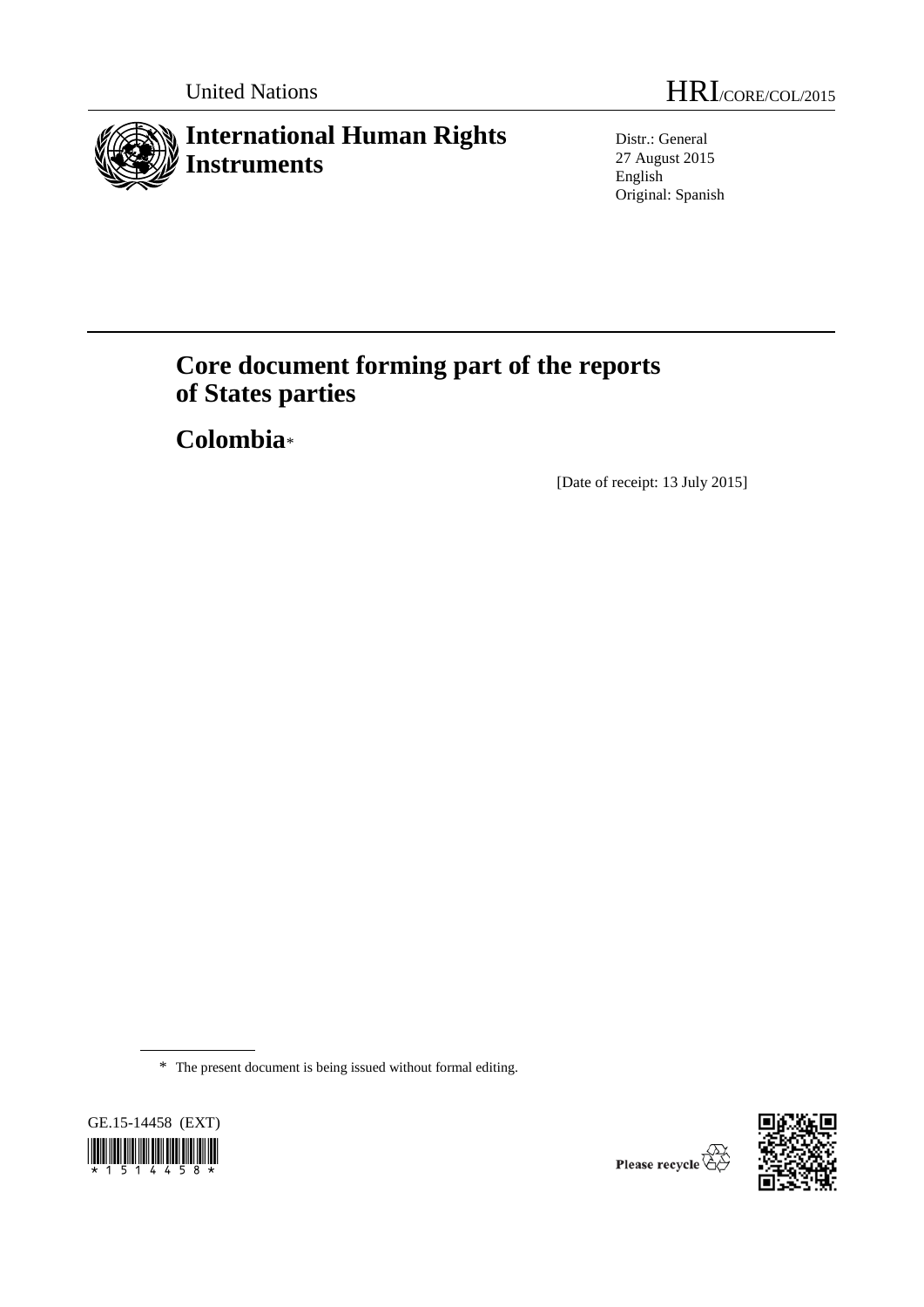United Nations

HRI/CORE/COL/2015

# International Human Rights Instruments

Distr.: General
27 August 2015
English
Original: Spanish

# Core document forming part of the reports of States parties

## Colombia*

[Date of receipt: 13 July 2015]

* The present document is being issued without formal editing.

GE.15-14458 (EXT)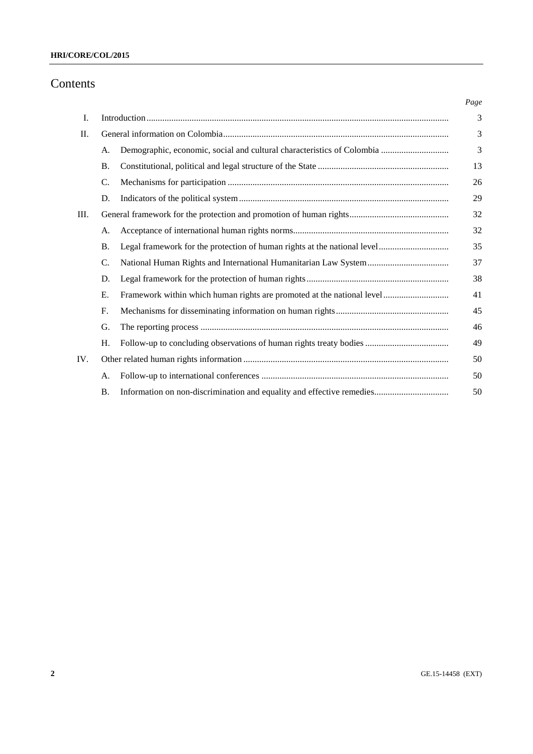# Contents

| | | | Page |
|---|---|---|---|
| I. | Introduction | | 3 |
| II. | General information on Colombia | | 3 |
| | A. | Demographic, economic, social and cultural characteristics of Colombia | 3 |
| | B. | Constitutional, political and legal structure of the State | 13 |
| | C. | Mechanisms for participation | 26 |
| | D. | Indicators of the political system | 29 |
| III. | General framework for the protection and promotion of human rights | | 32 |
| | A. | Acceptance of international human rights norms | 32 |
| | B. | Legal framework for the protection of human rights at the national level | 35 |
| | C. | National Human Rights and International Humanitarian Law System | 37 |
| | D. | Legal framework for the protection of human rights | 38 |
| | E. | Framework within which human rights are promoted at the national level | 41 |
| | F. | Mechanisms for disseminating information on human rights | 45 |
| | G. | The reporting process | 46 |
| | H. | Follow-up to concluding observations of human rights treaty bodies | 49 |
| IV. | Other related human rights information | | 50 |
| | A. | Follow-up to international conferences | 50 |
| | B. | Information on non-discrimination and equality and effective remedies | 50 |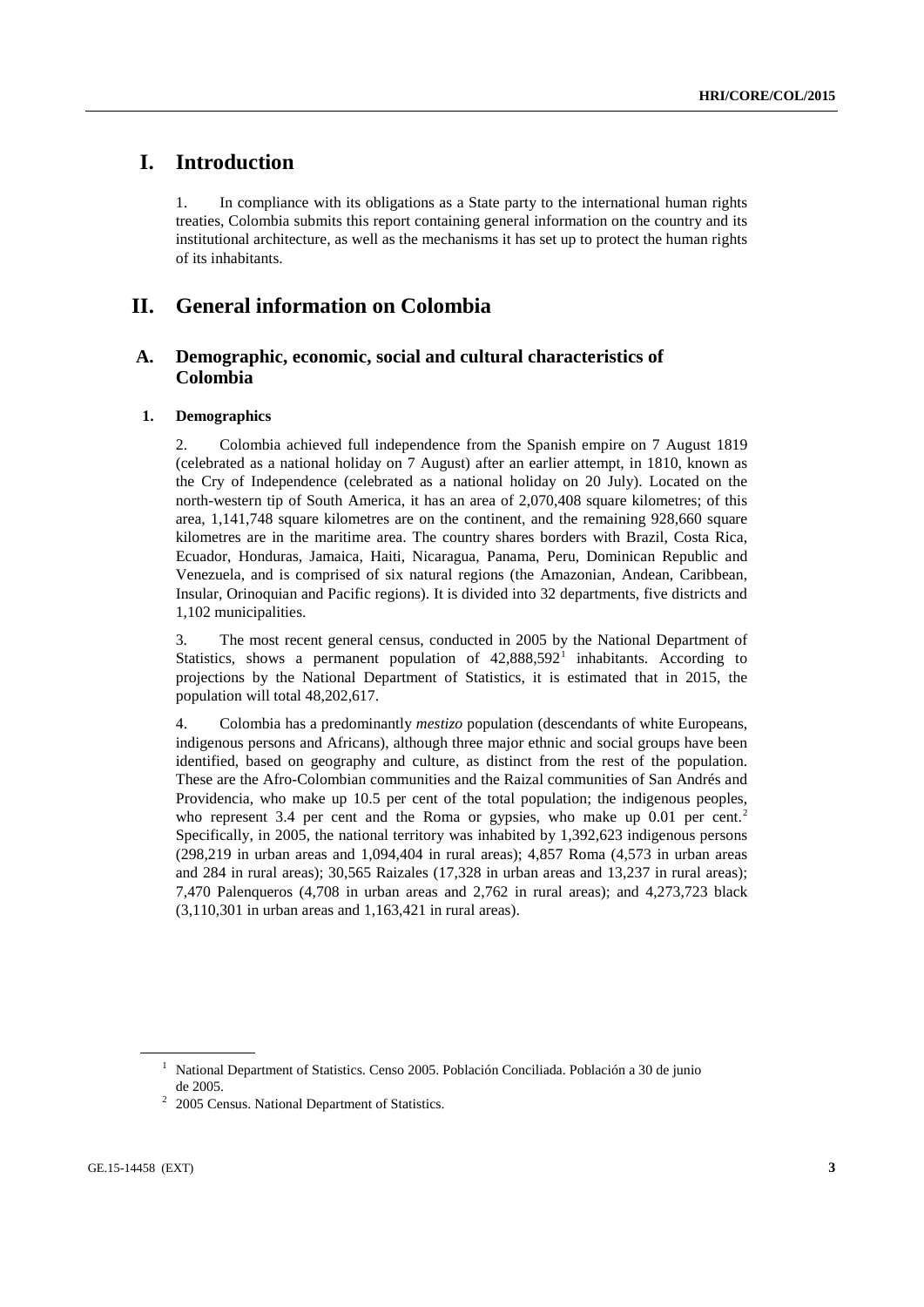# I. Introduction

1. In compliance with its obligations as a State party to the international human rights treaties, Colombia submits this report containing general information on the country and its institutional architecture, as well as the mechanisms it has set up to protect the human rights of its inhabitants.

# II. General information on Colombia

## A. Demographic, economic, social and cultural characteristics of Colombia

### 1. Demographics

2. Colombia achieved full independence from the Spanish empire on 7 August 1819 (celebrated as a national holiday on 7 August) after an earlier attempt, in 1810, known as the Cry of Independence (celebrated as a national holiday on 20 July). Located on the north-western tip of South America, it has an area of 2,070,408 square kilometres; of this area, 1,141,748 square kilometres are on the continent, and the remaining 928,660 square kilometres are in the maritime area. The country shares borders with Brazil, Costa Rica, Ecuador, Honduras, Jamaica, Haiti, Nicaragua, Panama, Peru, Dominican Republic and Venezuela, and is comprised of six natural regions (the Amazonian, Andean, Caribbean, Insular, Orinoquian and Pacific regions). It is divided into 32 departments, five districts and 1,102 municipalities.

3. The most recent general census, conducted in 2005 by the National Department of Statistics, shows a permanent population of 42,888,592[1] inhabitants. According to projections by the National Department of Statistics, it is estimated that in 2015, the population will total 48,202,617.

4. Colombia has a predominantly *mestizo* population (descendants of white Europeans, indigenous persons and Africans), although three major ethnic and social groups have been identified, based on geography and culture, as distinct from the rest of the population. These are the Afro-Colombian communities and the Raizal communities of San Andrés and Providencia, who make up 10.5 per cent of the total population; the indigenous peoples, who represent 3.4 per cent and the Roma or gypsies, who make up 0.01 per cent.[2] Specifically, in 2005, the national territory was inhabited by 1,392,623 indigenous persons (298,219 in urban areas and 1,094,404 in rural areas); 4,857 Roma (4,573 in urban areas and 284 in rural areas); 30,565 Raizales (17,328 in urban areas and 13,237 in rural areas); 7,470 Palenqueros (4,708 in urban areas and 2,762 in rural areas); and 4,273,723 black (3,110,301 in urban areas and 1,163,421 in rural areas).

---

[1] National Department of Statistics. Censo 2005. Población Conciliada. Población a 30 de junio de 2005.

[2] 2005 Census. National Department of Statistics.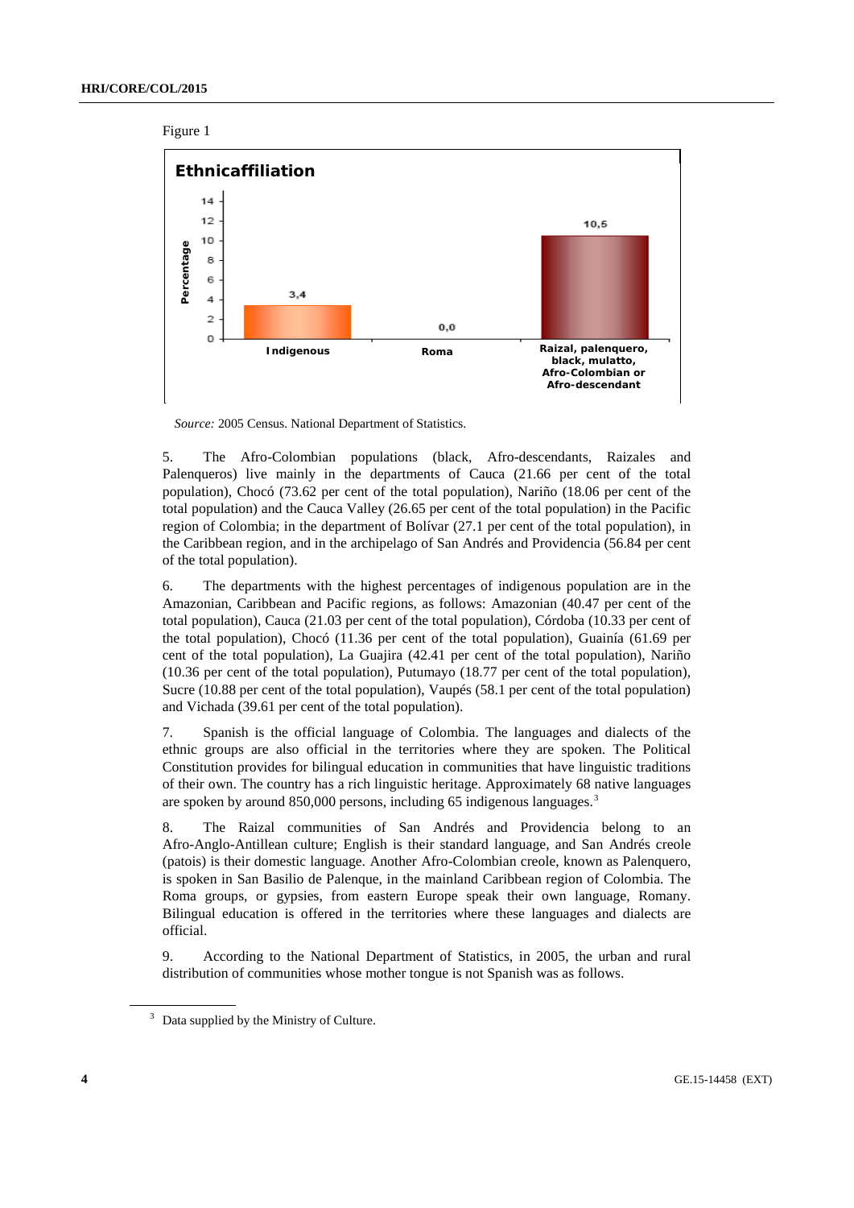Figure 1

**Ethnicaffiliation**

| | Indigenous | Roma | Raizal, palenquero, black, mulatto, Afro-Colombian or Afro-descendant |
|---|---|---|---|
| Percentage | 3,4 | 0,0 | 10,5 |

*Source:* 2005 Census. National Department of Statistics.

5. The Afro-Colombian populations (black, Afro-descendants, Raizales and Palenqueros) live mainly in the departments of Cauca (21.66 per cent of the total population), Chocó (73.62 per cent of the total population), Nariño (18.06 per cent of the total population) and the Cauca Valley (26.65 per cent of the total population) in the Pacific region of Colombia; in the department of Bolívar (27.1 per cent of the total population), in the Caribbean region, and in the archipelago of San Andrés and Providencia (56.84 per cent of the total population).

6. The departments with the highest percentages of indigenous population are in the Amazonian, Caribbean and Pacific regions, as follows: Amazonian (40.47 per cent of the total population), Cauca (21.03 per cent of the total population), Córdoba (10.33 per cent of the total population), Chocó (11.36 per cent of the total population), Guainía (61.69 per cent of the total population), La Guajira (42.41 per cent of the total population), Nariño (10.36 per cent of the total population), Putumayo (18.77 per cent of the total population), Sucre (10.88 per cent of the total population), Vaupés (58.1 per cent of the total population) and Vichada (39.61 per cent of the total population).

7. Spanish is the official language of Colombia. The languages and dialects of the ethnic groups are also official in the territories where they are spoken. The Political Constitution provides for bilingual education in communities that have linguistic traditions of their own. The country has a rich linguistic heritage. Approximately 68 native languages are spoken by around 850,000 persons, including 65 indigenous languages.[3]

8. The Raizal communities of San Andrés and Providencia belong to an Afro-Anglo-Antillean culture; English is their standard language, and San Andrés creole (patois) is their domestic language. Another Afro-Colombian creole, known as Palenquero, is spoken in San Basilio de Palenque, in the mainland Caribbean region of Colombia. The Roma groups, or gypsies, from eastern Europe speak their own language, Romany. Bilingual education is offered in the territories where these languages and dialects are official.

9. According to the National Department of Statistics, in 2005, the urban and rural distribution of communities whose mother tongue is not Spanish was as follows.

[3] Data supplied by the Ministry of Culture.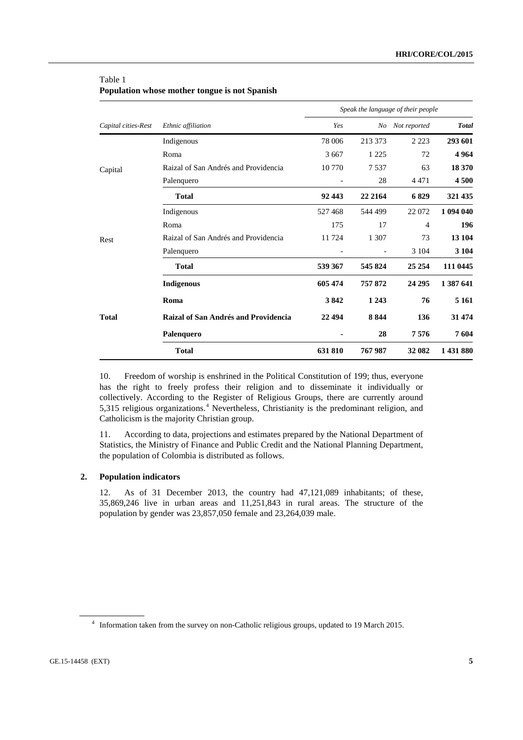Table 1
**Population whose mother tongue is not Spanish**

| *Capital cities-Rest* | *Ethnic affiliation* | *Speak the language of their people* | | | |
|---|---|---|---|---|---|
| | | *Yes* | *No* | *Not reported* | ***Total*** |
| Capital | Indigenous | 78 006 | 213 373 | 2 223 | **293 601** |
| | Roma | 3 667 | 1 225 | 72 | **4 964** |
| | Raizal of San Andrés and Providencia | 10 770 | 7 537 | 63 | **18 370** |
| | Palenquero | - | 28 | 4 471 | **4 500** |
| | **Total** | **92 443** | **22 2164** | **6 829** | **321 435** |
| Rest | Indigenous | 527 468 | 544 499 | 22 072 | **1 094 040** |
| | Roma | 175 | 17 | 4 | **196** |
| | Raizal of San Andrés and Providencia | 11 724 | 1 307 | 73 | **13 104** |
| | Palenquero | - | - | 3 104 | **3 104** |
| | **Total** | **539 367** | **545 824** | **25 254** | **111 0445** |
| **Total** | **Indigenous** | **605 474** | **757 872** | **24 295** | **1 387 641** |
| | **Roma** | **3 842** | **1 243** | **76** | **5 161** |
| | **Raizal of San Andrés and Providencia** | **22 494** | **8 844** | **136** | **31 474** |
| | **Palenquero** | **-** | **28** | **7 576** | **7 604** |
| | **Total** | **631 810** | **767 987** | **32 082** | **1 431 880** |

10. Freedom of worship is enshrined in the Political Constitution of 199; thus, everyone has the right to freely profess their religion and to disseminate it individually or collectively. According to the Register of Religious Groups, there are currently around 5,315 religious organizations.[4] Nevertheless, Christianity is the predominant religion, and Catholicism is the majority Christian group.

11. According to data, projections and estimates prepared by the National Department of Statistics, the Ministry of Finance and Public Credit and the National Planning Department, the population of Colombia is distributed as follows.

### 2. Population indicators

12. As of 31 December 2013, the country had 47,121,089 inhabitants; of these, 35,869,246 live in urban areas and 11,251,843 in rural areas. The structure of the population by gender was 23,857,050 female and 23,264,039 male.

[4] Information taken from the survey on non-Catholic religious groups, updated to 19 March 2015.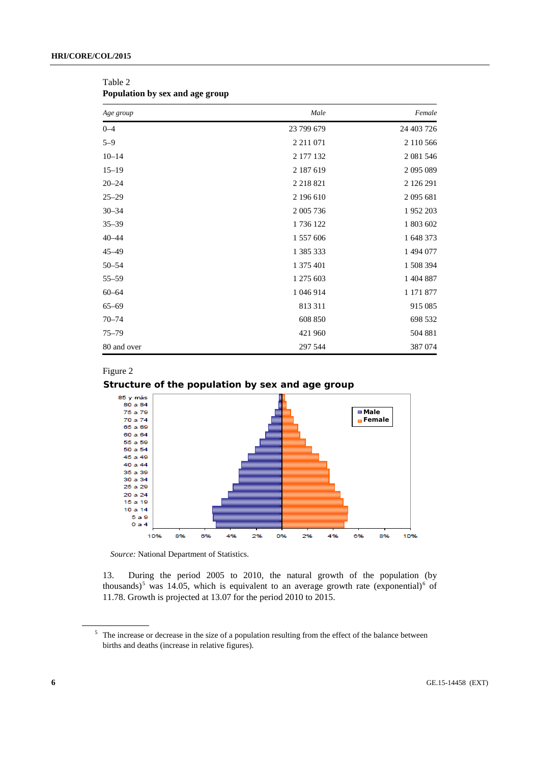Table 2
**Population by sex and age group**

| *Age group* | *Male* | *Female* |
|---|---|---|
| 0–4 | 23 799 679 | 24 403 726 |
| 5–9 | 2 211 071 | 2 110 566 |
| 10–14 | 2 177 132 | 2 081 546 |
| 15–19 | 2 187 619 | 2 095 089 |
| 20–24 | 2 218 821 | 2 126 291 |
| 25–29 | 2 196 610 | 2 095 681 |
| 30–34 | 2 005 736 | 1 952 203 |
| 35–39 | 1 736 122 | 1 803 602 |
| 40–44 | 1 557 606 | 1 648 373 |
| 45–49 | 1 385 333 | 1 494 077 |
| 50–54 | 1 375 401 | 1 508 394 |
| 55–59 | 1 275 603 | 1 404 887 |
| 60–64 | 1 046 914 | 1 171 877 |
| 65–69 | 813 311 | 915 085 |
| 70–74 | 608 850 | 698 532 |
| 75–79 | 421 960 | 504 881 |
| 80 and over | 297 544 | 387 074 |

Figure 2

**Structure of the population by sex and age group**

*Source:* National Department of Statistics.

13. During the period 2005 to 2010, the natural growth of the population (by thousands)[5] was 14.05, which is equivalent to an average growth rate (exponential)[6] of 11.78. Growth is projected at 13.07 for the period 2010 to 2015.

[5] The increase or decrease in the size of a population resulting from the effect of the balance between births and deaths (increase in relative figures).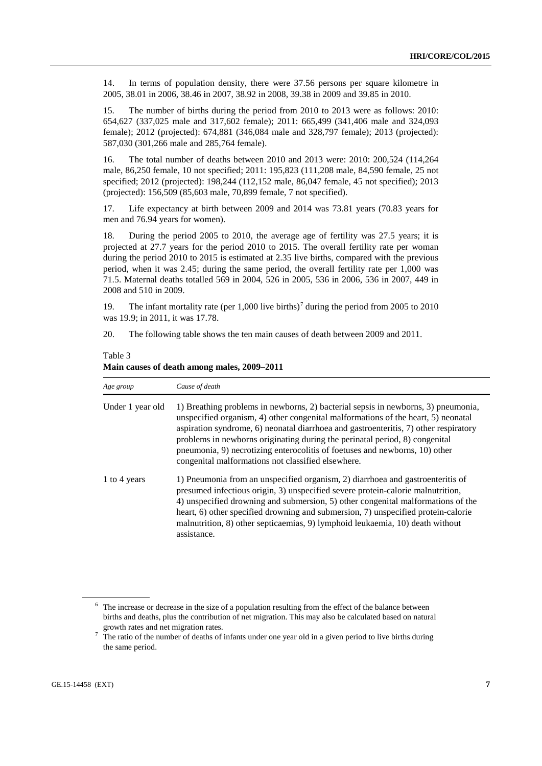14. In terms of population density, there were 37.56 persons per square kilometre in 2005, 38.01 in 2006, 38.46 in 2007, 38.92 in 2008, 39.38 in 2009 and 39.85 in 2010.

15. The number of births during the period from 2010 to 2013 were as follows: 2010: 654,627 (337,025 male and 317,602 female); 2011: 665,499 (341,406 male and 324,093 female); 2012 (projected): 674,881 (346,084 male and 328,797 female); 2013 (projected): 587,030 (301,266 male and 285,764 female).

16. The total number of deaths between 2010 and 2013 were: 2010: 200,524 (114,264 male, 86,250 female, 10 not specified; 2011: 195,823 (111,208 male, 84,590 female, 25 not specified; 2012 (projected): 198,244 (112,152 male, 86,047 female, 45 not specified); 2013 (projected): 156,509 (85,603 male, 70,899 female, 7 not specified).

17. Life expectancy at birth between 2009 and 2014 was 73.81 years (70.83 years for men and 76.94 years for women).

18. During the period 2005 to 2010, the average age of fertility was 27.5 years; it is projected at 27.7 years for the period 2010 to 2015. The overall fertility rate per woman during the period 2010 to 2015 is estimated at 2.35 live births, compared with the previous period, when it was 2.45; during the same period, the overall fertility rate per 1,000 was 71.5. Maternal deaths totalled 569 in 2004, 526 in 2005, 536 in 2006, 536 in 2007, 449 in 2008 and 510 in 2009.

19. The infant mortality rate (per 1,000 live births)[7] during the period from 2005 to 2010 was 19.9; in 2011, it was 17.78.

20. The following table shows the ten main causes of death between 2009 and 2011.

Table 3
**Main causes of death among males, 2009–2011**

| *Age group* | *Cause of death* |
|---|---|
| Under 1 year old | 1) Breathing problems in newborns, 2) bacterial sepsis in newborns, 3) pneumonia, unspecified organism, 4) other congenital malformations of the heart, 5) neonatal aspiration syndrome, 6) neonatal diarrhoea and gastroenteritis, 7) other respiratory problems in newborns originating during the perinatal period, 8) congenital pneumonia, 9) necrotizing enterocolitis of foetuses and newborns, 10) other congenital malformations not classified elsewhere. |
| 1 to 4 years | 1) Pneumonia from an unspecified organism, 2) diarrhoea and gastroenteritis of presumed infectious origin, 3) unspecified severe protein-calorie malnutrition, 4) unspecified drowning and submersion, 5) other congenital malformations of the heart, 6) other specified drowning and submersion, 7) unspecified protein-calorie malnutrition, 8) other septicaemias, 9) lymphoid leukaemia, 10) death without assistance. |

[6] The increase or decrease in the size of a population resulting from the effect of the balance between births and deaths, plus the contribution of net migration. This may also be calculated based on natural growth rates and net migration rates.

[7] The ratio of the number of deaths of infants under one year old in a given period to live births during the same period.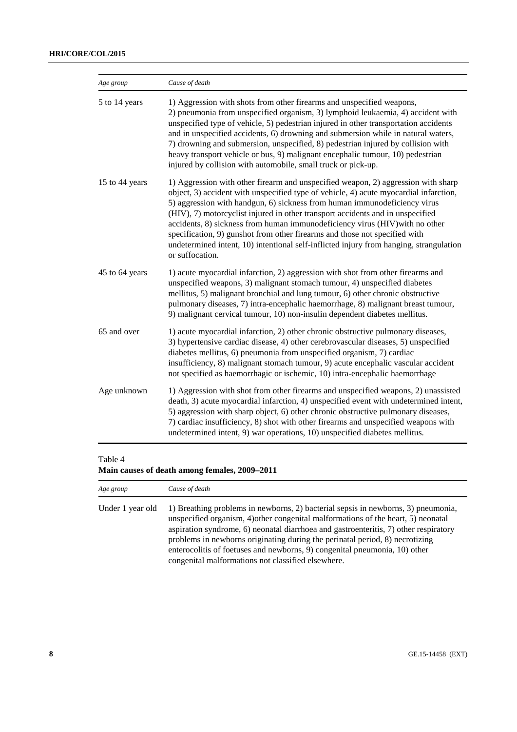| Age group | Cause of death |
| --- | --- |
| 5 to 14 years | 1) Aggression with shots from other firearms and unspecified weapons, 2) pneumonia from unspecified organism, 3) lymphoid leukaemia, 4) accident with unspecified type of vehicle, 5) pedestrian injured in other transportation accidents and in unspecified accidents, 6) drowning and submersion while in natural waters, 7) drowning and submersion, unspecified, 8) pedestrian injured by collision with heavy transport vehicle or bus, 9) malignant encephalic tumour, 10) pedestrian injured by collision with automobile, small truck or pick-up. |
| 15 to 44 years | 1) Aggression with other firearm and unspecified weapon, 2) aggression with sharp object, 3) accident with unspecified type of vehicle, 4) acute myocardial infarction, 5) aggression with handgun, 6) sickness from human immunodeficiency virus (HIV), 7) motorcyclist injured in other transport accidents and in unspecified accidents, 8) sickness from human immunodeficiency virus (HIV)with no other specification, 9) gunshot from other firearms and those not specified with undetermined intent, 10) intentional self-inflicted injury from hanging, strangulation or suffocation. |
| 45 to 64 years | 1) acute myocardial infarction, 2) aggression with shot from other firearms and unspecified weapons, 3) malignant stomach tumour, 4) unspecified diabetes mellitus, 5) malignant bronchial and lung tumour, 6) other chronic obstructive pulmonary diseases, 7) intra-encephalic haemorrhage, 8) malignant breast tumour, 9) malignant cervical tumour, 10) non-insulin dependent diabetes mellitus. |
| 65 and over | 1) acute myocardial infarction, 2) other chronic obstructive pulmonary diseases, 3) hypertensive cardiac disease, 4) other cerebrovascular diseases, 5) unspecified diabetes mellitus, 6) pneumonia from unspecified organism, 7) cardiac insufficiency, 8) malignant stomach tumour, 9) acute encephalic vascular accident not specified as haemorrhagic or ischemic, 10) intra-encephalic haemorrhage |
| Age unknown | 1) Aggression with shot from other firearms and unspecified weapons, 2) unassisted death, 3) acute myocardial infarction, 4) unspecified event with undetermined intent, 5) aggression with sharp object, 6) other chronic obstructive pulmonary diseases, 7) cardiac insufficiency, 8) shot with other firearms and unspecified weapons with undetermined intent, 9) war operations, 10) unspecified diabetes mellitus. |

Table 4
**Main causes of death among females, 2009–2011**

| Age group | Cause of death |
| --- | --- |
| Under 1 year old | 1) Breathing problems in newborns, 2) bacterial sepsis in newborns, 3) pneumonia, unspecified organism, 4)other congenital malformations of the heart, 5) neonatal aspiration syndrome, 6) neonatal diarrhoea and gastroenteritis, 7) other respiratory problems in newborns originating during the perinatal period, 8) necrotizing enterocolitis of foetuses and newborns, 9) congenital pneumonia, 10) other congenital malformations not classified elsewhere. |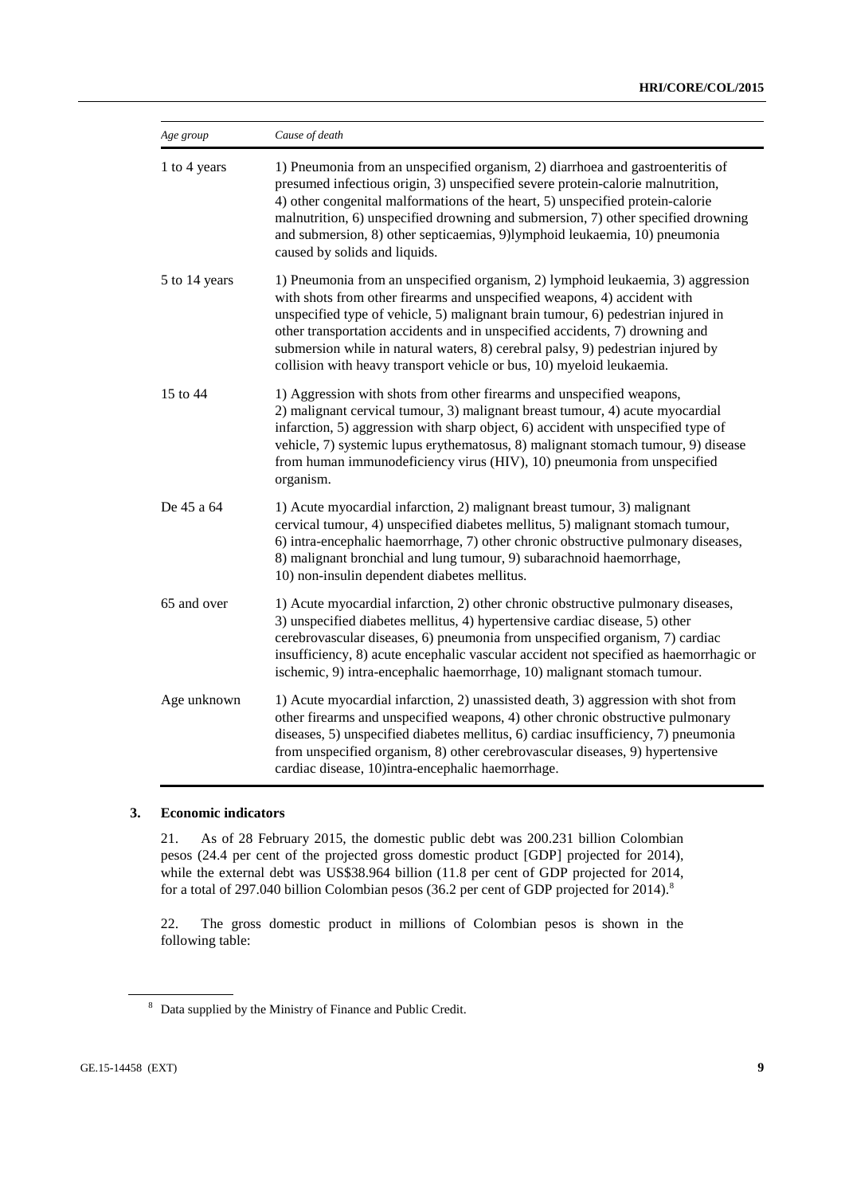| *Age group* | *Cause of death* |
| --- | --- |
| 1 to 4 years | 1) Pneumonia from an unspecified organism, 2) diarrhoea and gastroenteritis of presumed infectious origin, 3) unspecified severe protein-calorie malnutrition, 4) other congenital malformations of the heart, 5) unspecified protein-calorie malnutrition, 6) unspecified drowning and submersion, 7) other specified drowning and submersion, 8) other septicaemias, 9)lymphoid leukaemia, 10) pneumonia caused by solids and liquids. |
| 5 to 14 years | 1) Pneumonia from an unspecified organism, 2) lymphoid leukaemia, 3) aggression with shots from other firearms and unspecified weapons, 4) accident with unspecified type of vehicle, 5) malignant brain tumour, 6) pedestrian injured in other transportation accidents and in unspecified accidents, 7) drowning and submersion while in natural waters, 8) cerebral palsy, 9) pedestrian injured by collision with heavy transport vehicle or bus, 10) myeloid leukaemia. |
| 15 to 44 | 1) Aggression with shots from other firearms and unspecified weapons, 2) malignant cervical tumour, 3) malignant breast tumour, 4) acute myocardial infarction, 5) aggression with sharp object, 6) accident with unspecified type of vehicle, 7) systemic lupus erythematosus, 8) malignant stomach tumour, 9) disease from human immunodeficiency virus (HIV), 10) pneumonia from unspecified organism. |
| De 45 a 64 | 1) Acute myocardial infarction, 2) malignant breast tumour, 3) malignant cervical tumour, 4) unspecified diabetes mellitus, 5) malignant stomach tumour, 6) intra-encephalic haemorrhage, 7) other chronic obstructive pulmonary diseases, 8) malignant bronchial and lung tumour, 9) subarachnoid haemorrhage, 10) non-insulin dependent diabetes mellitus. |
| 65 and over | 1) Acute myocardial infarction, 2) other chronic obstructive pulmonary diseases, 3) unspecified diabetes mellitus, 4) hypertensive cardiac disease, 5) other cerebrovascular diseases, 6) pneumonia from unspecified organism, 7) cardiac insufficiency, 8) acute encephalic vascular accident not specified as haemorrhagic or ischemic, 9) intra-encephalic haemorrhage, 10) malignant stomach tumour. |
| Age unknown | 1) Acute myocardial infarction, 2) unassisted death, 3) aggression with shot from other firearms and unspecified weapons, 4) other chronic obstructive pulmonary diseases, 5) unspecified diabetes mellitus, 6) cardiac insufficiency, 7) pneumonia from unspecified organism, 8) other cerebrovascular diseases, 9) hypertensive cardiac disease, 10)intra-encephalic haemorrhage. |

### 3. Economic indicators

21. As of 28 February 2015, the domestic public debt was 200.231 billion Colombian pesos (24.4 per cent of the projected gross domestic product [GDP] projected for 2014), while the external debt was US$38.964 billion (11.8 per cent of GDP projected for 2014, for a total of 297.040 billion Colombian pesos (36.2 per cent of GDP projected for 2014).[8]

22. The gross domestic product in millions of Colombian pesos is shown in the following table:

[8] Data supplied by the Ministry of Finance and Public Credit.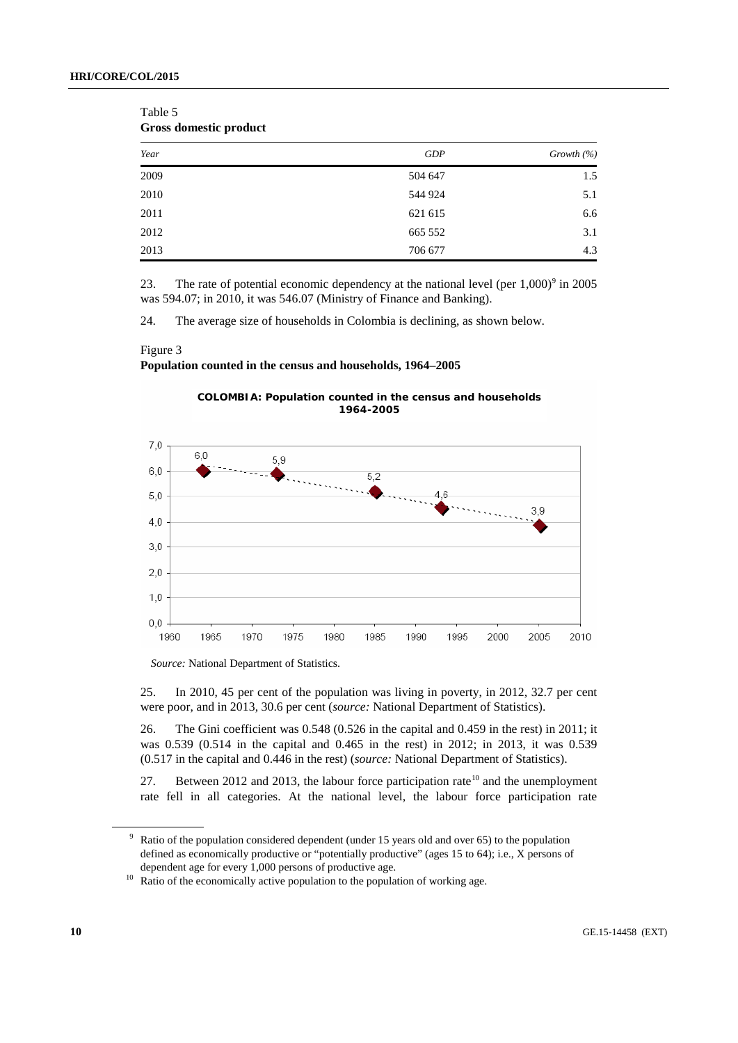Table 5
**Gross domestic product**

| *Year* | *GDP* | *Growth (%)* |
|---|---|---|
| 2009 | 504 647 | 1.5 |
| 2010 | 544 924 | 5.1 |
| 2011 | 621 615 | 6.6 |
| 2012 | 665 552 | 3.1 |
| 2013 | 706 677 | 4.3 |

23. The rate of potential economic dependency at the national level (per 1,000)[9] in 2005 was 594.07; in 2010, it was 546.07 (Ministry of Finance and Banking).

24. The average size of households in Colombia is declining, as shown below.

Figure 3
**Population counted in the census and households, 1964–2005**

*Source:* National Department of Statistics.

25. In 2010, 45 per cent of the population was living in poverty, in 2012, 32.7 per cent were poor, and in 2013, 30.6 per cent (*source:* National Department of Statistics).

26. The Gini coefficient was 0.548 (0.526 in the capital and 0.459 in the rest) in 2011; it was 0.539 (0.514 in the capital and 0.465 in the rest) in 2012; in 2013, it was 0.539 (0.517 in the capital and 0.446 in the rest) (*source:* National Department of Statistics).

27. Between 2012 and 2013, the labour force participation rate[10] and the unemployment rate fell in all categories. At the national level, the labour force participation rate

[9] Ratio of the population considered dependent (under 15 years old and over 65) to the population defined as economically productive or "potentially productive" (ages 15 to 64); i.e., X persons of dependent age for every 1,000 persons of productive age.

[10] Ratio of the economically active population to the population of working age.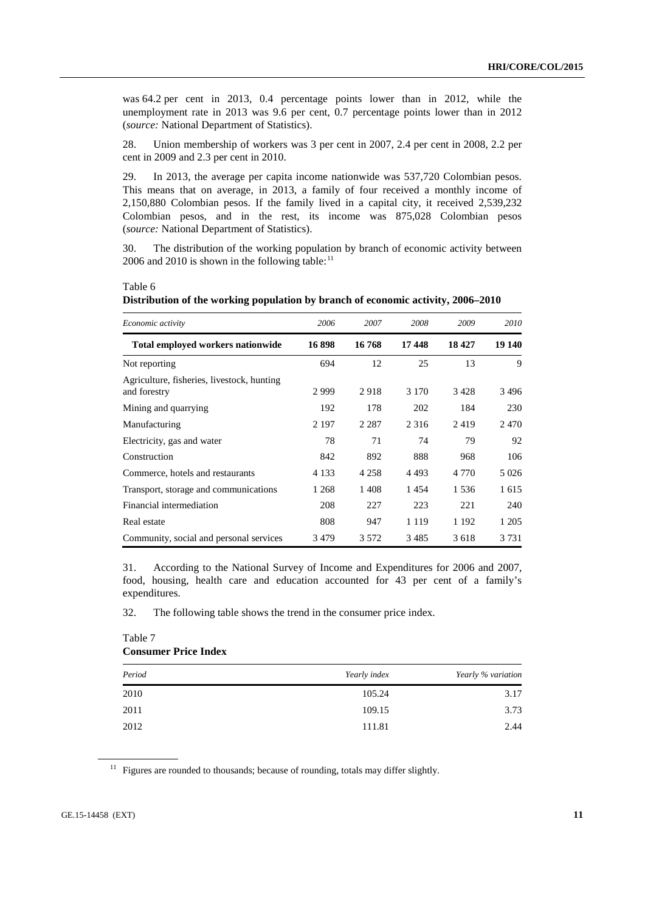was 64.2 per cent in 2013, 0.4 percentage points lower than in 2012, while the unemployment rate in 2013 was 9.6 per cent, 0.7 percentage points lower than in 2012 (*source:* National Department of Statistics).

28. Union membership of workers was 3 per cent in 2007, 2.4 per cent in 2008, 2.2 per cent in 2009 and 2.3 per cent in 2010.

29. In 2013, the average per capita income nationwide was 537,720 Colombian pesos. This means that on average, in 2013, a family of four received a monthly income of 2,150,880 Colombian pesos. If the family lived in a capital city, it received 2,539,232 Colombian pesos, and in the rest, its income was 875,028 Colombian pesos (*source:* National Department of Statistics).

30. The distribution of the working population by branch of economic activity between 2006 and 2010 is shown in the following table:[11]

Table 6

**Distribution of the working population by branch of economic activity, 2006–2010**

| *Economic activity* | *2006* | *2007* | *2008* | *2009* | *2010* |
|---|---|---|---|---|---|
| **Total employed workers nationwide** | **16 898** | **16 768** | **17 448** | **18 427** | **19 140** |
| Not reporting | 694 | 12 | 25 | 13 | 9 |
| Agriculture, fisheries, livestock, hunting and forestry | 2 999 | 2 918 | 3 170 | 3 428 | 3 496 |
| Mining and quarrying | 192 | 178 | 202 | 184 | 230 |
| Manufacturing | 2 197 | 2 287 | 2 316 | 2 419 | 2 470 |
| Electricity, gas and water | 78 | 71 | 74 | 79 | 92 |
| Construction | 842 | 892 | 888 | 968 | 106 |
| Commerce, hotels and restaurants | 4 133 | 4 258 | 4 493 | 4 770 | 5 026 |
| Transport, storage and communications | 1 268 | 1 408 | 1 454 | 1 536 | 1 615 |
| Financial intermediation | 208 | 227 | 223 | 221 | 240 |
| Real estate | 808 | 947 | 1 119 | 1 192 | 1 205 |
| Community, social and personal services | 3 479 | 3 572 | 3 485 | 3 618 | 3 731 |

31. According to the National Survey of Income and Expenditures for 2006 and 2007, food, housing, health care and education accounted for 43 per cent of a family's expenditures.

32. The following table shows the trend in the consumer price index.

Table 7

**Consumer Price Index**

| *Period* | *Yearly index* | *Yearly % variation* |
|---|---|---|
| 2010 | 105.24 | 3.17 |
| 2011 | 109.15 | 3.73 |
| 2012 | 111.81 | 2.44 |

[11] Figures are rounded to thousands; because of rounding, totals may differ slightly.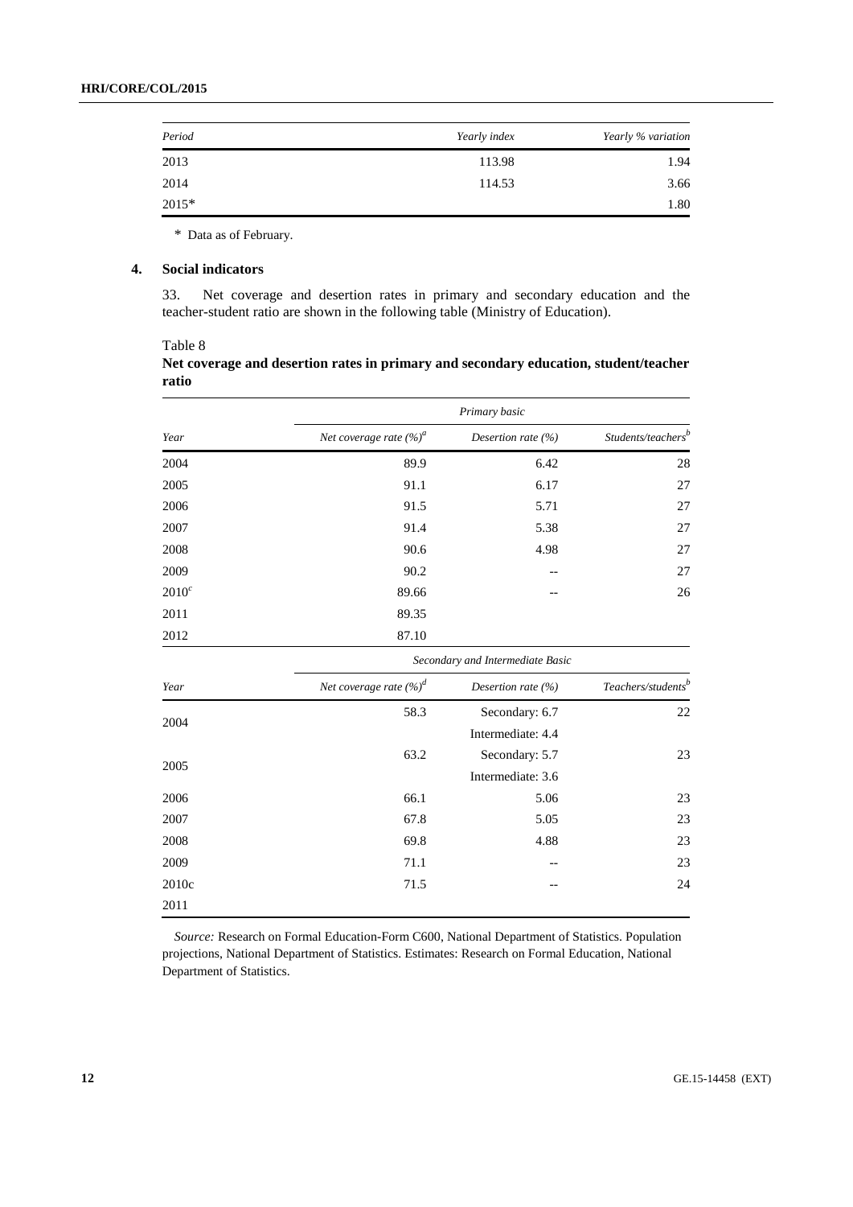| Period | Yearly index | Yearly % variation |
|---|---|---|
| 2013 | 113.98 | 1.94 |
| 2014 | 114.53 | 3.66 |
| 2015* | | 1.80 |

\* Data as of February.

### 4. Social indicators

33. Net coverage and desertion rates in primary and secondary education and the teacher-student ratio are shown in the following table (Ministry of Education).

Table 8

**Net coverage and desertion rates in primary and secondary education, student/teacher ratio**

| | *Primary basic* | | |
|---|---|---|---|
| *Year* | *Net coverage rate (%)*[a] | *Desertion rate (%)* | *Students/teachers*[b] |
| 2004 | 89.9 | 6.42 | 28 |
| 2005 | 91.1 | 6.17 | 27 |
| 2006 | 91.5 | 5.71 | 27 |
| 2007 | 91.4 | 5.38 | 27 |
| 2008 | 90.6 | 4.98 | 27 |
| 2009 | 90.2 | -- | 27 |
| 2010[c] | 89.66 | -- | 26 |
| 2011 | 89.35 | | |
| 2012 | 87.10 | | |
| | *Secondary and Intermediate Basic* | | |
| *Year* | *Net coverage rate (%)*[d] | *Desertion rate (%)* | *Teachers/students*[b] |
| 2004 | 58.3 | Secondary: 6.7<br>Intermediate: 4.4 | 22 |
| 2005 | 63.2 | Secondary: 5.7<br>Intermediate: 3.6 | 23 |
| 2006 | 66.1 | 5.06 | 23 |
| 2007 | 67.8 | 5.05 | 23 |
| 2008 | 69.8 | 4.88 | 23 |
| 2009 | 71.1 | -- | 23 |
| 2010c | 71.5 | -- | 24 |
| 2011 | | | |

*Source:* Research on Formal Education-Form C600, National Department of Statistics. Population projections, National Department of Statistics. Estimates: Research on Formal Education, National Department of Statistics.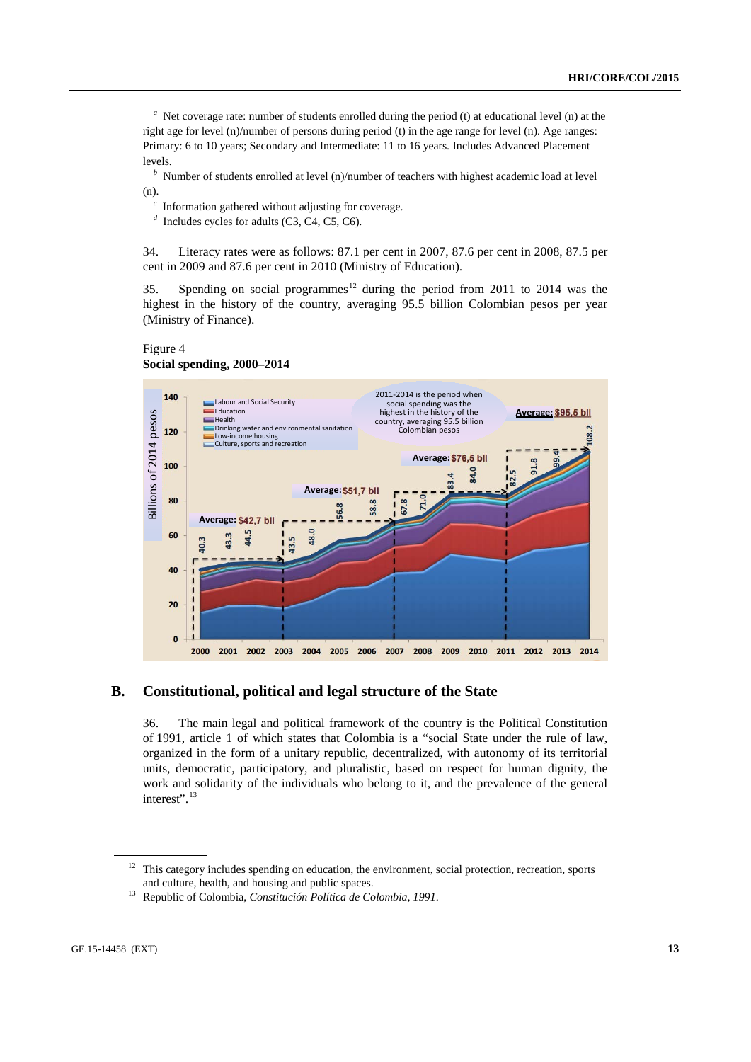[a] Net coverage rate: number of students enrolled during the period (t) at educational level (n) at the right age for level (n)/number of persons during period (t) in the age range for level (n). Age ranges: Primary: 6 to 10 years; Secondary and Intermediate: 11 to 16 years. Includes Advanced Placement levels.

[b] Number of students enrolled at level (n)/number of teachers with highest academic load at level (n).

[c] Information gathered without adjusting for coverage.

[d] Includes cycles for adults (C3, C4, C5, C6).

34. Literacy rates were as follows: 87.1 per cent in 2007, 87.6 per cent in 2008, 87.5 per cent in 2009 and 87.6 per cent in 2010 (Ministry of Education).

35. Spending on social programmes[12] during the period from 2011 to 2014 was the highest in the history of the country, averaging 95.5 billion Colombian pesos per year (Ministry of Finance).

Figure 4
**Social spending, 2000–2014**

## B. Constitutional, political and legal structure of the State

36. The main legal and political framework of the country is the Political Constitution of 1991, article 1 of which states that Colombia is a "social State under the rule of law, organized in the form of a unitary republic, decentralized, with autonomy of its territorial units, democratic, participatory, and pluralistic, based on respect for human dignity, the work and solidarity of the individuals who belong to it, and the prevalence of the general interest".[13]

[12] This category includes spending on education, the environment, social protection, recreation, sports and culture, health, and housing and public spaces.

[13] Republic of Colombia, *Constitución Política de Colombia, 1991*.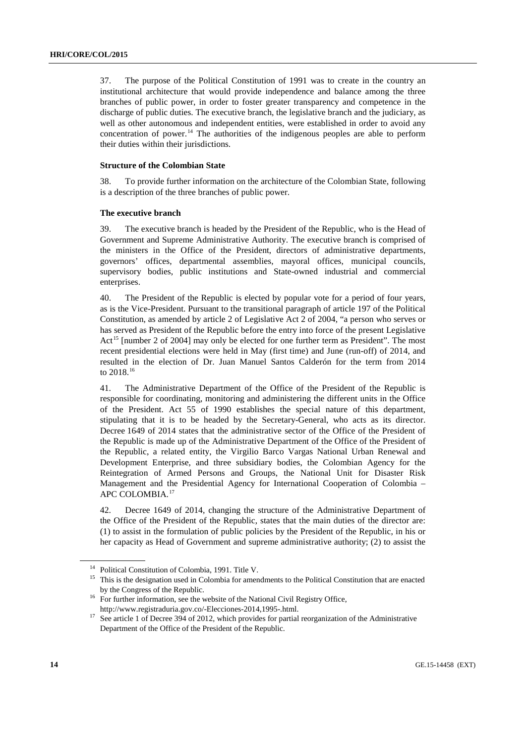37. The purpose of the Political Constitution of 1991 was to create in the country an institutional architecture that would provide independence and balance among the three branches of public power, in order to foster greater transparency and competence in the discharge of public duties. The executive branch, the legislative branch and the judiciary, as well as other autonomous and independent entities, were established in order to avoid any concentration of power.[14] The authorities of the indigenous peoples are able to perform their duties within their jurisdictions.

**Structure of the Colombian State**

38. To provide further information on the architecture of the Colombian State, following is a description of the three branches of public power.

**The executive branch**

39. The executive branch is headed by the President of the Republic, who is the Head of Government and Supreme Administrative Authority. The executive branch is comprised of the ministers in the Office of the President, directors of administrative departments, governors' offices, departmental assemblies, mayoral offices, municipal councils, supervisory bodies, public institutions and State-owned industrial and commercial enterprises.

40. The President of the Republic is elected by popular vote for a period of four years, as is the Vice-President. Pursuant to the transitional paragraph of article 197 of the Political Constitution, as amended by article 2 of Legislative Act 2 of 2004, "a person who serves or has served as President of the Republic before the entry into force of the present Legislative Act[15] [number 2 of 2004] may only be elected for one further term as President". The most recent presidential elections were held in May (first time) and June (run-off) of 2014, and resulted in the election of Dr. Juan Manuel Santos Calderón for the term from 2014 to 2018.[16]

41. The Administrative Department of the Office of the President of the Republic is responsible for coordinating, monitoring and administering the different units in the Office of the President. Act 55 of 1990 establishes the special nature of this department, stipulating that it is to be headed by the Secretary-General, who acts as its director. Decree 1649 of 2014 states that the administrative sector of the Office of the President of the Republic is made up of the Administrative Department of the Office of the President of the Republic, a related entity, the Virgilio Barco Vargas National Urban Renewal and Development Enterprise, and three subsidiary bodies, the Colombian Agency for the Reintegration of Armed Persons and Groups, the National Unit for Disaster Risk Management and the Presidential Agency for International Cooperation of Colombia – APC COLOMBIA.[17]

42. Decree 1649 of 2014, changing the structure of the Administrative Department of the Office of the President of the Republic, states that the main duties of the director are: (1) to assist in the formulation of public policies by the President of the Republic, in his or her capacity as Head of Government and supreme administrative authority; (2) to assist the

---

[14] Political Constitution of Colombia, 1991. Title V.

[15] This is the designation used in Colombia for amendments to the Political Constitution that are enacted by the Congress of the Republic.

[16] For further information, see the website of the National Civil Registry Office, http://www.registraduria.gov.co/-Elecciones-2014,1995-.html.

[17] See article 1 of Decree 394 of 2012, which provides for partial reorganization of the Administrative Department of the Office of the President of the Republic.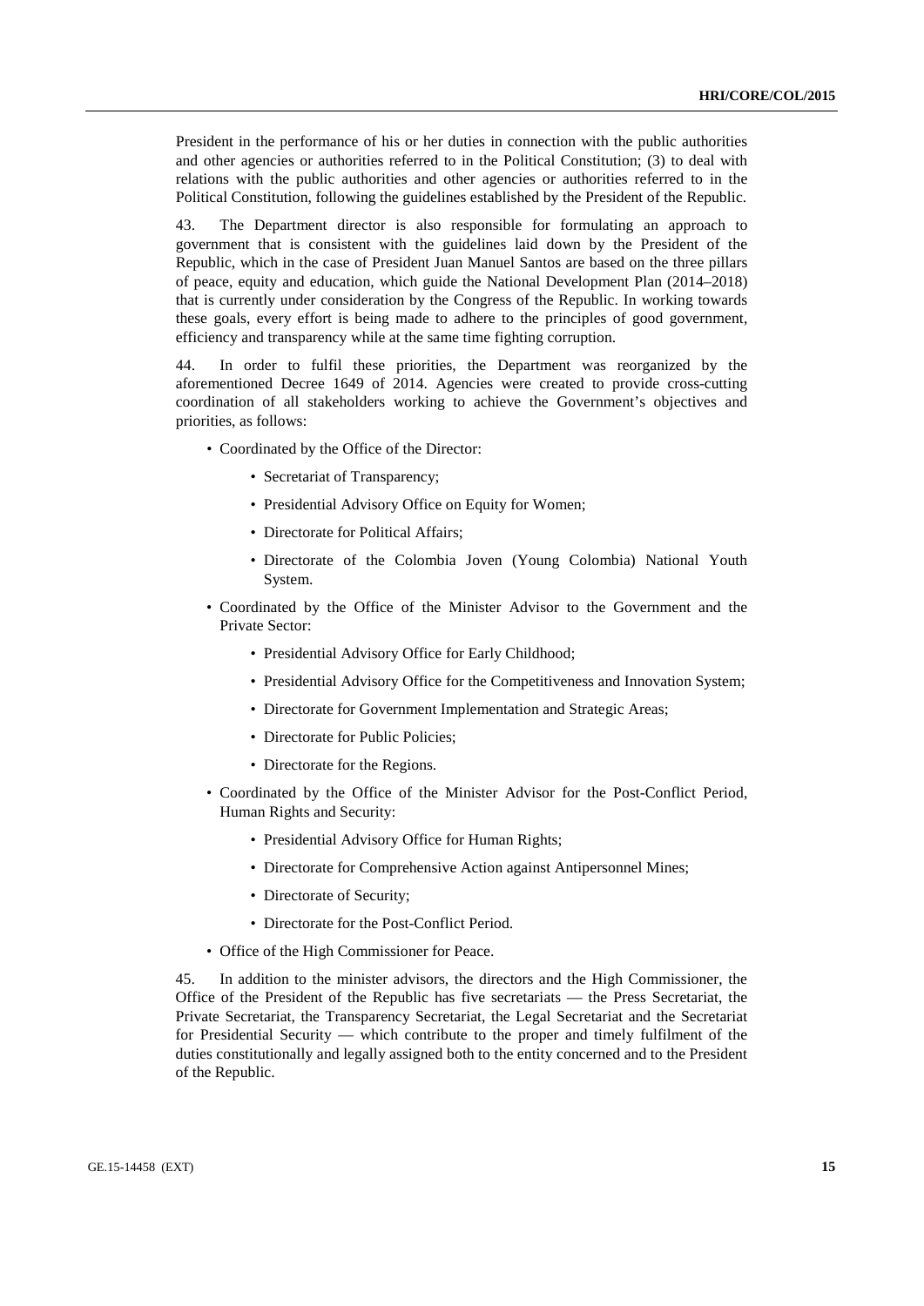President in the performance of his or her duties in connection with the public authorities and other agencies or authorities referred to in the Political Constitution; (3) to deal with relations with the public authorities and other agencies or authorities referred to in the Political Constitution, following the guidelines established by the President of the Republic.

43. The Department director is also responsible for formulating an approach to government that is consistent with the guidelines laid down by the President of the Republic, which in the case of President Juan Manuel Santos are based on the three pillars of peace, equity and education, which guide the National Development Plan (2014–2018) that is currently under consideration by the Congress of the Republic. In working towards these goals, every effort is being made to adhere to the principles of good government, efficiency and transparency while at the same time fighting corruption.

44. In order to fulfil these priorities, the Department was reorganized by the aforementioned Decree 1649 of 2014. Agencies were created to provide cross-cutting coordination of all stakeholders working to achieve the Government's objectives and priorities, as follows:

- Coordinated by the Office of the Director:
  - Secretariat of Transparency;
  - Presidential Advisory Office on Equity for Women;
  - Directorate for Political Affairs;
  - Directorate of the Colombia Joven (Young Colombia) National Youth System.
- Coordinated by the Office of the Minister Advisor to the Government and the Private Sector:
  - Presidential Advisory Office for Early Childhood;
  - Presidential Advisory Office for the Competitiveness and Innovation System;
  - Directorate for Government Implementation and Strategic Areas;
  - Directorate for Public Policies;
  - Directorate for the Regions.
- Coordinated by the Office of the Minister Advisor for the Post-Conflict Period, Human Rights and Security:
  - Presidential Advisory Office for Human Rights;
  - Directorate for Comprehensive Action against Antipersonnel Mines;
  - Directorate of Security;
  - Directorate for the Post-Conflict Period.
- Office of the High Commissioner for Peace.

45. In addition to the minister advisors, the directors and the High Commissioner, the Office of the President of the Republic has five secretariats — the Press Secretariat, the Private Secretariat, the Transparency Secretariat, the Legal Secretariat and the Secretariat for Presidential Security — which contribute to the proper and timely fulfilment of the duties constitutionally and legally assigned both to the entity concerned and to the President of the Republic.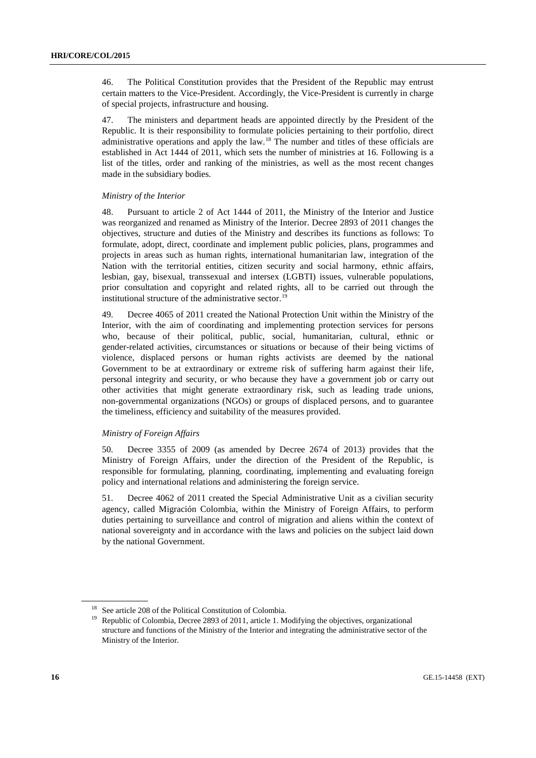46. The Political Constitution provides that the President of the Republic may entrust certain matters to the Vice-President. Accordingly, the Vice-President is currently in charge of special projects, infrastructure and housing.

47. The ministers and department heads are appointed directly by the President of the Republic. It is their responsibility to formulate policies pertaining to their portfolio, direct administrative operations and apply the law.[18] The number and titles of these officials are established in Act 1444 of 2011, which sets the number of ministries at 16. Following is a list of the titles, order and ranking of the ministries, as well as the most recent changes made in the subsidiary bodies.

*Ministry of the Interior*

48. Pursuant to article 2 of Act 1444 of 2011, the Ministry of the Interior and Justice was reorganized and renamed as Ministry of the Interior. Decree 2893 of 2011 changes the objectives, structure and duties of the Ministry and describes its functions as follows: To formulate, adopt, direct, coordinate and implement public policies, plans, programmes and projects in areas such as human rights, international humanitarian law, integration of the Nation with the territorial entities, citizen security and social harmony, ethnic affairs, lesbian, gay, bisexual, transsexual and intersex (LGBTI) issues, vulnerable populations, prior consultation and copyright and related rights, all to be carried out through the institutional structure of the administrative sector.[19]

49. Decree 4065 of 2011 created the National Protection Unit within the Ministry of the Interior, with the aim of coordinating and implementing protection services for persons who, because of their political, public, social, humanitarian, cultural, ethnic or gender-related activities, circumstances or situations or because of their being victims of violence, displaced persons or human rights activists are deemed by the national Government to be at extraordinary or extreme risk of suffering harm against their life, personal integrity and security, or who because they have a government job or carry out other activities that might generate extraordinary risk, such as leading trade unions, non-governmental organizations (NGOs) or groups of displaced persons, and to guarantee the timeliness, efficiency and suitability of the measures provided.

*Ministry of Foreign Affairs*

50. Decree 3355 of 2009 (as amended by Decree 2674 of 2013) provides that the Ministry of Foreign Affairs, under the direction of the President of the Republic, is responsible for formulating, planning, coordinating, implementing and evaluating foreign policy and international relations and administering the foreign service.

51. Decree 4062 of 2011 created the Special Administrative Unit as a civilian security agency, called Migración Colombia, within the Ministry of Foreign Affairs, to perform duties pertaining to surveillance and control of migration and aliens within the context of national sovereignty and in accordance with the laws and policies on the subject laid down by the national Government.

---

[18] See article 208 of the Political Constitution of Colombia.

[19] Republic of Colombia, Decree 2893 of 2011, article 1. Modifying the objectives, organizational structure and functions of the Ministry of the Interior and integrating the administrative sector of the Ministry of the Interior.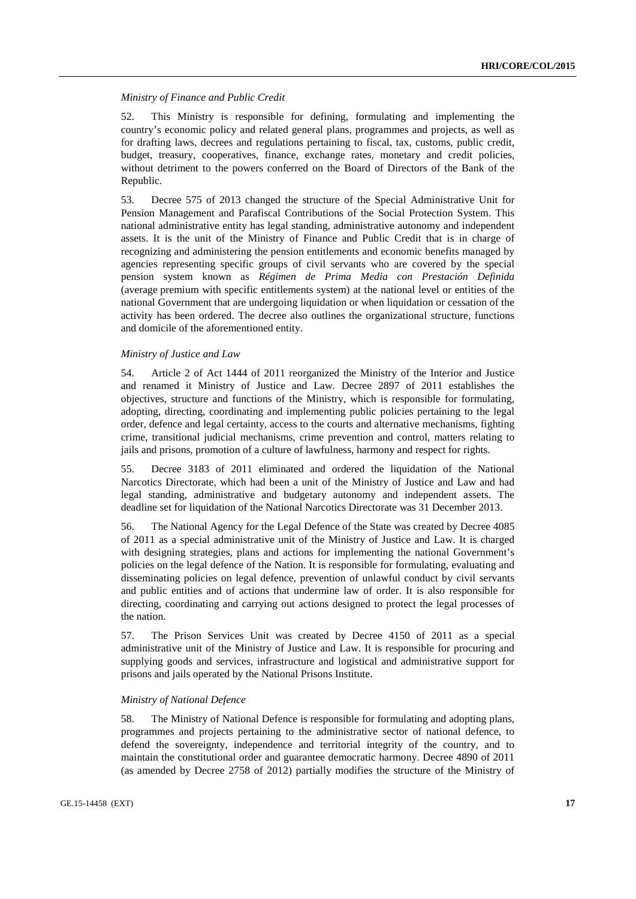*Ministry of Finance and Public Credit*

52. This Ministry is responsible for defining, formulating and implementing the country's economic policy and related general plans, programmes and projects, as well as for drafting laws, decrees and regulations pertaining to fiscal, tax, customs, public credit, budget, treasury, cooperatives, finance, exchange rates, monetary and credit policies, without detriment to the powers conferred on the Board of Directors of the Bank of the Republic.

53. Decree 575 of 2013 changed the structure of the Special Administrative Unit for Pension Management and Parafiscal Contributions of the Social Protection System. This national administrative entity has legal standing, administrative autonomy and independent assets. It is the unit of the Ministry of Finance and Public Credit that is in charge of recognizing and administering the pension entitlements and economic benefits managed by agencies representing specific groups of civil servants who are covered by the special pension system known as *Régimen de Prima Media con Prestación Definida* (average premium with specific entitlements system) at the national level or entities of the national Government that are undergoing liquidation or when liquidation or cessation of the activity has been ordered. The decree also outlines the organizational structure, functions and domicile of the aforementioned entity.

*Ministry of Justice and Law*

54. Article 2 of Act 1444 of 2011 reorganized the Ministry of the Interior and Justice and renamed it Ministry of Justice and Law. Decree 2897 of 2011 establishes the objectives, structure and functions of the Ministry, which is responsible for formulating, adopting, directing, coordinating and implementing public policies pertaining to the legal order, defence and legal certainty, access to the courts and alternative mechanisms, fighting crime, transitional judicial mechanisms, crime prevention and control, matters relating to jails and prisons, promotion of a culture of lawfulness, harmony and respect for rights.

55. Decree 3183 of 2011 eliminated and ordered the liquidation of the National Narcotics Directorate, which had been a unit of the Ministry of Justice and Law and had legal standing, administrative and budgetary autonomy and independent assets. The deadline set for liquidation of the National Narcotics Directorate was 31 December 2013.

56. The National Agency for the Legal Defence of the State was created by Decree 4085 of 2011 as a special administrative unit of the Ministry of Justice and Law. It is charged with designing strategies, plans and actions for implementing the national Government's policies on the legal defence of the Nation. It is responsible for formulating, evaluating and disseminating policies on legal defence, prevention of unlawful conduct by civil servants and public entities and of actions that undermine law of order. It is also responsible for directing, coordinating and carrying out actions designed to protect the legal processes of the nation.

57. The Prison Services Unit was created by Decree 4150 of 2011 as a special administrative unit of the Ministry of Justice and Law. It is responsible for procuring and supplying goods and services, infrastructure and logistical and administrative support for prisons and jails operated by the National Prisons Institute.

*Ministry of National Defence*

58. The Ministry of National Defence is responsible for formulating and adopting plans, programmes and projects pertaining to the administrative sector of national defence, to defend the sovereignty, independence and territorial integrity of the country, and to maintain the constitutional order and guarantee democratic harmony. Decree 4890 of 2011 (as amended by Decree 2758 of 2012) partially modifies the structure of the Ministry of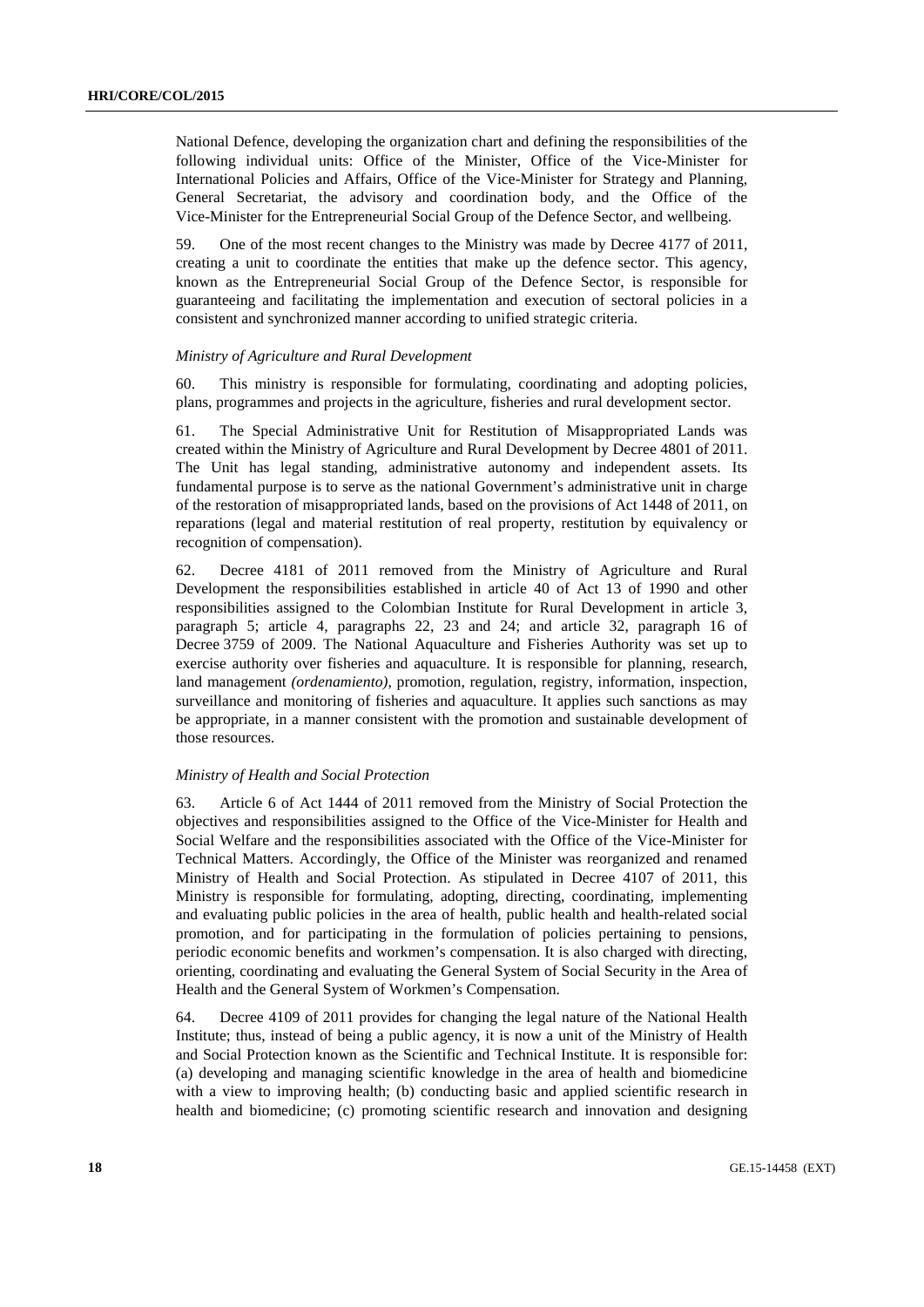National Defence, developing the organization chart and defining the responsibilities of the following individual units: Office of the Minister, Office of the Vice-Minister for International Policies and Affairs, Office of the Vice-Minister for Strategy and Planning, General Secretariat, the advisory and coordination body, and the Office of the Vice-Minister for the Entrepreneurial Social Group of the Defence Sector, and wellbeing.

59. One of the most recent changes to the Ministry was made by Decree 4177 of 2011, creating a unit to coordinate the entities that make up the defence sector. This agency, known as the Entrepreneurial Social Group of the Defence Sector, is responsible for guaranteeing and facilitating the implementation and execution of sectoral policies in a consistent and synchronized manner according to unified strategic criteria.

*Ministry of Agriculture and Rural Development*

60. This ministry is responsible for formulating, coordinating and adopting policies, plans, programmes and projects in the agriculture, fisheries and rural development sector.

61. The Special Administrative Unit for Restitution of Misappropriated Lands was created within the Ministry of Agriculture and Rural Development by Decree 4801 of 2011. The Unit has legal standing, administrative autonomy and independent assets. Its fundamental purpose is to serve as the national Government's administrative unit in charge of the restoration of misappropriated lands, based on the provisions of Act 1448 of 2011, on reparations (legal and material restitution of real property, restitution by equivalency or recognition of compensation).

62. Decree 4181 of 2011 removed from the Ministry of Agriculture and Rural Development the responsibilities established in article 40 of Act 13 of 1990 and other responsibilities assigned to the Colombian Institute for Rural Development in article 3, paragraph 5; article 4, paragraphs 22, 23 and 24; and article 32, paragraph 16 of Decree 3759 of 2009. The National Aquaculture and Fisheries Authority was set up to exercise authority over fisheries and aquaculture. It is responsible for planning, research, land management *(ordenamiento)*, promotion, regulation, registry, information, inspection, surveillance and monitoring of fisheries and aquaculture. It applies such sanctions as may be appropriate, in a manner consistent with the promotion and sustainable development of those resources.

*Ministry of Health and Social Protection*

63. Article 6 of Act 1444 of 2011 removed from the Ministry of Social Protection the objectives and responsibilities assigned to the Office of the Vice-Minister for Health and Social Welfare and the responsibilities associated with the Office of the Vice-Minister for Technical Matters. Accordingly, the Office of the Minister was reorganized and renamed Ministry of Health and Social Protection. As stipulated in Decree 4107 of 2011, this Ministry is responsible for formulating, adopting, directing, coordinating, implementing and evaluating public policies in the area of health, public health and health-related social promotion, and for participating in the formulation of policies pertaining to pensions, periodic economic benefits and workmen's compensation. It is also charged with directing, orienting, coordinating and evaluating the General System of Social Security in the Area of Health and the General System of Workmen's Compensation.

64. Decree 4109 of 2011 provides for changing the legal nature of the National Health Institute; thus, instead of being a public agency, it is now a unit of the Ministry of Health and Social Protection known as the Scientific and Technical Institute. It is responsible for: (a) developing and managing scientific knowledge in the area of health and biomedicine with a view to improving health; (b) conducting basic and applied scientific research in health and biomedicine; (c) promoting scientific research and innovation and designing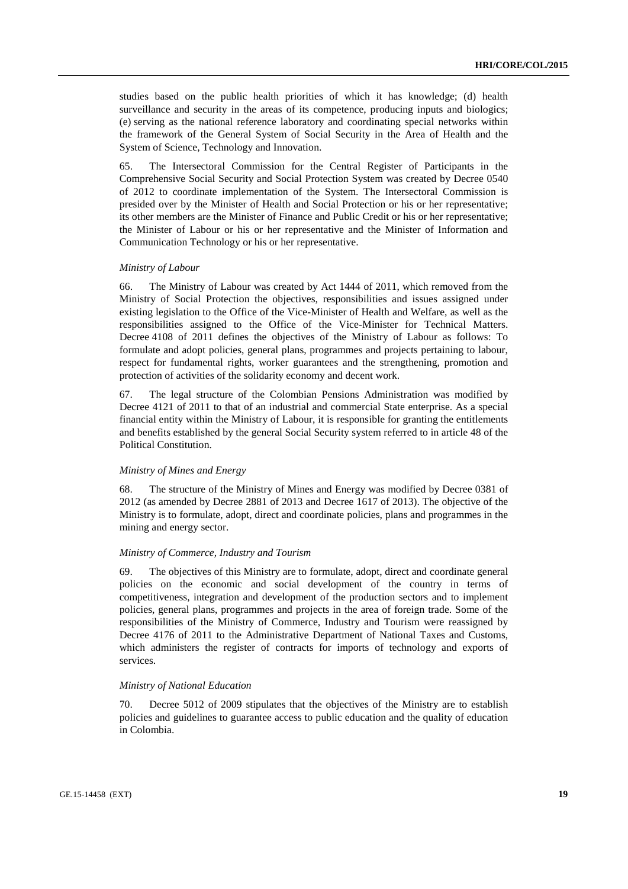studies based on the public health priorities of which it has knowledge; (d) health surveillance and security in the areas of its competence, producing inputs and biologics; (e) serving as the national reference laboratory and coordinating special networks within the framework of the General System of Social Security in the Area of Health and the System of Science, Technology and Innovation.

65. The Intersectoral Commission for the Central Register of Participants in the Comprehensive Social Security and Social Protection System was created by Decree 0540 of 2012 to coordinate implementation of the System. The Intersectoral Commission is presided over by the Minister of Health and Social Protection or his or her representative; its other members are the Minister of Finance and Public Credit or his or her representative; the Minister of Labour or his or her representative and the Minister of Information and Communication Technology or his or her representative.

*Ministry of Labour*

66. The Ministry of Labour was created by Act 1444 of 2011, which removed from the Ministry of Social Protection the objectives, responsibilities and issues assigned under existing legislation to the Office of the Vice-Minister of Health and Welfare, as well as the responsibilities assigned to the Office of the Vice-Minister for Technical Matters. Decree 4108 of 2011 defines the objectives of the Ministry of Labour as follows: To formulate and adopt policies, general plans, programmes and projects pertaining to labour, respect for fundamental rights, worker guarantees and the strengthening, promotion and protection of activities of the solidarity economy and decent work.

67. The legal structure of the Colombian Pensions Administration was modified by Decree 4121 of 2011 to that of an industrial and commercial State enterprise. As a special financial entity within the Ministry of Labour, it is responsible for granting the entitlements and benefits established by the general Social Security system referred to in article 48 of the Political Constitution.

*Ministry of Mines and Energy*

68. The structure of the Ministry of Mines and Energy was modified by Decree 0381 of 2012 (as amended by Decree 2881 of 2013 and Decree 1617 of 2013). The objective of the Ministry is to formulate, adopt, direct and coordinate policies, plans and programmes in the mining and energy sector.

*Ministry of Commerce, Industry and Tourism*

69. The objectives of this Ministry are to formulate, adopt, direct and coordinate general policies on the economic and social development of the country in terms of competitiveness, integration and development of the production sectors and to implement policies, general plans, programmes and projects in the area of foreign trade. Some of the responsibilities of the Ministry of Commerce, Industry and Tourism were reassigned by Decree 4176 of 2011 to the Administrative Department of National Taxes and Customs, which administers the register of contracts for imports of technology and exports of services.

*Ministry of National Education*

70. Decree 5012 of 2009 stipulates that the objectives of the Ministry are to establish policies and guidelines to guarantee access to public education and the quality of education in Colombia.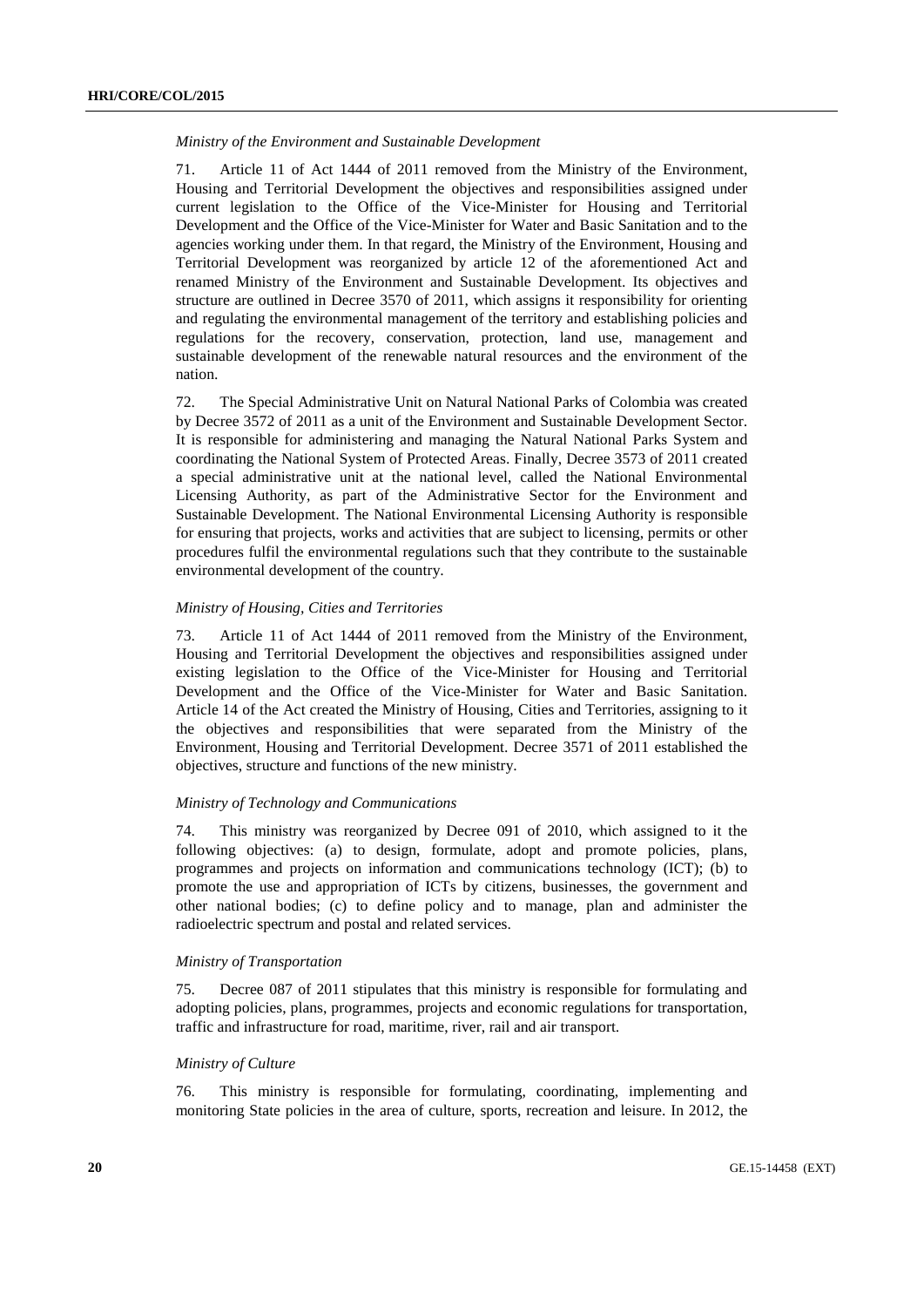*Ministry of the Environment and Sustainable Development*

71. Article 11 of Act 1444 of 2011 removed from the Ministry of the Environment, Housing and Territorial Development the objectives and responsibilities assigned under current legislation to the Office of the Vice-Minister for Housing and Territorial Development and the Office of the Vice-Minister for Water and Basic Sanitation and to the agencies working under them. In that regard, the Ministry of the Environment, Housing and Territorial Development was reorganized by article 12 of the aforementioned Act and renamed Ministry of the Environment and Sustainable Development. Its objectives and structure are outlined in Decree 3570 of 2011, which assigns it responsibility for orienting and regulating the environmental management of the territory and establishing policies and regulations for the recovery, conservation, protection, land use, management and sustainable development of the renewable natural resources and the environment of the nation.

72. The Special Administrative Unit on Natural National Parks of Colombia was created by Decree 3572 of 2011 as a unit of the Environment and Sustainable Development Sector. It is responsible for administering and managing the Natural National Parks System and coordinating the National System of Protected Areas. Finally, Decree 3573 of 2011 created a special administrative unit at the national level, called the National Environmental Licensing Authority, as part of the Administrative Sector for the Environment and Sustainable Development. The National Environmental Licensing Authority is responsible for ensuring that projects, works and activities that are subject to licensing, permits or other procedures fulfil the environmental regulations such that they contribute to the sustainable environmental development of the country.

*Ministry of Housing, Cities and Territories*

73. Article 11 of Act 1444 of 2011 removed from the Ministry of the Environment, Housing and Territorial Development the objectives and responsibilities assigned under existing legislation to the Office of the Vice-Minister for Housing and Territorial Development and the Office of the Vice-Minister for Water and Basic Sanitation. Article 14 of the Act created the Ministry of Housing, Cities and Territories, assigning to it the objectives and responsibilities that were separated from the Ministry of the Environment, Housing and Territorial Development. Decree 3571 of 2011 established the objectives, structure and functions of the new ministry.

*Ministry of Technology and Communications*

74. This ministry was reorganized by Decree 091 of 2010, which assigned to it the following objectives: (a) to design, formulate, adopt and promote policies, plans, programmes and projects on information and communications technology (ICT); (b) to promote the use and appropriation of ICTs by citizens, businesses, the government and other national bodies; (c) to define policy and to manage, plan and administer the radioelectric spectrum and postal and related services.

*Ministry of Transportation*

75. Decree 087 of 2011 stipulates that this ministry is responsible for formulating and adopting policies, plans, programmes, projects and economic regulations for transportation, traffic and infrastructure for road, maritime, river, rail and air transport.

*Ministry of Culture*

76. This ministry is responsible for formulating, coordinating, implementing and monitoring State policies in the area of culture, sports, recreation and leisure. In 2012, the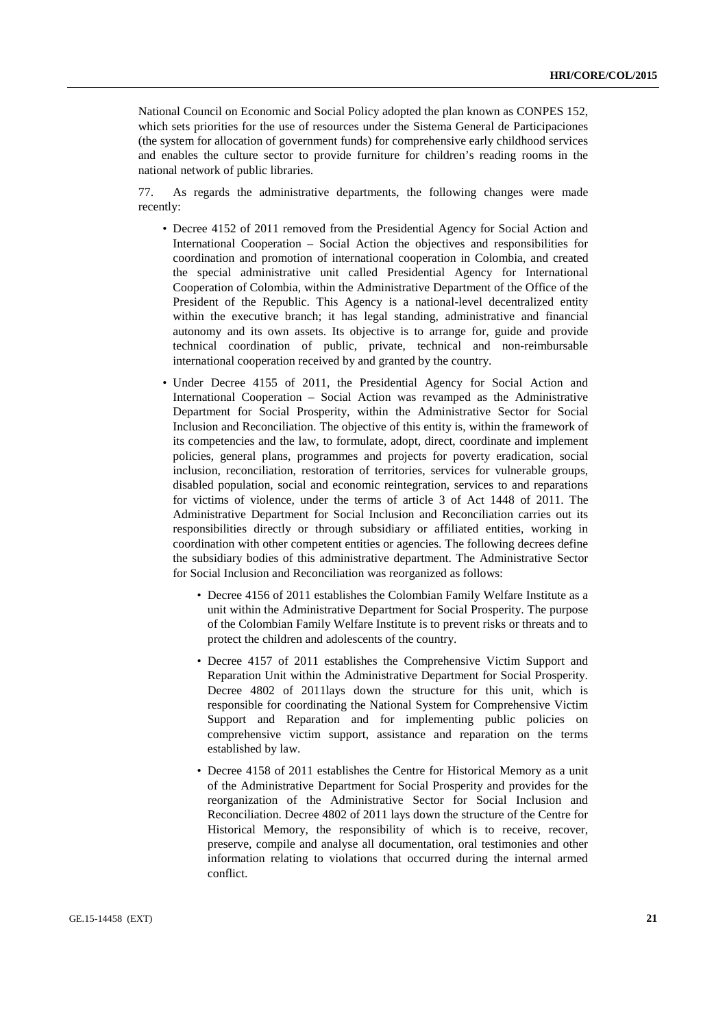National Council on Economic and Social Policy adopted the plan known as CONPES 152, which sets priorities for the use of resources under the Sistema General de Participaciones (the system for allocation of government funds) for comprehensive early childhood services and enables the culture sector to provide furniture for children's reading rooms in the national network of public libraries.

77. As regards the administrative departments, the following changes were made recently:

- Decree 4152 of 2011 removed from the Presidential Agency for Social Action and International Cooperation – Social Action the objectives and responsibilities for coordination and promotion of international cooperation in Colombia, and created the special administrative unit called Presidential Agency for International Cooperation of Colombia, within the Administrative Department of the Office of the President of the Republic. This Agency is a national-level decentralized entity within the executive branch; it has legal standing, administrative and financial autonomy and its own assets. Its objective is to arrange for, guide and provide technical coordination of public, private, technical and non-reimbursable international cooperation received by and granted by the country.
- Under Decree 4155 of 2011, the Presidential Agency for Social Action and International Cooperation – Social Action was revamped as the Administrative Department for Social Prosperity, within the Administrative Sector for Social Inclusion and Reconciliation. The objective of this entity is, within the framework of its competencies and the law, to formulate, adopt, direct, coordinate and implement policies, general plans, programmes and projects for poverty eradication, social inclusion, reconciliation, restoration of territories, services for vulnerable groups, disabled population, social and economic reintegration, services to and reparations for victims of violence, under the terms of article 3 of Act 1448 of 2011. The Administrative Department for Social Inclusion and Reconciliation carries out its responsibilities directly or through subsidiary or affiliated entities, working in coordination with other competent entities or agencies. The following decrees define the subsidiary bodies of this administrative department. The Administrative Sector for Social Inclusion and Reconciliation was reorganized as follows:
  - Decree 4156 of 2011 establishes the Colombian Family Welfare Institute as a unit within the Administrative Department for Social Prosperity. The purpose of the Colombian Family Welfare Institute is to prevent risks or threats and to protect the children and adolescents of the country.
  - Decree 4157 of 2011 establishes the Comprehensive Victim Support and Reparation Unit within the Administrative Department for Social Prosperity. Decree 4802 of 2011lays down the structure for this unit, which is responsible for coordinating the National System for Comprehensive Victim Support and Reparation and for implementing public policies on comprehensive victim support, assistance and reparation on the terms established by law.
  - Decree 4158 of 2011 establishes the Centre for Historical Memory as a unit of the Administrative Department for Social Prosperity and provides for the reorganization of the Administrative Sector for Social Inclusion and Reconciliation. Decree 4802 of 2011 lays down the structure of the Centre for Historical Memory, the responsibility of which is to receive, recover, preserve, compile and analyse all documentation, oral testimonies and other information relating to violations that occurred during the internal armed conflict.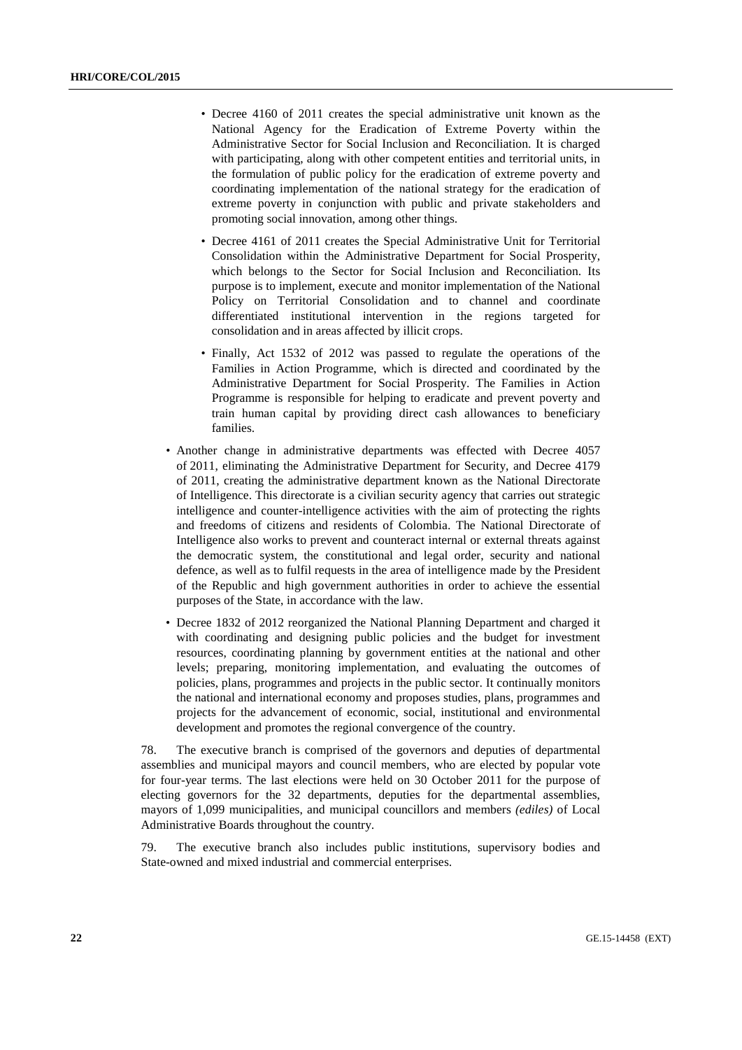- Decree 4160 of 2011 creates the special administrative unit known as the National Agency for the Eradication of Extreme Poverty within the Administrative Sector for Social Inclusion and Reconciliation. It is charged with participating, along with other competent entities and territorial units, in the formulation of public policy for the eradication of extreme poverty and coordinating implementation of the national strategy for the eradication of extreme poverty in conjunction with public and private stakeholders and promoting social innovation, among other things.
    - Decree 4161 of 2011 creates the Special Administrative Unit for Territorial Consolidation within the Administrative Department for Social Prosperity, which belongs to the Sector for Social Inclusion and Reconciliation. Its purpose is to implement, execute and monitor implementation of the National Policy on Territorial Consolidation and to channel and coordinate differentiated institutional intervention in the regions targeted for consolidation and in areas affected by illicit crops.
    - Finally, Act 1532 of 2012 was passed to regulate the operations of the Families in Action Programme, which is directed and coordinated by the Administrative Department for Social Prosperity. The Families in Action Programme is responsible for helping to eradicate and prevent poverty and train human capital by providing direct cash allowances to beneficiary families.

- Another change in administrative departments was effected with Decree 4057 of 2011, eliminating the Administrative Department for Security, and Decree 4179 of 2011, creating the administrative department known as the National Directorate of Intelligence. This directorate is a civilian security agency that carries out strategic intelligence and counter-intelligence activities with the aim of protecting the rights and freedoms of citizens and residents of Colombia. The National Directorate of Intelligence also works to prevent and counteract internal or external threats against the democratic system, the constitutional and legal order, security and national defence, as well as to fulfil requests in the area of intelligence made by the President of the Republic and high government authorities in order to achieve the essential purposes of the State, in accordance with the law.

- Decree 1832 of 2012 reorganized the National Planning Department and charged it with coordinating and designing public policies and the budget for investment resources, coordinating planning by government entities at the national and other levels; preparing, monitoring implementation, and evaluating the outcomes of policies, plans, programmes and projects in the public sector. It continually monitors the national and international economy and proposes studies, plans, programmes and projects for the advancement of economic, social, institutional and environmental development and promotes the regional convergence of the country.

78. The executive branch is comprised of the governors and deputies of departmental assemblies and municipal mayors and council members, who are elected by popular vote for four-year terms. The last elections were held on 30 October 2011 for the purpose of electing governors for the 32 departments, deputies for the departmental assemblies, mayors of 1,099 municipalities, and municipal councillors and members *(ediles)* of Local Administrative Boards throughout the country.

79. The executive branch also includes public institutions, supervisory bodies and State-owned and mixed industrial and commercial enterprises.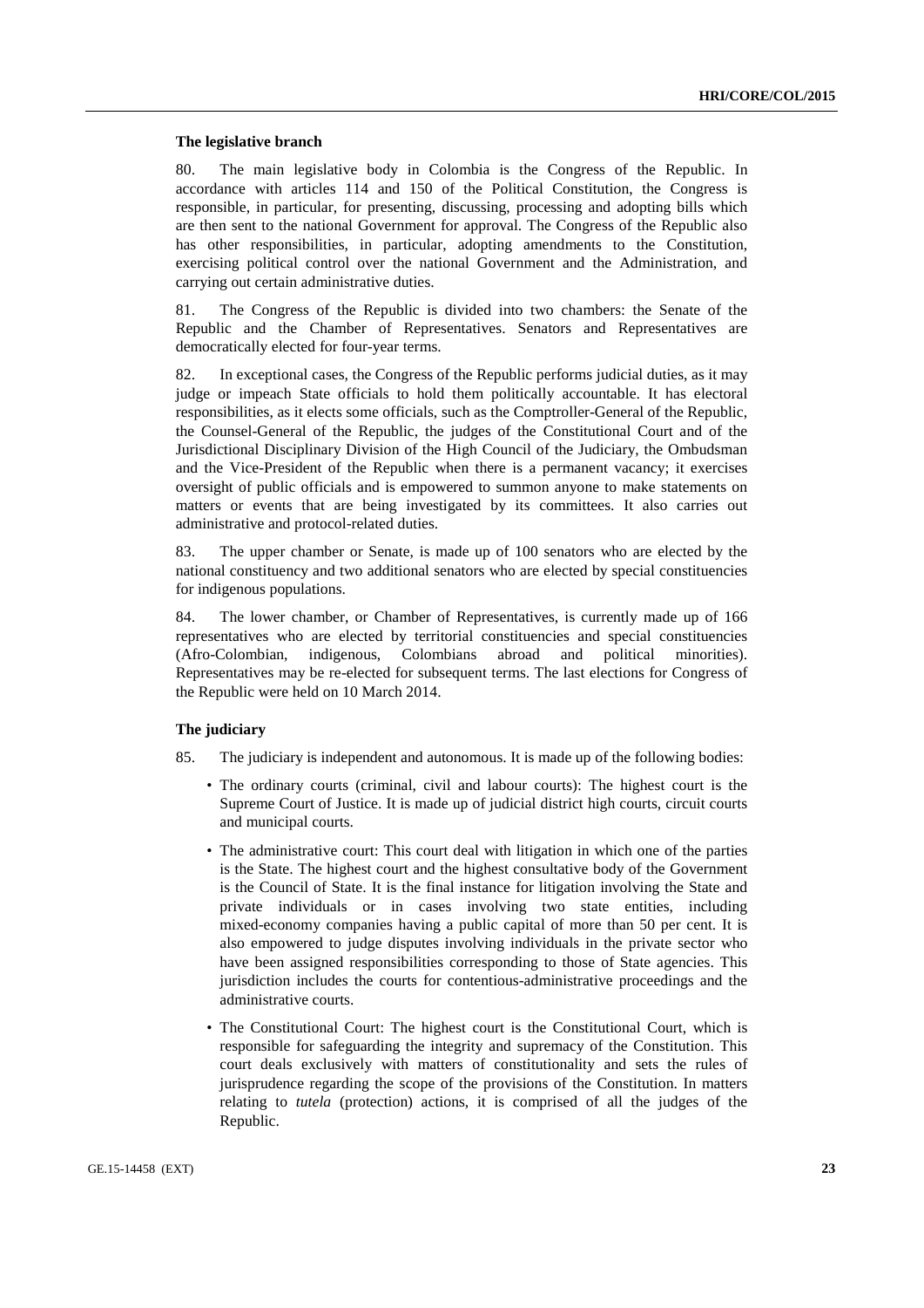### The legislative branch

80. The main legislative body in Colombia is the Congress of the Republic. In accordance with articles 114 and 150 of the Political Constitution, the Congress is responsible, in particular, for presenting, discussing, processing and adopting bills which are then sent to the national Government for approval. The Congress of the Republic also has other responsibilities, in particular, adopting amendments to the Constitution, exercising political control over the national Government and the Administration, and carrying out certain administrative duties.

81. The Congress of the Republic is divided into two chambers: the Senate of the Republic and the Chamber of Representatives. Senators and Representatives are democratically elected for four-year terms.

82. In exceptional cases, the Congress of the Republic performs judicial duties, as it may judge or impeach State officials to hold them politically accountable. It has electoral responsibilities, as it elects some officials, such as the Comptroller-General of the Republic, the Counsel-General of the Republic, the judges of the Constitutional Court and of the Jurisdictional Disciplinary Division of the High Council of the Judiciary, the Ombudsman and the Vice-President of the Republic when there is a permanent vacancy; it exercises oversight of public officials and is empowered to summon anyone to make statements on matters or events that are being investigated by its committees. It also carries out administrative and protocol-related duties.

83. The upper chamber or Senate, is made up of 100 senators who are elected by the national constituency and two additional senators who are elected by special constituencies for indigenous populations.

84. The lower chamber, or Chamber of Representatives, is currently made up of 166 representatives who are elected by territorial constituencies and special constituencies (Afro-Colombian, indigenous, Colombians abroad and political minorities). Representatives may be re-elected for subsequent terms. The last elections for Congress of the Republic were held on 10 March 2014.

### The judiciary

85. The judiciary is independent and autonomous. It is made up of the following bodies:

- The ordinary courts (criminal, civil and labour courts): The highest court is the Supreme Court of Justice. It is made up of judicial district high courts, circuit courts and municipal courts.
- The administrative court: This court deal with litigation in which one of the parties is the State. The highest court and the highest consultative body of the Government is the Council of State. It is the final instance for litigation involving the State and private individuals or in cases involving two state entities, including mixed-economy companies having a public capital of more than 50 per cent. It is also empowered to judge disputes involving individuals in the private sector who have been assigned responsibilities corresponding to those of State agencies. This jurisdiction includes the courts for contentious-administrative proceedings and the administrative courts.
- The Constitutional Court: The highest court is the Constitutional Court, which is responsible for safeguarding the integrity and supremacy of the Constitution. This court deals exclusively with matters of constitutionality and sets the rules of jurisprudence regarding the scope of the provisions of the Constitution. In matters relating to *tutela* (protection) actions, it is comprised of all the judges of the Republic.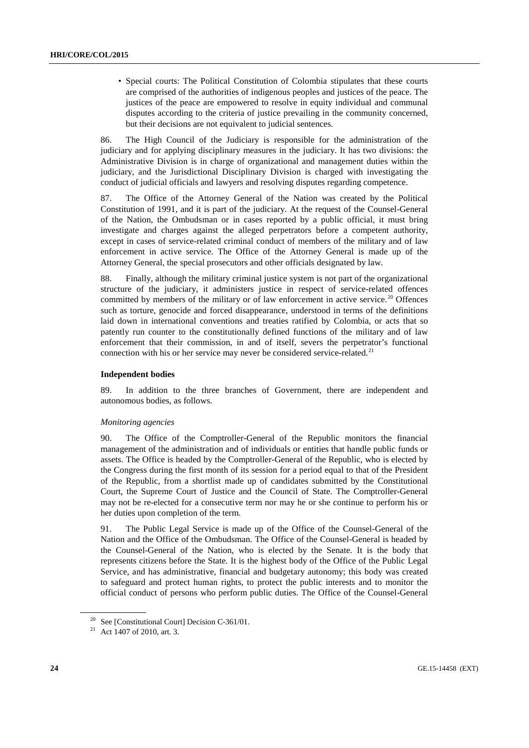- Special courts: The Political Constitution of Colombia stipulates that these courts are comprised of the authorities of indigenous peoples and justices of the peace. The justices of the peace are empowered to resolve in equity individual and communal disputes according to the criteria of justice prevailing in the community concerned, but their decisions are not equivalent to judicial sentences.

86. The High Council of the Judiciary is responsible for the administration of the judiciary and for applying disciplinary measures in the judiciary. It has two divisions: the Administrative Division is in charge of organizational and management duties within the judiciary, and the Jurisdictional Disciplinary Division is charged with investigating the conduct of judicial officials and lawyers and resolving disputes regarding competence.

87. The Office of the Attorney General of the Nation was created by the Political Constitution of 1991, and it is part of the judiciary. At the request of the Counsel-General of the Nation, the Ombudsman or in cases reported by a public official, it must bring investigate and charges against the alleged perpetrators before a competent authority, except in cases of service-related criminal conduct of members of the military and of law enforcement in active service. The Office of the Attorney General is made up of the Attorney General, the special prosecutors and other officials designated by law.

88. Finally, although the military criminal justice system is not part of the organizational structure of the judiciary, it administers justice in respect of service-related offences committed by members of the military or of law enforcement in active service.[20] Offences such as torture, genocide and forced disappearance, understood in terms of the definitions laid down in international conventions and treaties ratified by Colombia, or acts that so patently run counter to the constitutionally defined functions of the military and of law enforcement that their commission, in and of itself, severs the perpetrator's functional connection with his or her service may never be considered service-related.[21]

**Independent bodies**

89. In addition to the three branches of Government, there are independent and autonomous bodies, as follows.

*Monitoring agencies*

90. The Office of the Comptroller-General of the Republic monitors the financial management of the administration and of individuals or entities that handle public funds or assets. The Office is headed by the Comptroller-General of the Republic, who is elected by the Congress during the first month of its session for a period equal to that of the President of the Republic, from a shortlist made up of candidates submitted by the Constitutional Court, the Supreme Court of Justice and the Council of State. The Comptroller-General may not be re-elected for a consecutive term nor may he or she continue to perform his or her duties upon completion of the term.

91. The Public Legal Service is made up of the Office of the Counsel-General of the Nation and the Office of the Ombudsman. The Office of the Counsel-General is headed by the Counsel-General of the Nation, who is elected by the Senate. It is the body that represents citizens before the State. It is the highest body of the Office of the Public Legal Service, and has administrative, financial and budgetary autonomy; this body was created to safeguard and protect human rights, to protect the public interests and to monitor the official conduct of persons who perform public duties. The Office of the Counsel-General

---

[20] See [Constitutional Court] Decision C-361/01.

[21] Act 1407 of 2010, art. 3.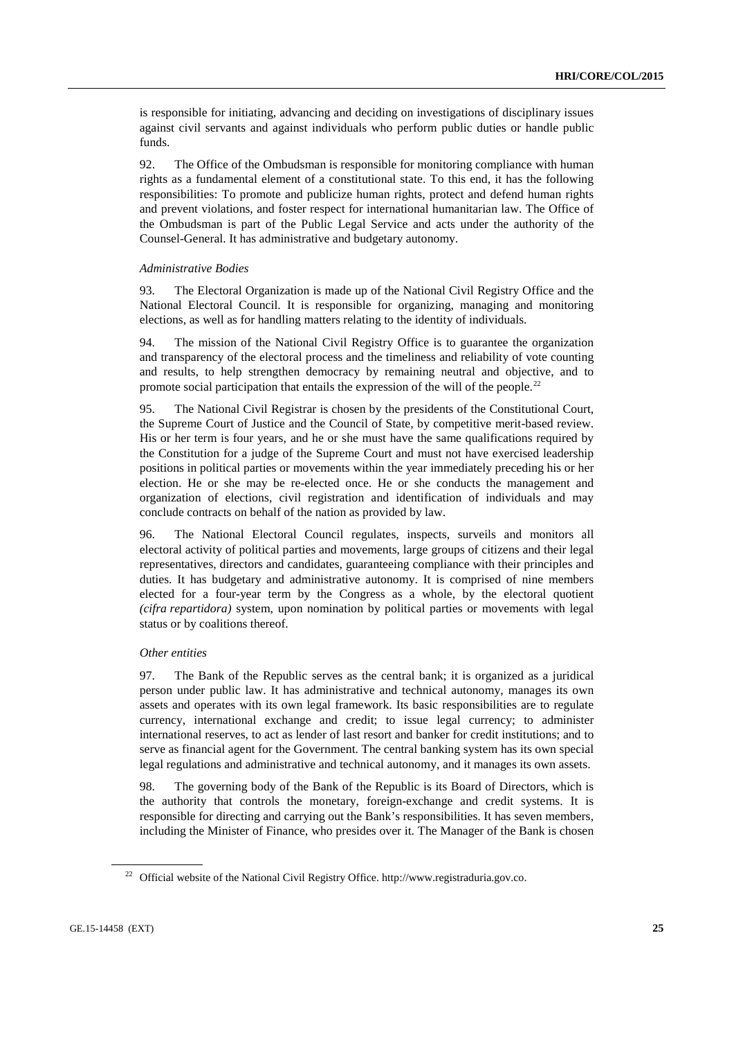is responsible for initiating, advancing and deciding on investigations of disciplinary issues against civil servants and against individuals who perform public duties or handle public funds.

92. The Office of the Ombudsman is responsible for monitoring compliance with human rights as a fundamental element of a constitutional state. To this end, it has the following responsibilities: To promote and publicize human rights, protect and defend human rights and prevent violations, and foster respect for international humanitarian law. The Office of the Ombudsman is part of the Public Legal Service and acts under the authority of the Counsel-General. It has administrative and budgetary autonomy.

*Administrative Bodies*

93. The Electoral Organization is made up of the National Civil Registry Office and the National Electoral Council. It is responsible for organizing, managing and monitoring elections, as well as for handling matters relating to the identity of individuals.

94. The mission of the National Civil Registry Office is to guarantee the organization and transparency of the electoral process and the timeliness and reliability of vote counting and results, to help strengthen democracy by remaining neutral and objective, and to promote social participation that entails the expression of the will of the people.[22]

95. The National Civil Registrar is chosen by the presidents of the Constitutional Court, the Supreme Court of Justice and the Council of State, by competitive merit-based review. His or her term is four years, and he or she must have the same qualifications required by the Constitution for a judge of the Supreme Court and must not have exercised leadership positions in political parties or movements within the year immediately preceding his or her election. He or she may be re-elected once. He or she conducts the management and organization of elections, civil registration and identification of individuals and may conclude contracts on behalf of the nation as provided by law.

96. The National Electoral Council regulates, inspects, surveils and monitors all electoral activity of political parties and movements, large groups of citizens and their legal representatives, directors and candidates, guaranteeing compliance with their principles and duties. It has budgetary and administrative autonomy. It is comprised of nine members elected for a four-year term by the Congress as a whole, by the electoral quotient *(cifra repartidora)* system, upon nomination by political parties or movements with legal status or by coalitions thereof.

*Other entities*

97. The Bank of the Republic serves as the central bank; it is organized as a juridical person under public law. It has administrative and technical autonomy, manages its own assets and operates with its own legal framework. Its basic responsibilities are to regulate currency, international exchange and credit; to issue legal currency; to administer international reserves, to act as lender of last resort and banker for credit institutions; and to serve as financial agent for the Government. The central banking system has its own special legal regulations and administrative and technical autonomy, and it manages its own assets.

98. The governing body of the Bank of the Republic is its Board of Directors, which is the authority that controls the monetary, foreign-exchange and credit systems. It is responsible for directing and carrying out the Bank's responsibilities. It has seven members, including the Minister of Finance, who presides over it. The Manager of the Bank is chosen

[22] Official website of the National Civil Registry Office. http://www.registraduria.gov.co.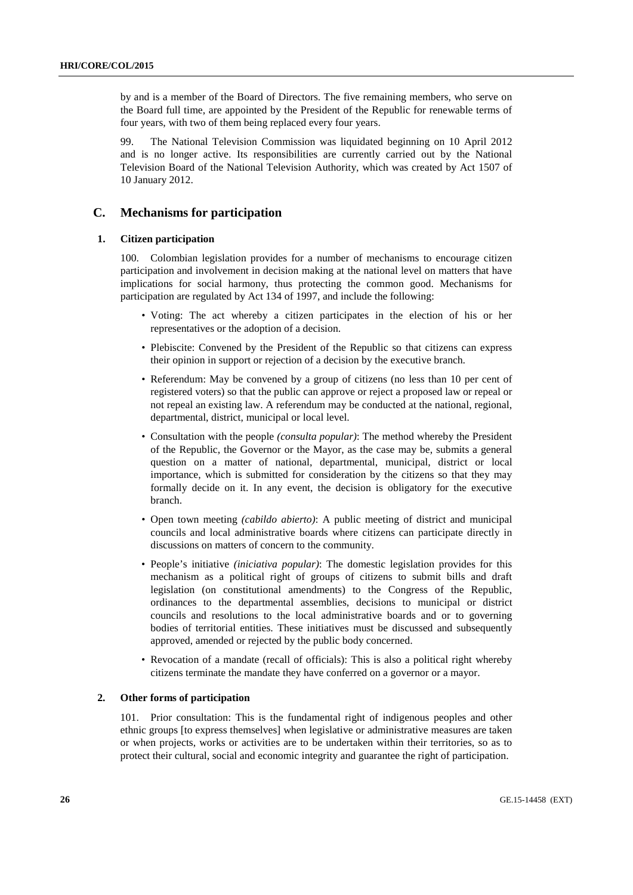by and is a member of the Board of Directors. The five remaining members, who serve on the Board full time, are appointed by the President of the Republic for renewable terms of four years, with two of them being replaced every four years.

99. The National Television Commission was liquidated beginning on 10 April 2012 and is no longer active. Its responsibilities are currently carried out by the National Television Board of the National Television Authority, which was created by Act 1507 of 10 January 2012.

## C. Mechanisms for participation

### 1. Citizen participation

100. Colombian legislation provides for a number of mechanisms to encourage citizen participation and involvement in decision making at the national level on matters that have implications for social harmony, thus protecting the common good. Mechanisms for participation are regulated by Act 134 of 1997, and include the following:

- Voting: The act whereby a citizen participates in the election of his or her representatives or the adoption of a decision.
- Plebiscite: Convened by the President of the Republic so that citizens can express their opinion in support or rejection of a decision by the executive branch.
- Referendum: May be convened by a group of citizens (no less than 10 per cent of registered voters) so that the public can approve or reject a proposed law or repeal or not repeal an existing law. A referendum may be conducted at the national, regional, departmental, district, municipal or local level.
- Consultation with the people *(consulta popular)*: The method whereby the President of the Republic, the Governor or the Mayor, as the case may be, submits a general question on a matter of national, departmental, municipal, district or local importance, which is submitted for consideration by the citizens so that they may formally decide on it. In any event, the decision is obligatory for the executive branch.
- Open town meeting *(cabildo abierto)*: A public meeting of district and municipal councils and local administrative boards where citizens can participate directly in discussions on matters of concern to the community.
- People's initiative *(iniciativa popular)*: The domestic legislation provides for this mechanism as a political right of groups of citizens to submit bills and draft legislation (on constitutional amendments) to the Congress of the Republic, ordinances to the departmental assemblies, decisions to municipal or district councils and resolutions to the local administrative boards and or to governing bodies of territorial entities. These initiatives must be discussed and subsequently approved, amended or rejected by the public body concerned.
- Revocation of a mandate (recall of officials): This is also a political right whereby citizens terminate the mandate they have conferred on a governor or a mayor.

### 2. Other forms of participation

101. Prior consultation: This is the fundamental right of indigenous peoples and other ethnic groups [to express themselves] when legislative or administrative measures are taken or when projects, works or activities are to be undertaken within their territories, so as to protect their cultural, social and economic integrity and guarantee the right of participation.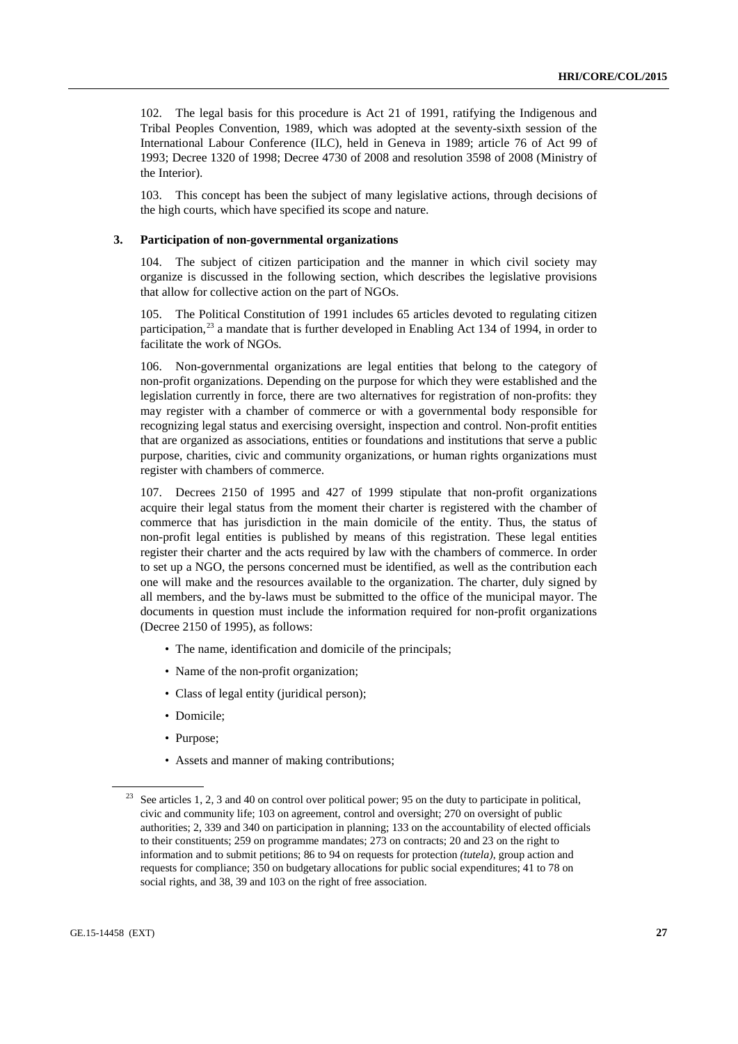102. The legal basis for this procedure is Act 21 of 1991, ratifying the Indigenous and Tribal Peoples Convention, 1989, which was adopted at the seventy-sixth session of the International Labour Conference (ILC), held in Geneva in 1989; article 76 of Act 99 of 1993; Decree 1320 of 1998; Decree 4730 of 2008 and resolution 3598 of 2008 (Ministry of the Interior).

103. This concept has been the subject of many legislative actions, through decisions of the high courts, which have specified its scope and nature.

### 3. Participation of non-governmental organizations

104. The subject of citizen participation and the manner in which civil society may organize is discussed in the following section, which describes the legislative provisions that allow for collective action on the part of NGOs.

105. The Political Constitution of 1991 includes 65 articles devoted to regulating citizen participation,[23] a mandate that is further developed in Enabling Act 134 of 1994, in order to facilitate the work of NGOs.

106. Non-governmental organizations are legal entities that belong to the category of non-profit organizations. Depending on the purpose for which they were established and the legislation currently in force, there are two alternatives for registration of non-profits: they may register with a chamber of commerce or with a governmental body responsible for recognizing legal status and exercising oversight, inspection and control. Non-profit entities that are organized as associations, entities or foundations and institutions that serve a public purpose, charities, civic and community organizations, or human rights organizations must register with chambers of commerce.

107. Decrees 2150 of 1995 and 427 of 1999 stipulate that non-profit organizations acquire their legal status from the moment their charter is registered with the chamber of commerce that has jurisdiction in the main domicile of the entity. Thus, the status of non-profit legal entities is published by means of this registration. These legal entities register their charter and the acts required by law with the chambers of commerce. In order to set up a NGO, the persons concerned must be identified, as well as the contribution each one will make and the resources available to the organization. The charter, duly signed by all members, and the by-laws must be submitted to the office of the municipal mayor. The documents in question must include the information required for non-profit organizations (Decree 2150 of 1995), as follows:

- The name, identification and domicile of the principals;
- Name of the non-profit organization;
- Class of legal entity (juridical person);
- Domicile;
- Purpose;
- Assets and manner of making contributions;

---

[23] See articles 1, 2, 3 and 40 on control over political power; 95 on the duty to participate in political, civic and community life; 103 on agreement, control and oversight; 270 on oversight of public authorities; 2, 339 and 340 on participation in planning; 133 on the accountability of elected officials to their constituents; 259 on programme mandates; 273 on contracts; 20 and 23 on the right to information and to submit petitions; 86 to 94 on requests for protection *(tutela)*, group action and requests for compliance; 350 on budgetary allocations for public social expenditures; 41 to 78 on social rights, and 38, 39 and 103 on the right of free association.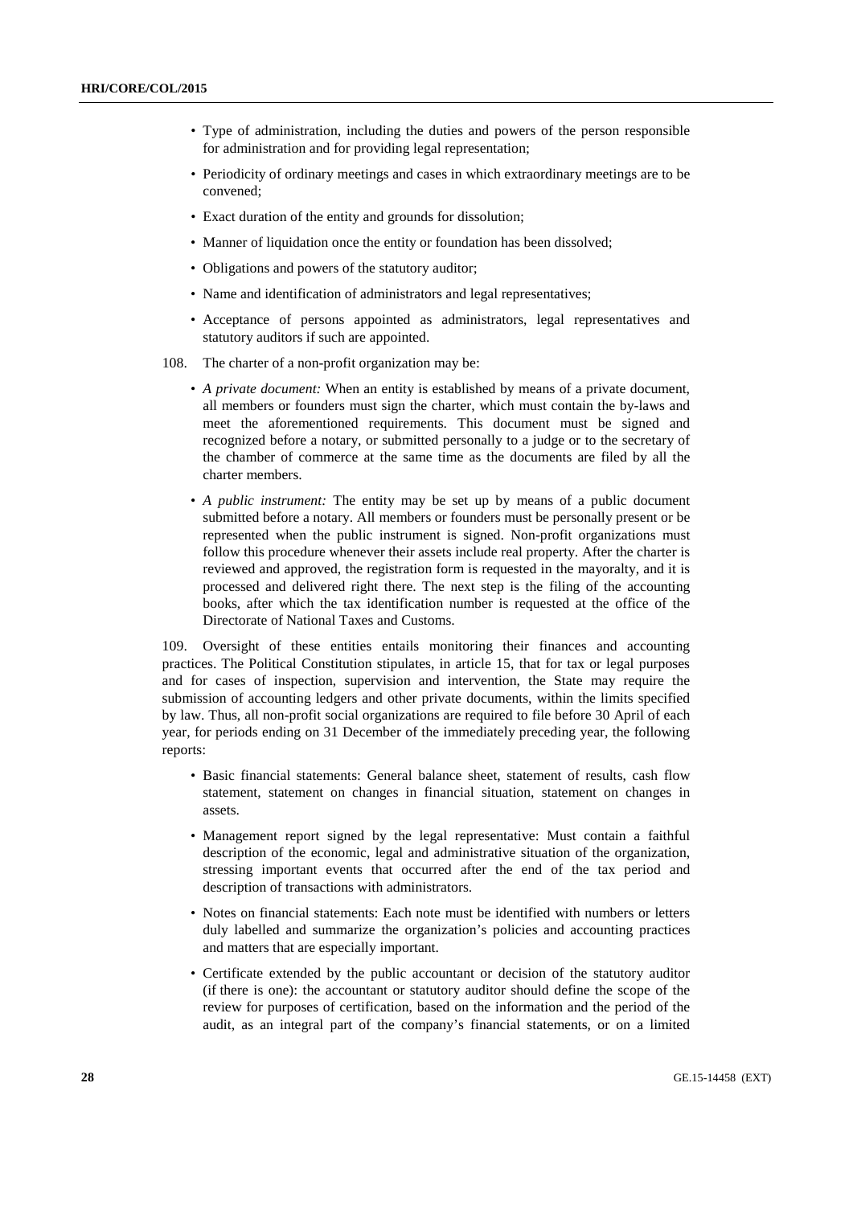- Type of administration, including the duties and powers of the person responsible for administration and for providing legal representation;
- Periodicity of ordinary meetings and cases in which extraordinary meetings are to be convened;
- Exact duration of the entity and grounds for dissolution;
- Manner of liquidation once the entity or foundation has been dissolved;
- Obligations and powers of the statutory auditor;
- Name and identification of administrators and legal representatives;
- Acceptance of persons appointed as administrators, legal representatives and statutory auditors if such are appointed.

108. The charter of a non-profit organization may be:

- *A private document:* When an entity is established by means of a private document, all members or founders must sign the charter, which must contain the by-laws and meet the aforementioned requirements. This document must be signed and recognized before a notary, or submitted personally to a judge or to the secretary of the chamber of commerce at the same time as the documents are filed by all the charter members.
- *A public instrument:* The entity may be set up by means of a public document submitted before a notary. All members or founders must be personally present or be represented when the public instrument is signed. Non-profit organizations must follow this procedure whenever their assets include real property. After the charter is reviewed and approved, the registration form is requested in the mayoralty, and it is processed and delivered right there. The next step is the filing of the accounting books, after which the tax identification number is requested at the office of the Directorate of National Taxes and Customs.

109. Oversight of these entities entails monitoring their finances and accounting practices. The Political Constitution stipulates, in article 15, that for tax or legal purposes and for cases of inspection, supervision and intervention, the State may require the submission of accounting ledgers and other private documents, within the limits specified by law. Thus, all non-profit social organizations are required to file before 30 April of each year, for periods ending on 31 December of the immediately preceding year, the following reports:

- Basic financial statements: General balance sheet, statement of results, cash flow statement, statement on changes in financial situation, statement on changes in assets.
- Management report signed by the legal representative: Must contain a faithful description of the economic, legal and administrative situation of the organization, stressing important events that occurred after the end of the tax period and description of transactions with administrators.
- Notes on financial statements: Each note must be identified with numbers or letters duly labelled and summarize the organization's policies and accounting practices and matters that are especially important.
- Certificate extended by the public accountant or decision of the statutory auditor (if there is one): the accountant or statutory auditor should define the scope of the review for purposes of certification, based on the information and the period of the audit, as an integral part of the company's financial statements, or on a limited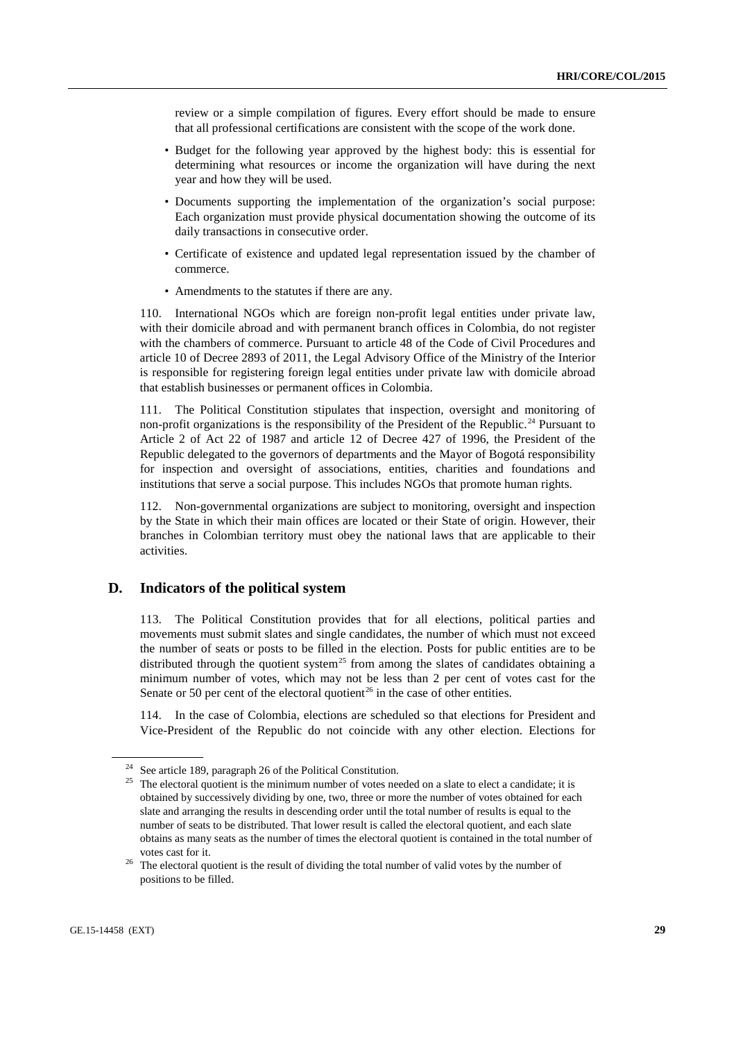review or a simple compilation of figures. Every effort should be made to ensure that all professional certifications are consistent with the scope of the work done.

- Budget for the following year approved by the highest body: this is essential for determining what resources or income the organization will have during the next year and how they will be used.
- Documents supporting the implementation of the organization's social purpose: Each organization must provide physical documentation showing the outcome of its daily transactions in consecutive order.
- Certificate of existence and updated legal representation issued by the chamber of commerce.
- Amendments to the statutes if there are any.

110. International NGOs which are foreign non-profit legal entities under private law, with their domicile abroad and with permanent branch offices in Colombia, do not register with the chambers of commerce. Pursuant to article 48 of the Code of Civil Procedures and article 10 of Decree 2893 of 2011, the Legal Advisory Office of the Ministry of the Interior is responsible for registering foreign legal entities under private law with domicile abroad that establish businesses or permanent offices in Colombia.

111. The Political Constitution stipulates that inspection, oversight and monitoring of non-profit organizations is the responsibility of the President of the Republic.[24] Pursuant to Article 2 of Act 22 of 1987 and article 12 of Decree 427 of 1996, the President of the Republic delegated to the governors of departments and the Mayor of Bogotá responsibility for inspection and oversight of associations, entities, charities and foundations and institutions that serve a social purpose. This includes NGOs that promote human rights.

112. Non-governmental organizations are subject to monitoring, oversight and inspection by the State in which their main offices are located or their State of origin. However, their branches in Colombian territory must obey the national laws that are applicable to their activities.

## D. Indicators of the political system

113. The Political Constitution provides that for all elections, political parties and movements must submit slates and single candidates, the number of which must not exceed the number of seats or posts to be filled in the election. Posts for public entities are to be distributed through the quotient system[25] from among the slates of candidates obtaining a minimum number of votes, which may not be less than 2 per cent of votes cast for the Senate or 50 per cent of the electoral quotient[26] in the case of other entities.

114. In the case of Colombia, elections are scheduled so that elections for President and Vice-President of the Republic do not coincide with any other election. Elections for

---

[24] See article 189, paragraph 26 of the Political Constitution.

[25] The electoral quotient is the minimum number of votes needed on a slate to elect a candidate; it is obtained by successively dividing by one, two, three or more the number of votes obtained for each slate and arranging the results in descending order until the total number of results is equal to the number of seats to be distributed. That lower result is called the electoral quotient, and each slate obtains as many seats as the number of times the electoral quotient is contained in the total number of votes cast for it.

[26] The electoral quotient is the result of dividing the total number of valid votes by the number of positions to be filled.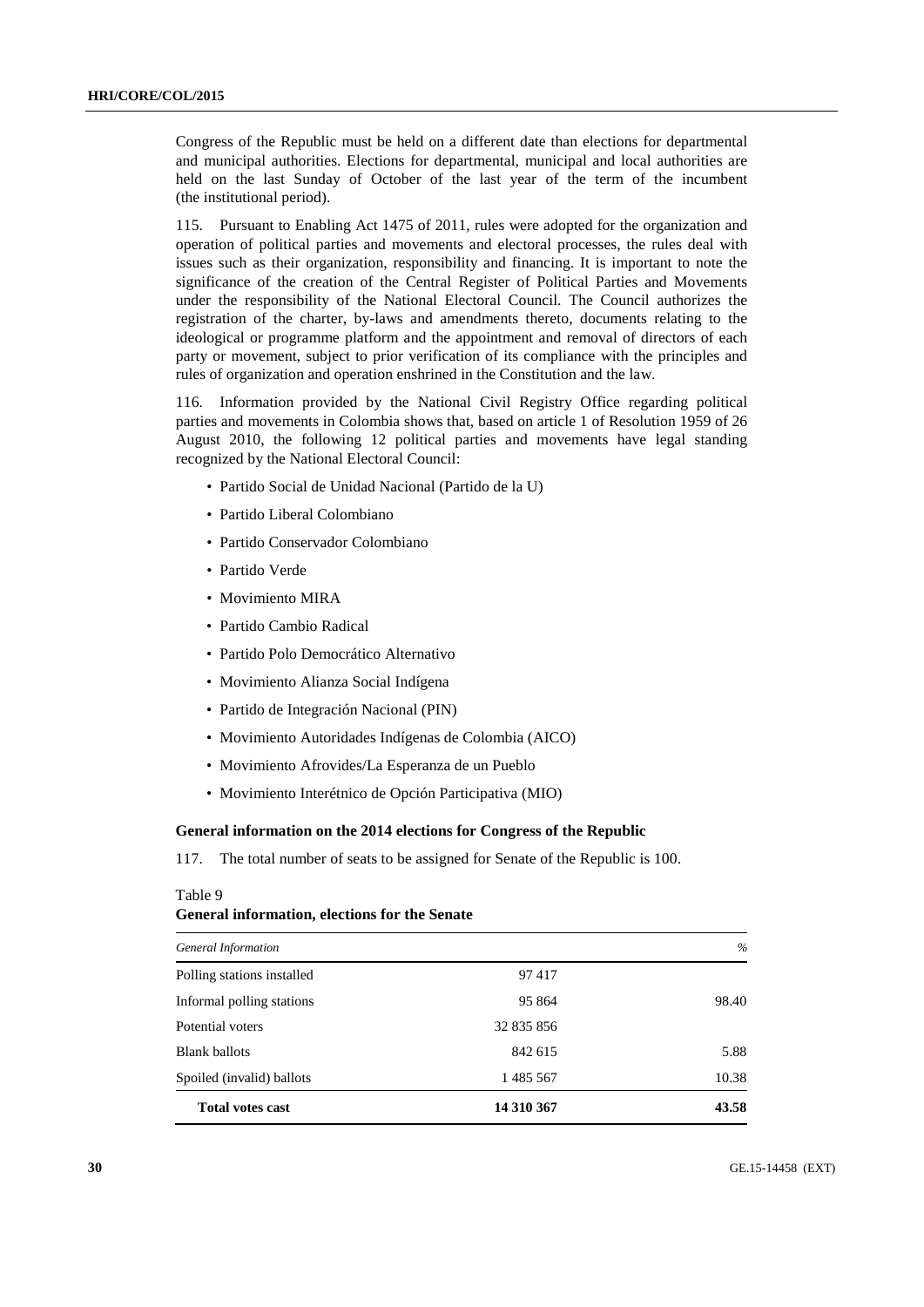Congress of the Republic must be held on a different date than elections for departmental and municipal authorities. Elections for departmental, municipal and local authorities are held on the last Sunday of October of the last year of the term of the incumbent (the institutional period).

115. Pursuant to Enabling Act 1475 of 2011, rules were adopted for the organization and operation of political parties and movements and electoral processes, the rules deal with issues such as their organization, responsibility and financing. It is important to note the significance of the creation of the Central Register of Political Parties and Movements under the responsibility of the National Electoral Council. The Council authorizes the registration of the charter, by-laws and amendments thereto, documents relating to the ideological or programme platform and the appointment and removal of directors of each party or movement, subject to prior verification of its compliance with the principles and rules of organization and operation enshrined in the Constitution and the law.

116. Information provided by the National Civil Registry Office regarding political parties and movements in Colombia shows that, based on article 1 of Resolution 1959 of 26 August 2010, the following 12 political parties and movements have legal standing recognized by the National Electoral Council:

- Partido Social de Unidad Nacional (Partido de la U)
- Partido Liberal Colombiano
- Partido Conservador Colombiano
- Partido Verde
- Movimiento MIRA
- Partido Cambio Radical
- Partido Polo Democrático Alternativo
- Movimiento Alianza Social Indígena
- Partido de Integración Nacional (PIN)
- Movimiento Autoridades Indígenas de Colombia (AICO)
- Movimiento Afrovides/La Esperanza de un Pueblo
- Movimiento Interétnico de Opción Participativa (MIO)

### General information on the 2014 elections for Congress of the Republic

117. The total number of seats to be assigned for Senate of the Republic is 100.

Table 9
**General information, elections for the Senate**

| *General Information* | | *%* |
|---|---|---|
| Polling stations installed | 97 417 | |
| Informal polling stations | 95 864 | 98.40 |
| Potential voters | 32 835 856 | |
| Blank ballots | 842 615 | 5.88 |
| Spoiled (invalid) ballots | 1 485 567 | 10.38 |
| **Total votes cast** | **14 310 367** | **43.58** |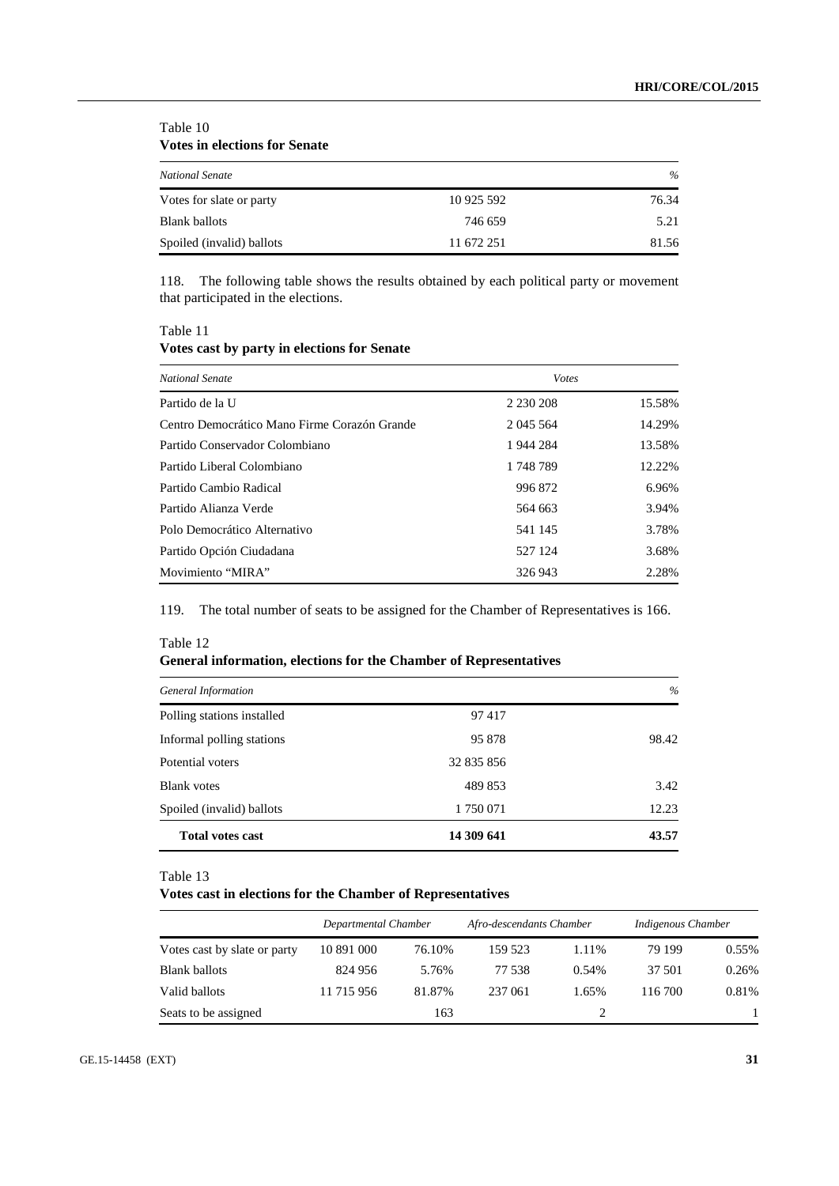Table 10
**Votes in elections for Senate**

| *National Senate* | | *%* |
|---|---|---|
| Votes for slate or party | 10 925 592 | 76.34 |
| Blank ballots | 746 659 | 5.21 |
| Spoiled (invalid) ballots | 11 672 251 | 81.56 |

118. The following table shows the results obtained by each political party or movement that participated in the elections.

Table 11
**Votes cast by party in elections for Senate**

| *National Senate* | *Votes* | |
|---|---|---|
| Partido de la U | 2 230 208 | 15.58% |
| Centro Democrático Mano Firme Corazón Grande | 2 045 564 | 14.29% |
| Partido Conservador Colombiano | 1 944 284 | 13.58% |
| Partido Liberal Colombiano | 1 748 789 | 12.22% |
| Partido Cambio Radical | 996 872 | 6.96% |
| Partido Alianza Verde | 564 663 | 3.94% |
| Polo Democrático Alternativo | 541 145 | 3.78% |
| Partido Opción Ciudadana | 527 124 | 3.68% |
| Movimiento "MIRA" | 326 943 | 2.28% |

119. The total number of seats to be assigned for the Chamber of Representatives is 166.

Table 12
**General information, elections for the Chamber of Representatives**

| *General Information* | | *%* |
|---|---|---|
| Polling stations installed | 97 417 | |
| Informal polling stations | 95 878 | 98.42 |
| Potential voters | 32 835 856 | |
| Blank votes | 489 853 | 3.42 |
| Spoiled (invalid) ballots | 1 750 071 | 12.23 |
| **Total votes cast** | **14 309 641** | **43.57** |

Table 13
**Votes cast in elections for the Chamber of Representatives**

| | *Departmental Chamber* | | *Afro-descendants Chamber* | | *Indigenous Chamber* | |
|---|---|---|---|---|---|---|
| Votes cast by slate or party | 10 891 000 | 76.10% | 159 523 | 1.11% | 79 199 | 0.55% |
| Blank ballots | 824 956 | 5.76% | 77 538 | 0.54% | 37 501 | 0.26% |
| Valid ballots | 11 715 956 | 81.87% | 237 061 | 1.65% | 116 700 | 0.81% |
| Seats to be assigned | | 163 | | 2 | | 1 |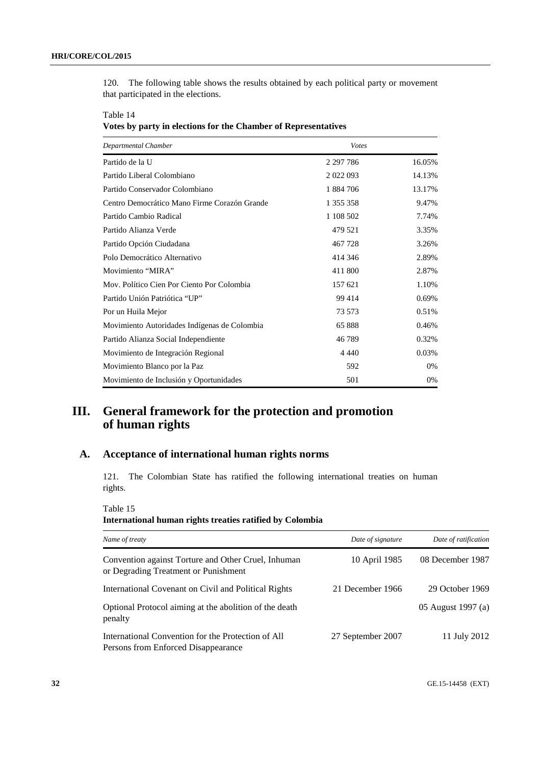120. The following table shows the results obtained by each political party or movement that participated in the elections.

Table 14
**Votes by party in elections for the Chamber of Representatives**

| *Departmental Chamber* | *Votes* | |
|---|---|---|
| Partido de la U | 2 297 786 | 16.05% |
| Partido Liberal Colombiano | 2 022 093 | 14.13% |
| Partido Conservador Colombiano | 1 884 706 | 13.17% |
| Centro Democrático Mano Firme Corazón Grande | 1 355 358 | 9.47% |
| Partido Cambio Radical | 1 108 502 | 7.74% |
| Partido Alianza Verde | 479 521 | 3.35% |
| Partido Opción Ciudadana | 467 728 | 3.26% |
| Polo Democrático Alternativo | 414 346 | 2.89% |
| Movimiento "MIRA" | 411 800 | 2.87% |
| Mov. Político Cien Por Ciento Por Colombia | 157 621 | 1.10% |
| Partido Unión Patriótica "UP" | 99 414 | 0.69% |
| Por un Huila Mejor | 73 573 | 0.51% |
| Movimiento Autoridades Indígenas de Colombia | 65 888 | 0.46% |
| Partido Alianza Social Independiente | 46 789 | 0.32% |
| Movimiento de Integración Regional | 4 440 | 0.03% |
| Movimiento Blanco por la Paz | 592 | 0% |
| Movimiento de Inclusión y Oportunidades | 501 | 0% |

# III. General framework for the protection and promotion of human rights

## A. Acceptance of international human rights norms

121. The Colombian State has ratified the following international treaties on human rights.

Table 15
**International human rights treaties ratified by Colombia**

| *Name of treaty* | *Date of signature* | *Date of ratification* |
|---|---|---|
| Convention against Torture and Other Cruel, Inhuman or Degrading Treatment or Punishment | 10 April 1985 | 08 December 1987 |
| International Covenant on Civil and Political Rights | 21 December 1966 | 29 October 1969 |
| Optional Protocol aiming at the abolition of the death penalty | | 05 August 1997 (a) |
| International Convention for the Protection of All Persons from Enforced Disappearance | 27 September 2007 | 11 July 2012 |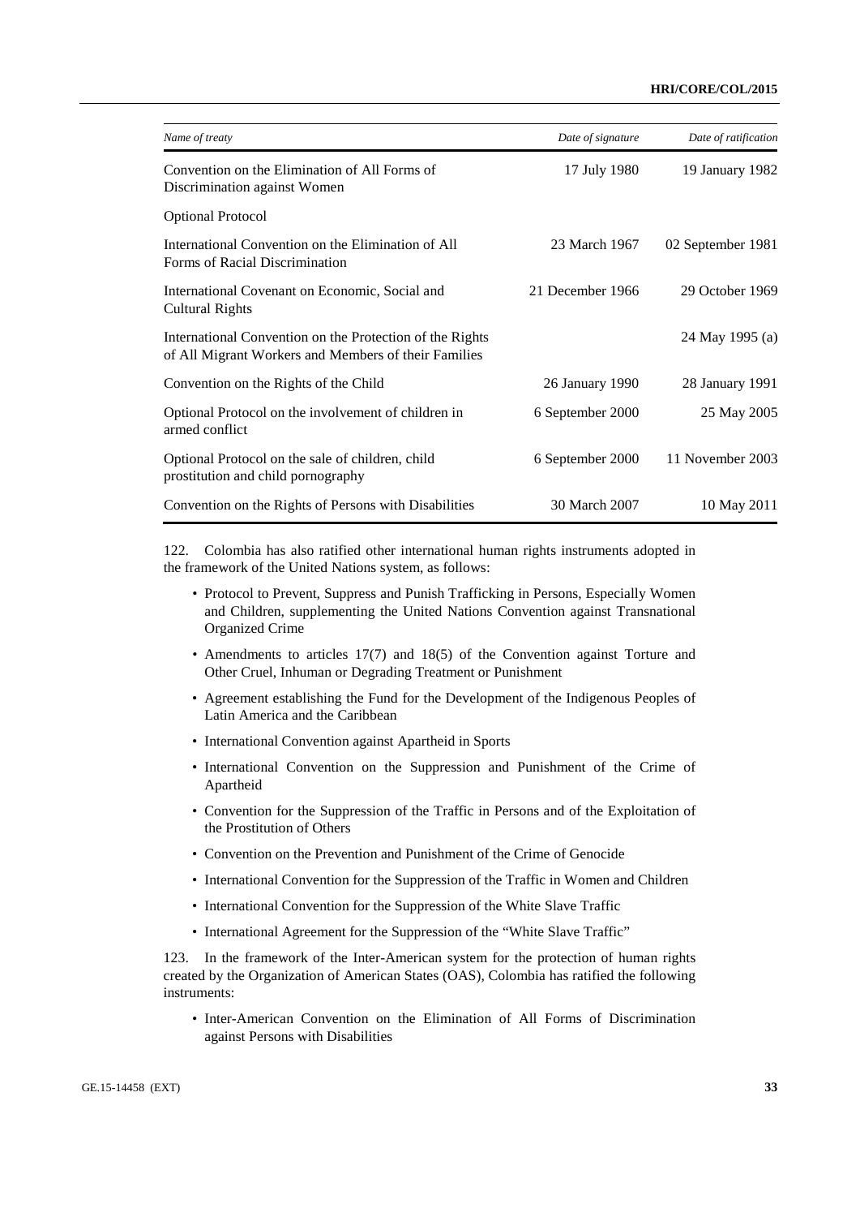| *Name of treaty* | *Date of signature* | *Date of ratification* |
| --- | --- | --- |
| Convention on the Elimination of All Forms of Discrimination against Women | 17 July 1980 | 19 January 1982 |
| Optional Protocol | | |
| International Convention on the Elimination of All Forms of Racial Discrimination | 23 March 1967 | 02 September 1981 |
| International Covenant on Economic, Social and Cultural Rights | 21 December 1966 | 29 October 1969 |
| International Convention on the Protection of the Rights of All Migrant Workers and Members of their Families | | 24 May 1995 (a) |
| Convention on the Rights of the Child | 26 January 1990 | 28 January 1991 |
| Optional Protocol on the involvement of children in armed conflict | 6 September 2000 | 25 May 2005 |
| Optional Protocol on the sale of children, child prostitution and child pornography | 6 September 2000 | 11 November 2003 |
| Convention on the Rights of Persons with Disabilities | 30 March 2007 | 10 May 2011 |

122. Colombia has also ratified other international human rights instruments adopted in the framework of the United Nations system, as follows:

- Protocol to Prevent, Suppress and Punish Trafficking in Persons, Especially Women and Children, supplementing the United Nations Convention against Transnational Organized Crime
- Amendments to articles 17(7) and 18(5) of the Convention against Torture and Other Cruel, Inhuman or Degrading Treatment or Punishment
- Agreement establishing the Fund for the Development of the Indigenous Peoples of Latin America and the Caribbean
- International Convention against Apartheid in Sports
- International Convention on the Suppression and Punishment of the Crime of Apartheid
- Convention for the Suppression of the Traffic in Persons and of the Exploitation of the Prostitution of Others
- Convention on the Prevention and Punishment of the Crime of Genocide
- International Convention for the Suppression of the Traffic in Women and Children
- International Convention for the Suppression of the White Slave Traffic
- International Agreement for the Suppression of the "White Slave Traffic"

123. In the framework of the Inter-American system for the protection of human rights created by the Organization of American States (OAS), Colombia has ratified the following instruments:

- Inter-American Convention on the Elimination of All Forms of Discrimination against Persons with Disabilities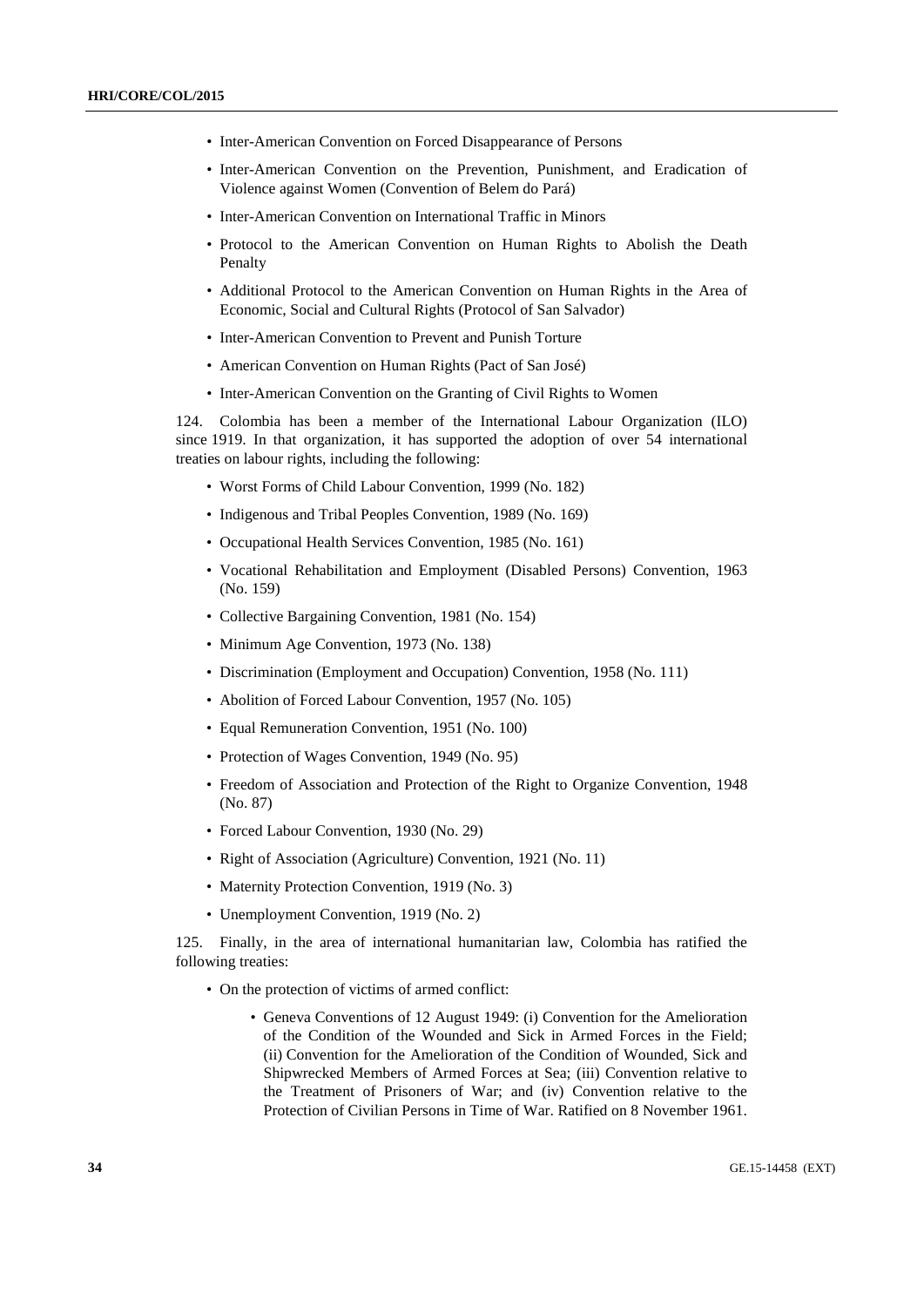- Inter-American Convention on Forced Disappearance of Persons
- Inter-American Convention on the Prevention, Punishment, and Eradication of Violence against Women (Convention of Belem do Pará)
- Inter-American Convention on International Traffic in Minors
- Protocol to the American Convention on Human Rights to Abolish the Death Penalty
- Additional Protocol to the American Convention on Human Rights in the Area of Economic, Social and Cultural Rights (Protocol of San Salvador)
- Inter-American Convention to Prevent and Punish Torture
- American Convention on Human Rights (Pact of San José)
- Inter-American Convention on the Granting of Civil Rights to Women

124. Colombia has been a member of the International Labour Organization (ILO) since 1919. In that organization, it has supported the adoption of over 54 international treaties on labour rights, including the following:

- Worst Forms of Child Labour Convention, 1999 (No. 182)
- Indigenous and Tribal Peoples Convention, 1989 (No. 169)
- Occupational Health Services Convention, 1985 (No. 161)
- Vocational Rehabilitation and Employment (Disabled Persons) Convention, 1963 (No. 159)
- Collective Bargaining Convention, 1981 (No. 154)
- Minimum Age Convention, 1973 (No. 138)
- Discrimination (Employment and Occupation) Convention, 1958 (No. 111)
- Abolition of Forced Labour Convention, 1957 (No. 105)
- Equal Remuneration Convention, 1951 (No. 100)
- Protection of Wages Convention, 1949 (No. 95)
- Freedom of Association and Protection of the Right to Organize Convention, 1948 (No. 87)
- Forced Labour Convention, 1930 (No. 29)
- Right of Association (Agriculture) Convention, 1921 (No. 11)
- Maternity Protection Convention, 1919 (No. 3)
- Unemployment Convention, 1919 (No. 2)

125. Finally, in the area of international humanitarian law, Colombia has ratified the following treaties:

- On the protection of victims of armed conflict:
  - Geneva Conventions of 12 August 1949: (i) Convention for the Amelioration of the Condition of the Wounded and Sick in Armed Forces in the Field; (ii) Convention for the Amelioration of the Condition of Wounded, Sick and Shipwrecked Members of Armed Forces at Sea; (iii) Convention relative to the Treatment of Prisoners of War; and (iv) Convention relative to the Protection of Civilian Persons in Time of War. Ratified on 8 November 1961.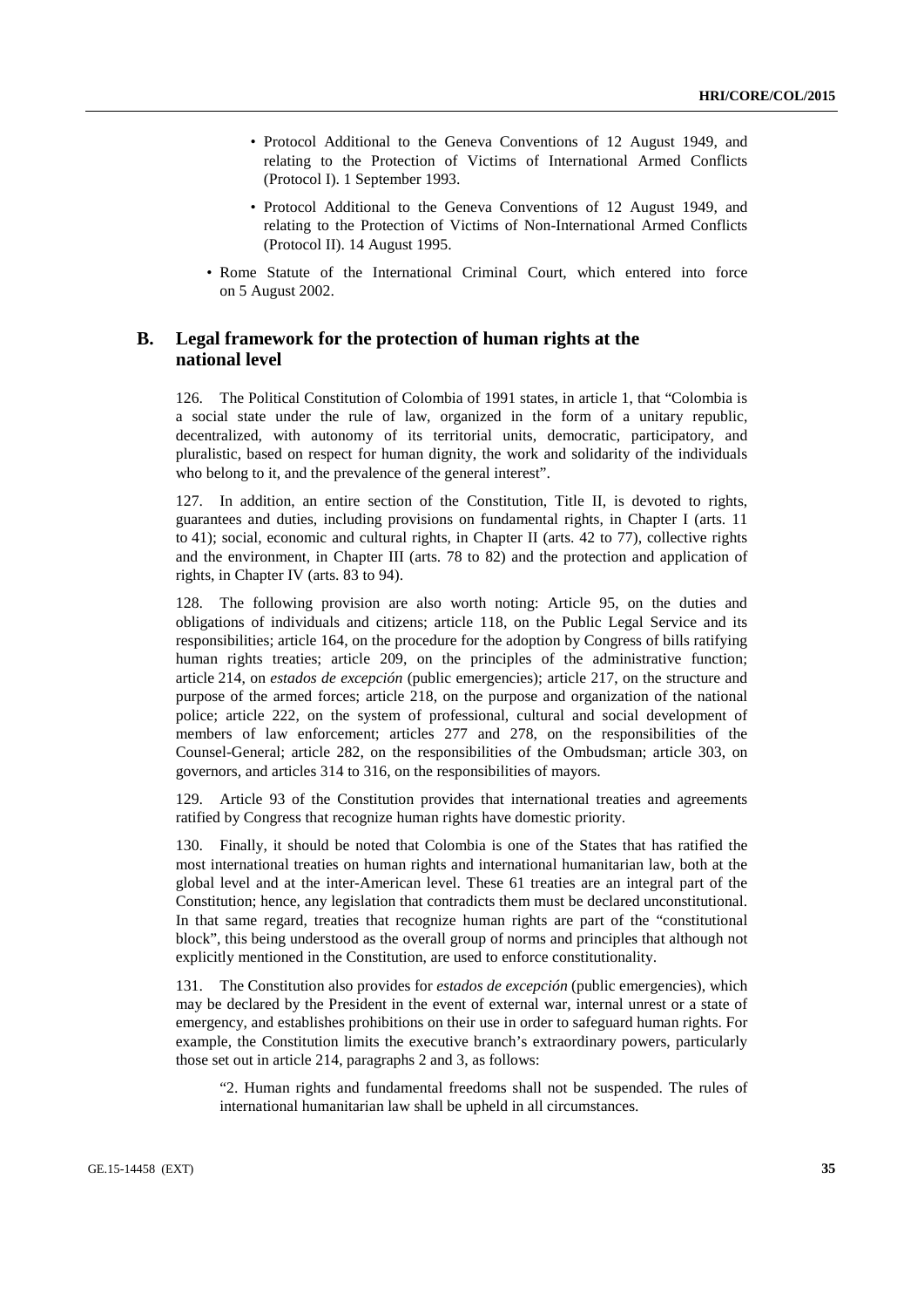- Protocol Additional to the Geneva Conventions of 12 August 1949, and relating to the Protection of Victims of International Armed Conflicts (Protocol I). 1 September 1993.
- Protocol Additional to the Geneva Conventions of 12 August 1949, and relating to the Protection of Victims of Non-International Armed Conflicts (Protocol II). 14 August 1995.

- Rome Statute of the International Criminal Court, which entered into force on 5 August 2002.

## B. Legal framework for the protection of human rights at the national level

126. The Political Constitution of Colombia of 1991 states, in article 1, that "Colombia is a social state under the rule of law, organized in the form of a unitary republic, decentralized, with autonomy of its territorial units, democratic, participatory, and pluralistic, based on respect for human dignity, the work and solidarity of the individuals who belong to it, and the prevalence of the general interest".

127. In addition, an entire section of the Constitution, Title II, is devoted to rights, guarantees and duties, including provisions on fundamental rights, in Chapter I (arts. 11 to 41); social, economic and cultural rights, in Chapter II (arts. 42 to 77), collective rights and the environment, in Chapter III (arts. 78 to 82) and the protection and application of rights, in Chapter IV (arts. 83 to 94).

128. The following provision are also worth noting: Article 95, on the duties and obligations of individuals and citizens; article 118, on the Public Legal Service and its responsibilities; article 164, on the procedure for the adoption by Congress of bills ratifying human rights treaties; article 209, on the principles of the administrative function; article 214, on *estados de excepción* (public emergencies); article 217, on the structure and purpose of the armed forces; article 218, on the purpose and organization of the national police; article 222, on the system of professional, cultural and social development of members of law enforcement; articles 277 and 278, on the responsibilities of the Counsel-General; article 282, on the responsibilities of the Ombudsman; article 303, on governors, and articles 314 to 316, on the responsibilities of mayors.

129. Article 93 of the Constitution provides that international treaties and agreements ratified by Congress that recognize human rights have domestic priority.

130. Finally, it should be noted that Colombia is one of the States that has ratified the most international treaties on human rights and international humanitarian law, both at the global level and at the inter-American level. These 61 treaties are an integral part of the Constitution; hence, any legislation that contradicts them must be declared unconstitutional. In that same regard, treaties that recognize human rights are part of the "constitutional block", this being understood as the overall group of norms and principles that although not explicitly mentioned in the Constitution, are used to enforce constitutionality.

131. The Constitution also provides for *estados de excepción* (public emergencies), which may be declared by the President in the event of external war, internal unrest or a state of emergency, and establishes prohibitions on their use in order to safeguard human rights. For example, the Constitution limits the executive branch's extraordinary powers, particularly those set out in article 214, paragraphs 2 and 3, as follows:

> "2. Human rights and fundamental freedoms shall not be suspended. The rules of international humanitarian law shall be upheld in all circumstances.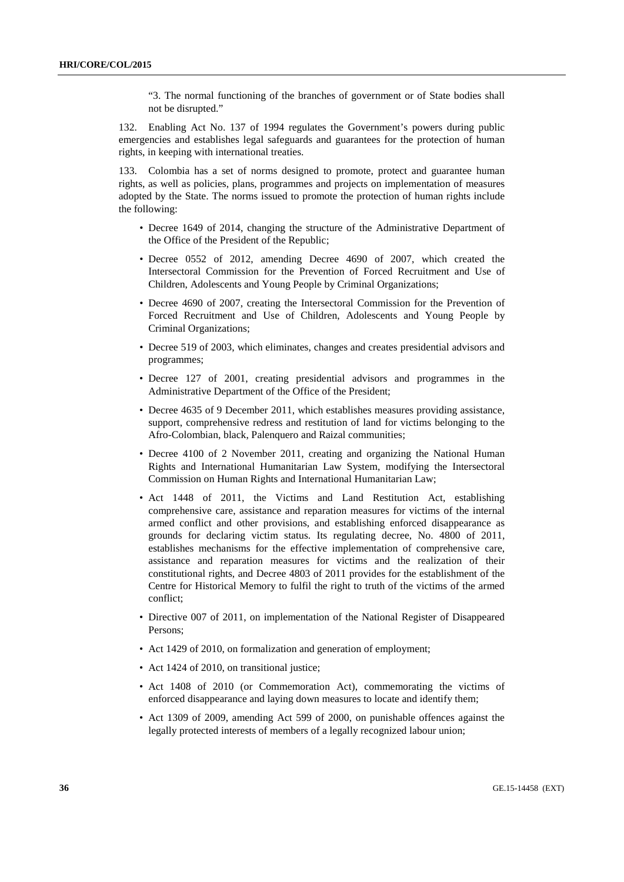"3. The normal functioning of the branches of government or of State bodies shall not be disrupted."

132. Enabling Act No. 137 of 1994 regulates the Government's powers during public emergencies and establishes legal safeguards and guarantees for the protection of human rights, in keeping with international treaties.

133. Colombia has a set of norms designed to promote, protect and guarantee human rights, as well as policies, plans, programmes and projects on implementation of measures adopted by the State. The norms issued to promote the protection of human rights include the following:

- Decree 1649 of 2014, changing the structure of the Administrative Department of the Office of the President of the Republic;
- Decree 0552 of 2012, amending Decree 4690 of 2007, which created the Intersectoral Commission for the Prevention of Forced Recruitment and Use of Children, Adolescents and Young People by Criminal Organizations;
- Decree 4690 of 2007, creating the Intersectoral Commission for the Prevention of Forced Recruitment and Use of Children, Adolescents and Young People by Criminal Organizations;
- Decree 519 of 2003, which eliminates, changes and creates presidential advisors and programmes;
- Decree 127 of 2001, creating presidential advisors and programmes in the Administrative Department of the Office of the President;
- Decree 4635 of 9 December 2011, which establishes measures providing assistance, support, comprehensive redress and restitution of land for victims belonging to the Afro-Colombian, black, Palenquero and Raizal communities;
- Decree 4100 of 2 November 2011, creating and organizing the National Human Rights and International Humanitarian Law System, modifying the Intersectoral Commission on Human Rights and International Humanitarian Law;
- Act 1448 of 2011, the Victims and Land Restitution Act, establishing comprehensive care, assistance and reparation measures for victims of the internal armed conflict and other provisions, and establishing enforced disappearance as grounds for declaring victim status. Its regulating decree, No. 4800 of 2011, establishes mechanisms for the effective implementation of comprehensive care, assistance and reparation measures for victims and the realization of their constitutional rights, and Decree 4803 of 2011 provides for the establishment of the Centre for Historical Memory to fulfil the right to truth of the victims of the armed conflict;
- Directive 007 of 2011, on implementation of the National Register of Disappeared Persons;
- Act 1429 of 2010, on formalization and generation of employment;
- Act 1424 of 2010, on transitional justice;
- Act 1408 of 2010 (or Commemoration Act), commemorating the victims of enforced disappearance and laying down measures to locate and identify them;
- Act 1309 of 2009, amending Act 599 of 2000, on punishable offences against the legally protected interests of members of a legally recognized labour union;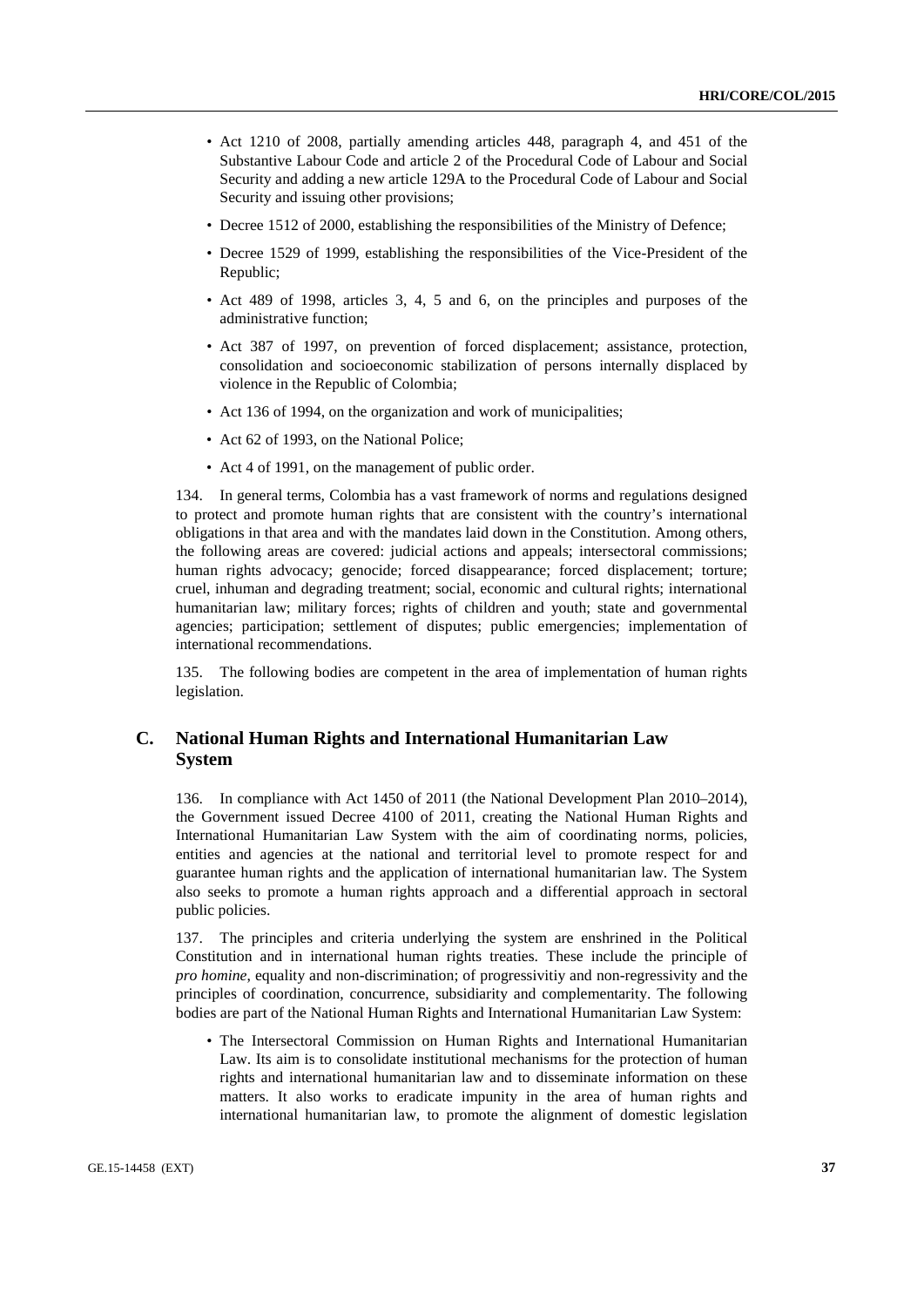- Act 1210 of 2008, partially amending articles 448, paragraph 4, and 451 of the Substantive Labour Code and article 2 of the Procedural Code of Labour and Social Security and adding a new article 129A to the Procedural Code of Labour and Social Security and issuing other provisions;
- Decree 1512 of 2000, establishing the responsibilities of the Ministry of Defence;
- Decree 1529 of 1999, establishing the responsibilities of the Vice-President of the Republic;
- Act 489 of 1998, articles 3, 4, 5 and 6, on the principles and purposes of the administrative function;
- Act 387 of 1997, on prevention of forced displacement; assistance, protection, consolidation and socioeconomic stabilization of persons internally displaced by violence in the Republic of Colombia;
- Act 136 of 1994, on the organization and work of municipalities;
- Act 62 of 1993, on the National Police;
- Act 4 of 1991, on the management of public order.

134. In general terms, Colombia has a vast framework of norms and regulations designed to protect and promote human rights that are consistent with the country's international obligations in that area and with the mandates laid down in the Constitution. Among others, the following areas are covered: judicial actions and appeals; intersectoral commissions; human rights advocacy; genocide; forced disappearance; forced displacement; torture; cruel, inhuman and degrading treatment; social, economic and cultural rights; international humanitarian law; military forces; rights of children and youth; state and governmental agencies; participation; settlement of disputes; public emergencies; implementation of international recommendations.

135. The following bodies are competent in the area of implementation of human rights legislation.

## C. National Human Rights and International Humanitarian Law System

136. In compliance with Act 1450 of 2011 (the National Development Plan 2010–2014), the Government issued Decree 4100 of 2011, creating the National Human Rights and International Humanitarian Law System with the aim of coordinating norms, policies, entities and agencies at the national and territorial level to promote respect for and guarantee human rights and the application of international humanitarian law. The System also seeks to promote a human rights approach and a differential approach in sectoral public policies.

137. The principles and criteria underlying the system are enshrined in the Political Constitution and in international human rights treaties. These include the principle of *pro homine*, equality and non-discrimination; of progressivitiy and non-regressivity and the principles of coordination, concurrence, subsidiarity and complementarity. The following bodies are part of the National Human Rights and International Humanitarian Law System:

- The Intersectoral Commission on Human Rights and International Humanitarian Law. Its aim is to consolidate institutional mechanisms for the protection of human rights and international humanitarian law and to disseminate information on these matters. It also works to eradicate impunity in the area of human rights and international humanitarian law, to promote the alignment of domestic legislation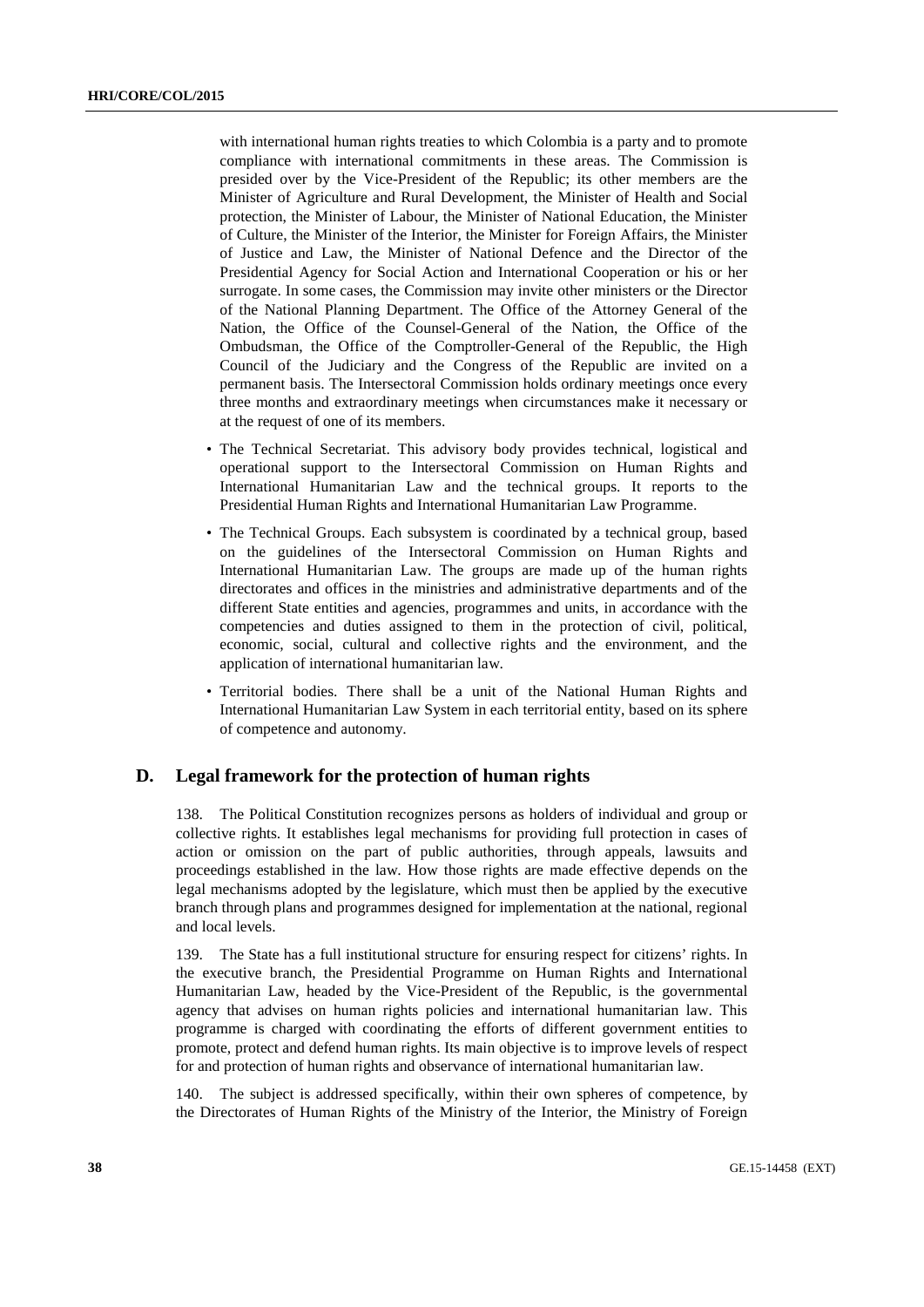with international human rights treaties to which Colombia is a party and to promote compliance with international commitments in these areas. The Commission is presided over by the Vice-President of the Republic; its other members are the Minister of Agriculture and Rural Development, the Minister of Health and Social protection, the Minister of Labour, the Minister of National Education, the Minister of Culture, the Minister of the Interior, the Minister for Foreign Affairs, the Minister of Justice and Law, the Minister of National Defence and the Director of the Presidential Agency for Social Action and International Cooperation or his or her surrogate. In some cases, the Commission may invite other ministers or the Director of the National Planning Department. The Office of the Attorney General of the Nation, the Office of the Counsel-General of the Nation, the Office of the Ombudsman, the Office of the Comptroller-General of the Republic, the High Council of the Judiciary and the Congress of the Republic are invited on a permanent basis. The Intersectoral Commission holds ordinary meetings once every three months and extraordinary meetings when circumstances make it necessary or at the request of one of its members.

- The Technical Secretariat. This advisory body provides technical, logistical and operational support to the Intersectoral Commission on Human Rights and International Humanitarian Law and the technical groups. It reports to the Presidential Human Rights and International Humanitarian Law Programme.
- The Technical Groups. Each subsystem is coordinated by a technical group, based on the guidelines of the Intersectoral Commission on Human Rights and International Humanitarian Law. The groups are made up of the human rights directorates and offices in the ministries and administrative departments and of the different State entities and agencies, programmes and units, in accordance with the competencies and duties assigned to them in the protection of civil, political, economic, social, cultural and collective rights and the environment, and the application of international humanitarian law.
- Territorial bodies. There shall be a unit of the National Human Rights and International Humanitarian Law System in each territorial entity, based on its sphere of competence and autonomy.

## D. Legal framework for the protection of human rights

138. The Political Constitution recognizes persons as holders of individual and group or collective rights. It establishes legal mechanisms for providing full protection in cases of action or omission on the part of public authorities, through appeals, lawsuits and proceedings established in the law. How those rights are made effective depends on the legal mechanisms adopted by the legislature, which must then be applied by the executive branch through plans and programmes designed for implementation at the national, regional and local levels.

139. The State has a full institutional structure for ensuring respect for citizens' rights. In the executive branch, the Presidential Programme on Human Rights and International Humanitarian Law, headed by the Vice-President of the Republic, is the governmental agency that advises on human rights policies and international humanitarian law. This programme is charged with coordinating the efforts of different government entities to promote, protect and defend human rights. Its main objective is to improve levels of respect for and protection of human rights and observance of international humanitarian law.

140. The subject is addressed specifically, within their own spheres of competence, by the Directorates of Human Rights of the Ministry of the Interior, the Ministry of Foreign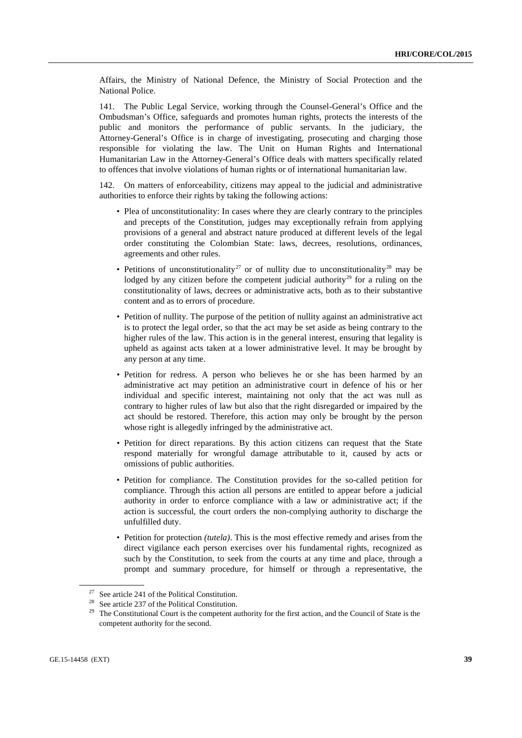Affairs, the Ministry of National Defence, the Ministry of Social Protection and the National Police.

141. The Public Legal Service, working through the Counsel-General's Office and the Ombudsman's Office, safeguards and promotes human rights, protects the interests of the public and monitors the performance of public servants. In the judiciary, the Attorney-General's Office is in charge of investigating, prosecuting and charging those responsible for violating the law. The Unit on Human Rights and International Humanitarian Law in the Attorney-General's Office deals with matters specifically related to offences that involve violations of human rights or of international humanitarian law.

142. On matters of enforceability, citizens may appeal to the judicial and administrative authorities to enforce their rights by taking the following actions:

- Plea of unconstitutionality: In cases where they are clearly contrary to the principles and precepts of the Constitution, judges may exceptionally refrain from applying provisions of a general and abstract nature produced at different levels of the legal order constituting the Colombian State: laws, decrees, resolutions, ordinances, agreements and other rules.
- Petitions of unconstitutionality[27] or of nullity due to unconstitutionality[28] may be lodged by any citizen before the competent judicial authority[29] for a ruling on the constitutionality of laws, decrees or administrative acts, both as to their substantive content and as to errors of procedure.
- Petition of nullity. The purpose of the petition of nullity against an administrative act is to protect the legal order, so that the act may be set aside as being contrary to the higher rules of the law. This action is in the general interest, ensuring that legality is upheld as against acts taken at a lower administrative level. It may be brought by any person at any time.
- Petition for redress. A person who believes he or she has been harmed by an administrative act may petition an administrative court in defence of his or her individual and specific interest, maintaining not only that the act was null as contrary to higher rules of law but also that the right disregarded or impaired by the act should be restored. Therefore, this action may only be brought by the person whose right is allegedly infringed by the administrative act.
- Petition for direct reparations. By this action citizens can request that the State respond materially for wrongful damage attributable to it, caused by acts or omissions of public authorities.
- Petition for compliance. The Constitution provides for the so-called petition for compliance. Through this action all persons are entitled to appear before a judicial authority in order to enforce compliance with a law or administrative act; if the action is successful, the court orders the non-complying authority to discharge the unfulfilled duty.
- Petition for protection *(tutela)*. This is the most effective remedy and arises from the direct vigilance each person exercises over his fundamental rights, recognized as such by the Constitution, to seek from the courts at any time and place, through a prompt and summary procedure, for himself or through a representative, the

---

[27] See article 241 of the Political Constitution.

[28] See article 237 of the Political Constitution.

[29] The Constitutional Court is the competent authority for the first action, and the Council of State is the competent authority for the second.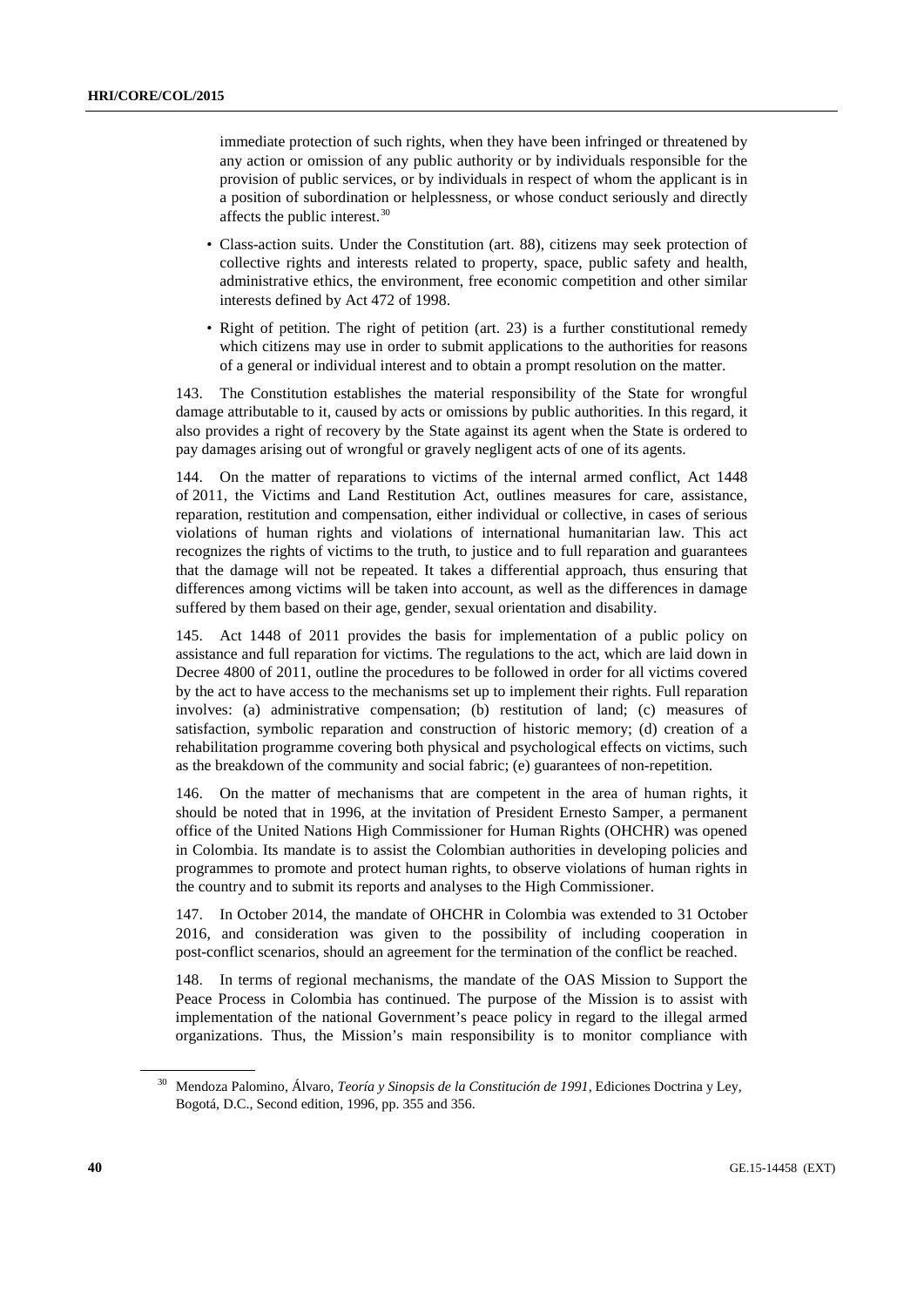immediate protection of such rights, when they have been infringed or threatened by any action or omission of any public authority or by individuals responsible for the provision of public services, or by individuals in respect of whom the applicant is in a position of subordination or helplessness, or whose conduct seriously and directly affects the public interest.[30]

- Class-action suits. Under the Constitution (art. 88), citizens may seek protection of collective rights and interests related to property, space, public safety and health, administrative ethics, the environment, free economic competition and other similar interests defined by Act 472 of 1998.
- Right of petition. The right of petition (art. 23) is a further constitutional remedy which citizens may use in order to submit applications to the authorities for reasons of a general or individual interest and to obtain a prompt resolution on the matter.

143. The Constitution establishes the material responsibility of the State for wrongful damage attributable to it, caused by acts or omissions by public authorities. In this regard, it also provides a right of recovery by the State against its agent when the State is ordered to pay damages arising out of wrongful or gravely negligent acts of one of its agents.

144. On the matter of reparations to victims of the internal armed conflict, Act 1448 of 2011, the Victims and Land Restitution Act, outlines measures for care, assistance, reparation, restitution and compensation, either individual or collective, in cases of serious violations of human rights and violations of international humanitarian law. This act recognizes the rights of victims to the truth, to justice and to full reparation and guarantees that the damage will not be repeated. It takes a differential approach, thus ensuring that differences among victims will be taken into account, as well as the differences in damage suffered by them based on their age, gender, sexual orientation and disability.

145. Act 1448 of 2011 provides the basis for implementation of a public policy on assistance and full reparation for victims. The regulations to the act, which are laid down in Decree 4800 of 2011, outline the procedures to be followed in order for all victims covered by the act to have access to the mechanisms set up to implement their rights. Full reparation involves: (a) administrative compensation; (b) restitution of land; (c) measures of satisfaction, symbolic reparation and construction of historic memory; (d) creation of a rehabilitation programme covering both physical and psychological effects on victims, such as the breakdown of the community and social fabric; (e) guarantees of non-repetition.

146. On the matter of mechanisms that are competent in the area of human rights, it should be noted that in 1996, at the invitation of President Ernesto Samper, a permanent office of the United Nations High Commissioner for Human Rights (OHCHR) was opened in Colombia. Its mandate is to assist the Colombian authorities in developing policies and programmes to promote and protect human rights, to observe violations of human rights in the country and to submit its reports and analyses to the High Commissioner.

147. In October 2014, the mandate of OHCHR in Colombia was extended to 31 October 2016, and consideration was given to the possibility of including cooperation in post-conflict scenarios, should an agreement for the termination of the conflict be reached.

148. In terms of regional mechanisms, the mandate of the OAS Mission to Support the Peace Process in Colombia has continued. The purpose of the Mission is to assist with implementation of the national Government's peace policy in regard to the illegal armed organizations. Thus, the Mission's main responsibility is to monitor compliance with

[30] Mendoza Palomino, Álvaro, *Teoría y Sinopsis de la Constitución de 1991*, Ediciones Doctrina y Ley, Bogotá, D.C., Second edition, 1996, pp. 355 and 356.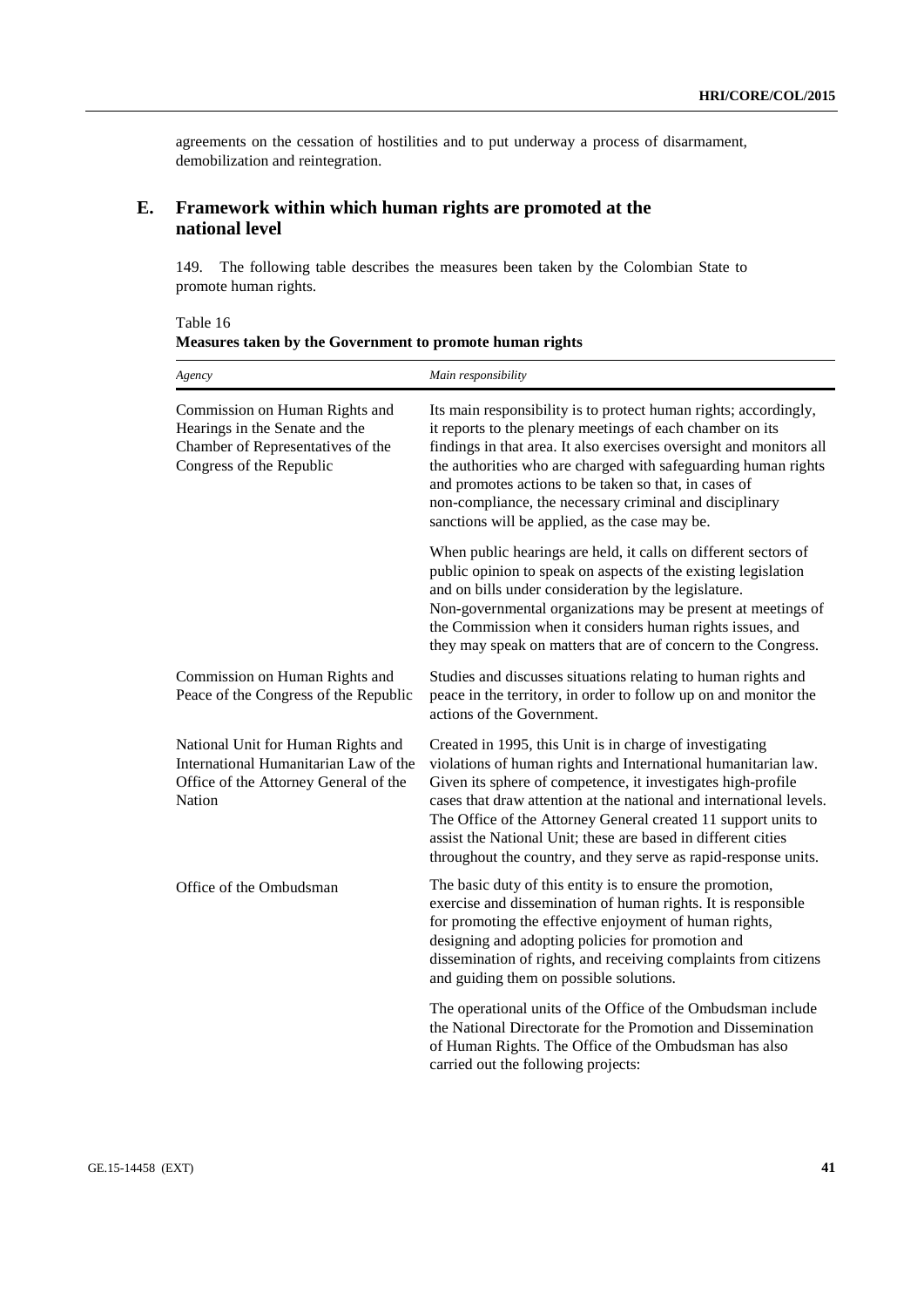agreements on the cessation of hostilities and to put underway a process of disarmament, demobilization and reintegration.

## E. Framework within which human rights are promoted at the national level

149. The following table describes the measures been taken by the Colombian State to promote human rights.

Table 16
**Measures taken by the Government to promote human rights**

| *Agency* | *Main responsibility* |
|---|---|
| Commission on Human Rights and Hearings in the Senate and the Chamber of Representatives of the Congress of the Republic | Its main responsibility is to protect human rights; accordingly, it reports to the plenary meetings of each chamber on its findings in that area. It also exercises oversight and monitors all the authorities who are charged with safeguarding human rights and promotes actions to be taken so that, in cases of non-compliance, the necessary criminal and disciplinary sanctions will be applied, as the case may be. |
| | When public hearings are held, it calls on different sectors of public opinion to speak on aspects of the existing legislation and on bills under consideration by the legislature. Non-governmental organizations may be present at meetings of the Commission when it considers human rights issues, and they may speak on matters that are of concern to the Congress. |
| Commission on Human Rights and Peace of the Congress of the Republic | Studies and discusses situations relating to human rights and peace in the territory, in order to follow up on and monitor the actions of the Government. |
| National Unit for Human Rights and International Humanitarian Law of the Office of the Attorney General of the Nation | Created in 1995, this Unit is in charge of investigating violations of human rights and International humanitarian law. Given its sphere of competence, it investigates high-profile cases that draw attention at the national and international levels. The Office of the Attorney General created 11 support units to assist the National Unit; these are based in different cities throughout the country, and they serve as rapid-response units. |
| Office of the Ombudsman | The basic duty of this entity is to ensure the promotion, exercise and dissemination of human rights. It is responsible for promoting the effective enjoyment of human rights, designing and adopting policies for promotion and dissemination of rights, and receiving complaints from citizens and guiding them on possible solutions. |
| | The operational units of the Office of the Ombudsman include the National Directorate for the Promotion and Dissemination of Human Rights. The Office of the Ombudsman has also carried out the following projects: |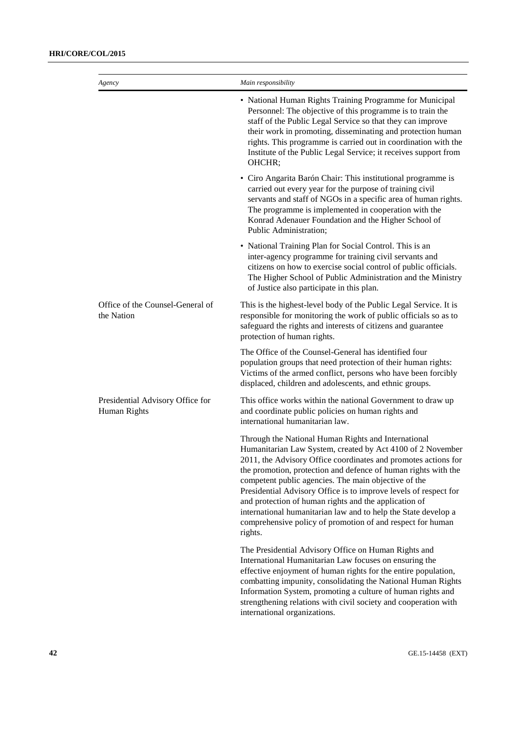| *Agency* | *Main responsibility* |
|---|---|
| | • National Human Rights Training Programme for Municipal Personnel: The objective of this programme is to train the staff of the Public Legal Service so that they can improve their work in promoting, disseminating and protection human rights. This programme is carried out in coordination with the Institute of the Public Legal Service; it receives support from OHCHR; |
| | • Ciro Angarita Barón Chair: This institutional programme is carried out every year for the purpose of training civil servants and staff of NGOs in a specific area of human rights. The programme is implemented in cooperation with the Konrad Adenauer Foundation and the Higher School of Public Administration; |
| | • National Training Plan for Social Control. This is an inter-agency programme for training civil servants and citizens on how to exercise social control of public officials. The Higher School of Public Administration and the Ministry of Justice also participate in this plan. |
| Office of the Counsel-General of the Nation | This is the highest-level body of the Public Legal Service. It is responsible for monitoring the work of public officials so as to safeguard the rights and interests of citizens and guarantee protection of human rights. |
| | The Office of the Counsel-General has identified four population groups that need protection of their human rights: Victims of the armed conflict, persons who have been forcibly displaced, children and adolescents, and ethnic groups. |
| Presidential Advisory Office for Human Rights | This office works within the national Government to draw up and coordinate public policies on human rights and international humanitarian law. |
| | Through the National Human Rights and International Humanitarian Law System, created by Act 4100 of 2 November 2011, the Advisory Office coordinates and promotes actions for the promotion, protection and defence of human rights with the competent public agencies. The main objective of the Presidential Advisory Office is to improve levels of respect for and protection of human rights and the application of international humanitarian law and to help the State develop a comprehensive policy of promotion of and respect for human rights. |
| | The Presidential Advisory Office on Human Rights and International Humanitarian Law focuses on ensuring the effective enjoyment of human rights for the entire population, combatting impunity, consolidating the National Human Rights Information System, promoting a culture of human rights and strengthening relations with civil society and cooperation with international organizations. |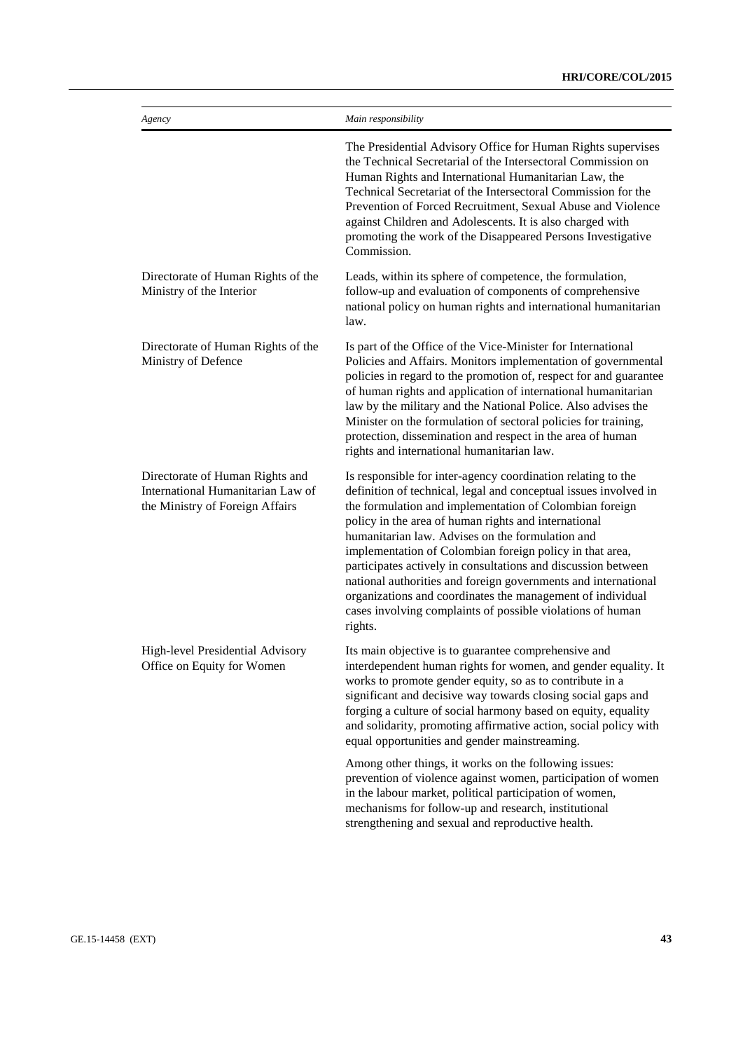| *Agency* | *Main responsibility* |
|---|---|
| | The Presidential Advisory Office for Human Rights supervises the Technical Secretarial of the Intersectoral Commission on Human Rights and International Humanitarian Law, the Technical Secretariat of the Intersectoral Commission for the Prevention of Forced Recruitment, Sexual Abuse and Violence against Children and Adolescents. It is also charged with promoting the work of the Disappeared Persons Investigative Commission. |
| Directorate of Human Rights of the Ministry of the Interior | Leads, within its sphere of competence, the formulation, follow-up and evaluation of components of comprehensive national policy on human rights and international humanitarian law. |
| Directorate of Human Rights of the Ministry of Defence | Is part of the Office of the Vice-Minister for International Policies and Affairs. Monitors implementation of governmental policies in regard to the promotion of, respect for and guarantee of human rights and application of international humanitarian law by the military and the National Police. Also advises the Minister on the formulation of sectoral policies for training, protection, dissemination and respect in the area of human rights and international humanitarian law. |
| Directorate of Human Rights and International Humanitarian Law of the Ministry of Foreign Affairs | Is responsible for inter-agency coordination relating to the definition of technical, legal and conceptual issues involved in the formulation and implementation of Colombian foreign policy in the area of human rights and international humanitarian law. Advises on the formulation and implementation of Colombian foreign policy in that area, participates actively in consultations and discussion between national authorities and foreign governments and international organizations and coordinates the management of individual cases involving complaints of possible violations of human rights. |
| High-level Presidential Advisory Office on Equity for Women | Its main objective is to guarantee comprehensive and interdependent human rights for women, and gender equality. It works to promote gender equity, so as to contribute in a significant and decisive way towards closing social gaps and forging a culture of social harmony based on equity, equality and solidarity, promoting affirmative action, social policy with equal opportunities and gender mainstreaming.<br><br>Among other things, it works on the following issues: prevention of violence against women, participation of women in the labour market, political participation of women, mechanisms for follow-up and research, institutional strengthening and sexual and reproductive health. |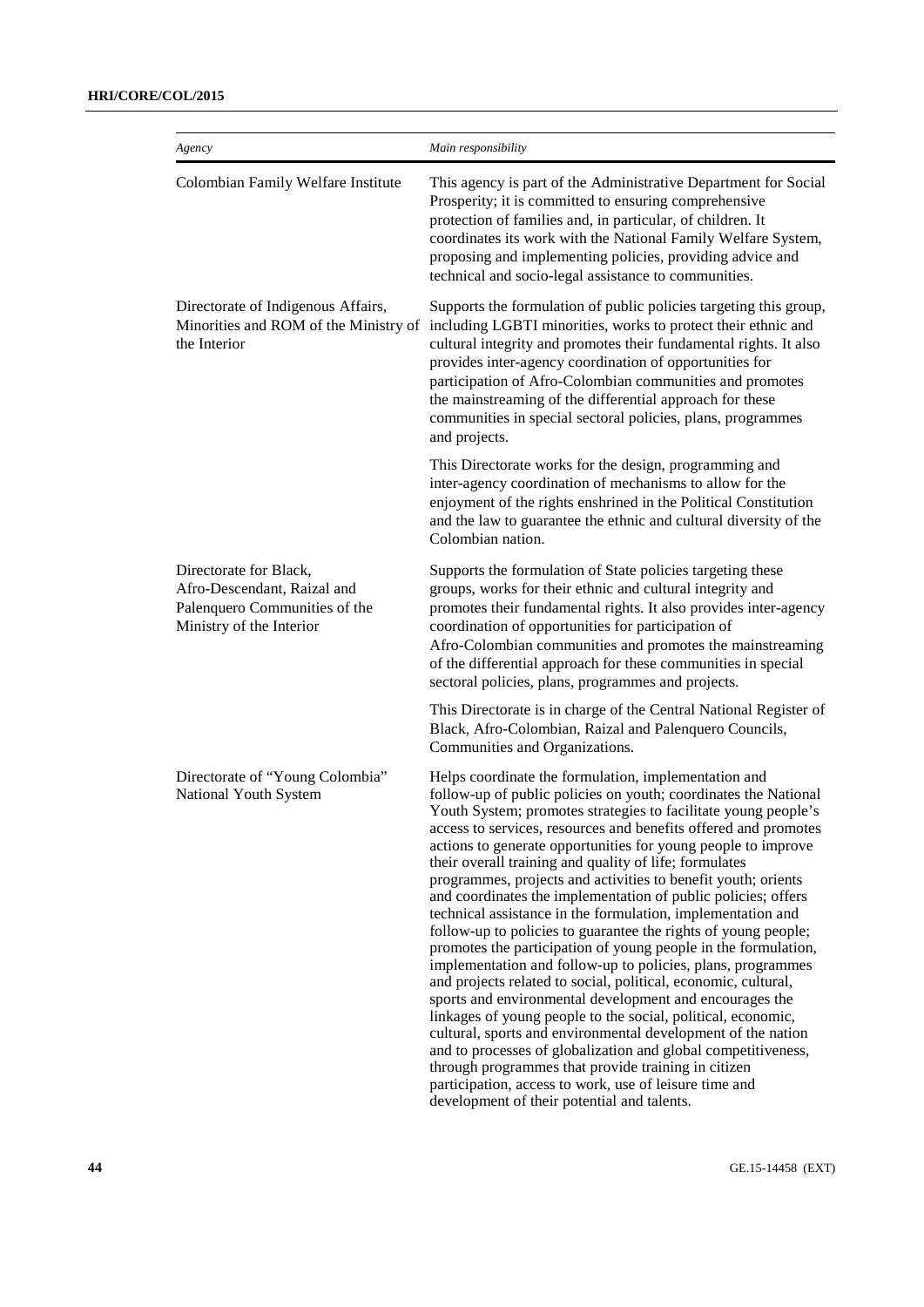| *Agency* | *Main responsibility* |
|---|---|
| Colombian Family Welfare Institute | This agency is part of the Administrative Department for Social Prosperity; it is committed to ensuring comprehensive protection of families and, in particular, of children. It coordinates its work with the National Family Welfare System, proposing and implementing policies, providing advice and technical and socio-legal assistance to communities. |
| Directorate of Indigenous Affairs, Minorities and ROM of the Ministry of the Interior | Supports the formulation of public policies targeting this group, including LGBTI minorities, works to protect their ethnic and cultural integrity and promotes their fundamental rights. It also provides inter-agency coordination of opportunities for participation of Afro-Colombian communities and promotes the mainstreaming of the differential approach for these communities in special sectoral policies, plans, programmes and projects.<br><br>This Directorate works for the design, programming and inter-agency coordination of mechanisms to allow for the enjoyment of the rights enshrined in the Political Constitution and the law to guarantee the ethnic and cultural diversity of the Colombian nation. |
| Directorate for Black, Afro-Descendant, Raizal and Palenquero Communities of the Ministry of the Interior | Supports the formulation of State policies targeting these groups, works for their ethnic and cultural integrity and promotes their fundamental rights. It also provides inter-agency coordination of opportunities for participation of Afro-Colombian communities and promotes the mainstreaming of the differential approach for these communities in special sectoral policies, plans, programmes and projects.<br><br>This Directorate is in charge of the Central National Register of Black, Afro-Colombian, Raizal and Palenquero Councils, Communities and Organizations. |
| Directorate of "Young Colombia" National Youth System | Helps coordinate the formulation, implementation and follow-up of public policies on youth; coordinates the National Youth System; promotes strategies to facilitate young people's access to services, resources and benefits offered and promotes actions to generate opportunities for young people to improve their overall training and quality of life; formulates programmes, projects and activities to benefit youth; orients and coordinates the implementation of public policies; offers technical assistance in the formulation, implementation and follow-up to policies to guarantee the rights of young people; promotes the participation of young people in the formulation, implementation and follow-up to policies, plans, programmes and projects related to social, political, economic, cultural, sports and environmental development and encourages the linkages of young people to the social, political, economic, cultural, sports and environmental development of the nation and to processes of globalization and global competitiveness, through programmes that provide training in citizen participation, access to work, use of leisure time and development of their potential and talents. |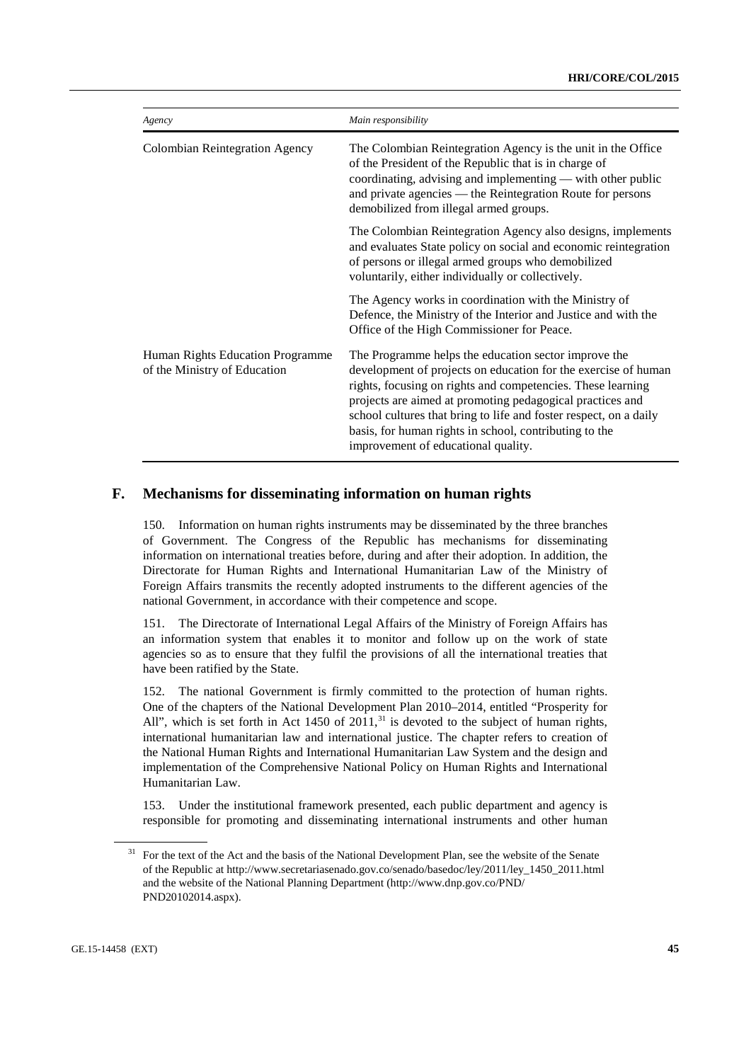| Agency | Main responsibility |
| --- | --- |
| Colombian Reintegration Agency | The Colombian Reintegration Agency is the unit in the Office of the President of the Republic that is in charge of coordinating, advising and implementing — with other public and private agencies — the Reintegration Route for persons demobilized from illegal armed groups. |
| | The Colombian Reintegration Agency also designs, implements and evaluates State policy on social and economic reintegration of persons or illegal armed groups who demobilized voluntarily, either individually or collectively. |
| | The Agency works in coordination with the Ministry of Defence, the Ministry of the Interior and Justice and with the Office of the High Commissioner for Peace. |
| Human Rights Education Programme of the Ministry of Education | The Programme helps the education sector improve the development of projects on education for the exercise of human rights, focusing on rights and competencies. These learning projects are aimed at promoting pedagogical practices and school cultures that bring to life and foster respect, on a daily basis, for human rights in school, contributing to the improvement of educational quality. |

## F. Mechanisms for disseminating information on human rights

150. Information on human rights instruments may be disseminated by the three branches of Government. The Congress of the Republic has mechanisms for disseminating information on international treaties before, during and after their adoption. In addition, the Directorate for Human Rights and International Humanitarian Law of the Ministry of Foreign Affairs transmits the recently adopted instruments to the different agencies of the national Government, in accordance with their competence and scope.

151. The Directorate of International Legal Affairs of the Ministry of Foreign Affairs has an information system that enables it to monitor and follow up on the work of state agencies so as to ensure that they fulfil the provisions of all the international treaties that have been ratified by the State.

152. The national Government is firmly committed to the protection of human rights. One of the chapters of the National Development Plan 2010–2014, entitled "Prosperity for All", which is set forth in Act 1450 of 2011,[31] is devoted to the subject of human rights, international humanitarian law and international justice. The chapter refers to creation of the National Human Rights and International Humanitarian Law System and the design and implementation of the Comprehensive National Policy on Human Rights and International Humanitarian Law.

153. Under the institutional framework presented, each public department and agency is responsible for promoting and disseminating international instruments and other human

[31] For the text of the Act and the basis of the National Development Plan, see the website of the Senate of the Republic at http://www.secretariasenado.gov.co/senado/basedoc/ley/2011/ley_1450_2011.html and the website of the National Planning Department (http://www.dnp.gov.co/PND/PND20102014.aspx).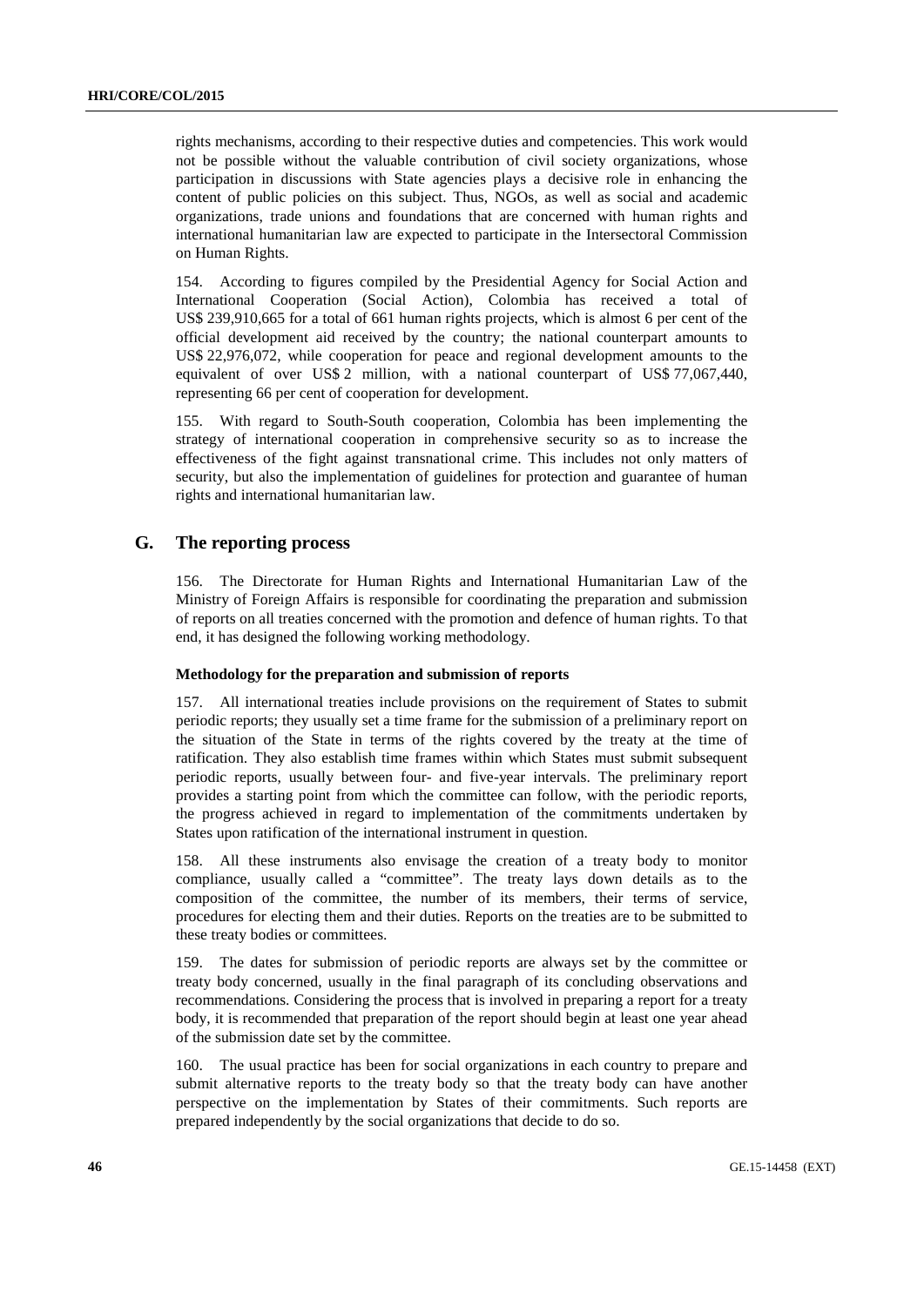rights mechanisms, according to their respective duties and competencies. This work would not be possible without the valuable contribution of civil society organizations, whose participation in discussions with State agencies plays a decisive role in enhancing the content of public policies on this subject. Thus, NGOs, as well as social and academic organizations, trade unions and foundations that are concerned with human rights and international humanitarian law are expected to participate in the Intersectoral Commission on Human Rights.

154. According to figures compiled by the Presidential Agency for Social Action and International Cooperation (Social Action), Colombia has received a total of US$ 239,910,665 for a total of 661 human rights projects, which is almost 6 per cent of the official development aid received by the country; the national counterpart amounts to US$ 22,976,072, while cooperation for peace and regional development amounts to the equivalent of over US$ 2 million, with a national counterpart of US$ 77,067,440, representing 66 per cent of cooperation for development.

155. With regard to South-South cooperation, Colombia has been implementing the strategy of international cooperation in comprehensive security so as to increase the effectiveness of the fight against transnational crime. This includes not only matters of security, but also the implementation of guidelines for protection and guarantee of human rights and international humanitarian law.

## G. The reporting process

156. The Directorate for Human Rights and International Humanitarian Law of the Ministry of Foreign Affairs is responsible for coordinating the preparation and submission of reports on all treaties concerned with the promotion and defence of human rights. To that end, it has designed the following working methodology.

### Methodology for the preparation and submission of reports

157. All international treaties include provisions on the requirement of States to submit periodic reports; they usually set a time frame for the submission of a preliminary report on the situation of the State in terms of the rights covered by the treaty at the time of ratification. They also establish time frames within which States must submit subsequent periodic reports, usually between four- and five-year intervals. The preliminary report provides a starting point from which the committee can follow, with the periodic reports, the progress achieved in regard to implementation of the commitments undertaken by States upon ratification of the international instrument in question.

158. All these instruments also envisage the creation of a treaty body to monitor compliance, usually called a "committee". The treaty lays down details as to the composition of the committee, the number of its members, their terms of service, procedures for electing them and their duties. Reports on the treaties are to be submitted to these treaty bodies or committees.

159. The dates for submission of periodic reports are always set by the committee or treaty body concerned, usually in the final paragraph of its concluding observations and recommendations. Considering the process that is involved in preparing a report for a treaty body, it is recommended that preparation of the report should begin at least one year ahead of the submission date set by the committee.

160. The usual practice has been for social organizations in each country to prepare and submit alternative reports to the treaty body so that the treaty body can have another perspective on the implementation by States of their commitments. Such reports are prepared independently by the social organizations that decide to do so.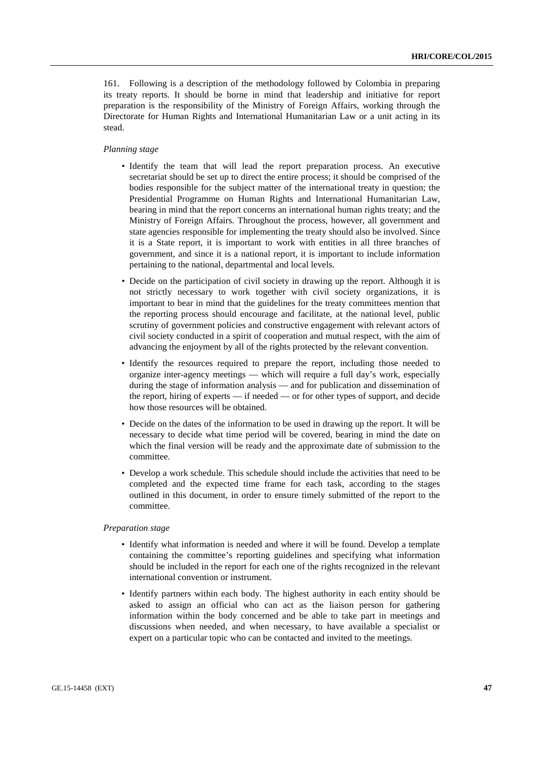161. Following is a description of the methodology followed by Colombia in preparing its treaty reports. It should be borne in mind that leadership and initiative for report preparation is the responsibility of the Ministry of Foreign Affairs, working through the Directorate for Human Rights and International Humanitarian Law or a unit acting in its stead.

*Planning stage*

- Identify the team that will lead the report preparation process. An executive secretariat should be set up to direct the entire process; it should be comprised of the bodies responsible for the subject matter of the international treaty in question; the Presidential Programme on Human Rights and International Humanitarian Law, bearing in mind that the report concerns an international human rights treaty; and the Ministry of Foreign Affairs. Throughout the process, however, all government and state agencies responsible for implementing the treaty should also be involved. Since it is a State report, it is important to work with entities in all three branches of government, and since it is a national report, it is important to include information pertaining to the national, departmental and local levels.
- Decide on the participation of civil society in drawing up the report. Although it is not strictly necessary to work together with civil society organizations, it is important to bear in mind that the guidelines for the treaty committees mention that the reporting process should encourage and facilitate, at the national level, public scrutiny of government policies and constructive engagement with relevant actors of civil society conducted in a spirit of cooperation and mutual respect, with the aim of advancing the enjoyment by all of the rights protected by the relevant convention.
- Identify the resources required to prepare the report, including those needed to organize inter-agency meetings — which will require a full day's work, especially during the stage of information analysis — and for publication and dissemination of the report, hiring of experts — if needed — or for other types of support, and decide how those resources will be obtained.
- Decide on the dates of the information to be used in drawing up the report. It will be necessary to decide what time period will be covered, bearing in mind the date on which the final version will be ready and the approximate date of submission to the committee.
- Develop a work schedule. This schedule should include the activities that need to be completed and the expected time frame for each task, according to the stages outlined in this document, in order to ensure timely submitted of the report to the committee.

*Preparation stage*

- Identify what information is needed and where it will be found. Develop a template containing the committee's reporting guidelines and specifying what information should be included in the report for each one of the rights recognized in the relevant international convention or instrument.
- Identify partners within each body. The highest authority in each entity should be asked to assign an official who can act as the liaison person for gathering information within the body concerned and be able to take part in meetings and discussions when needed, and when necessary, to have available a specialist or expert on a particular topic who can be contacted and invited to the meetings.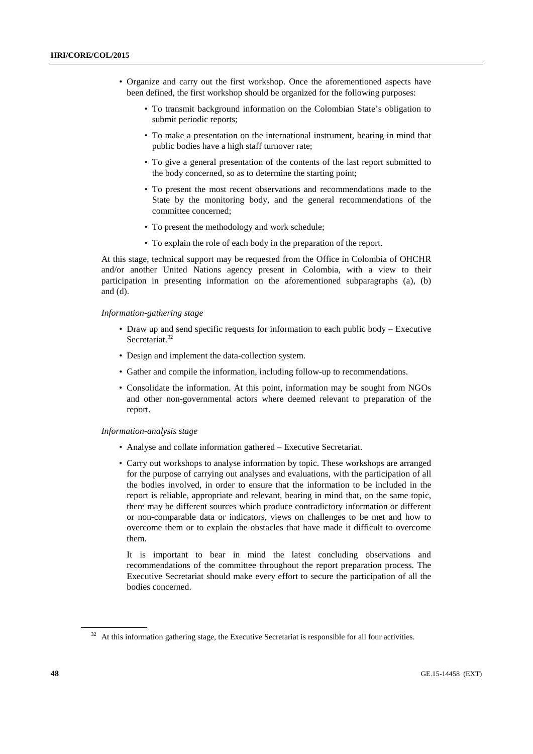- Organize and carry out the first workshop. Once the aforementioned aspects have been defined, the first workshop should be organized for the following purposes:
    - To transmit background information on the Colombian State's obligation to submit periodic reports;
    - To make a presentation on the international instrument, bearing in mind that public bodies have a high staff turnover rate;
    - To give a general presentation of the contents of the last report submitted to the body concerned, so as to determine the starting point;
    - To present the most recent observations and recommendations made to the State by the monitoring body, and the general recommendations of the committee concerned;
    - To present the methodology and work schedule;
    - To explain the role of each body in the preparation of the report.

At this stage, technical support may be requested from the Office in Colombia of OHCHR and/or another United Nations agency present in Colombia, with a view to their participation in presenting information on the aforementioned subparagraphs (a), (b) and (d).

*Information-gathering stage*

- Draw up and send specific requests for information to each public body – Executive Secretariat.[32]
- Design and implement the data-collection system.
- Gather and compile the information, including follow-up to recommendations.
- Consolidate the information. At this point, information may be sought from NGOs and other non-governmental actors where deemed relevant to preparation of the report.

*Information-analysis stage*

- Analyse and collate information gathered – Executive Secretariat.
- Carry out workshops to analyse information by topic. These workshops are arranged for the purpose of carrying out analyses and evaluations, with the participation of all the bodies involved, in order to ensure that the information to be included in the report is reliable, appropriate and relevant, bearing in mind that, on the same topic, there may be different sources which produce contradictory information or different or non-comparable data or indicators, views on challenges to be met and how to overcome them or to explain the obstacles that have made it difficult to overcome them.

  It is important to bear in mind the latest concluding observations and recommendations of the committee throughout the report preparation process. The Executive Secretariat should make every effort to secure the participation of all the bodies concerned.

[32] At this information gathering stage, the Executive Secretariat is responsible for all four activities.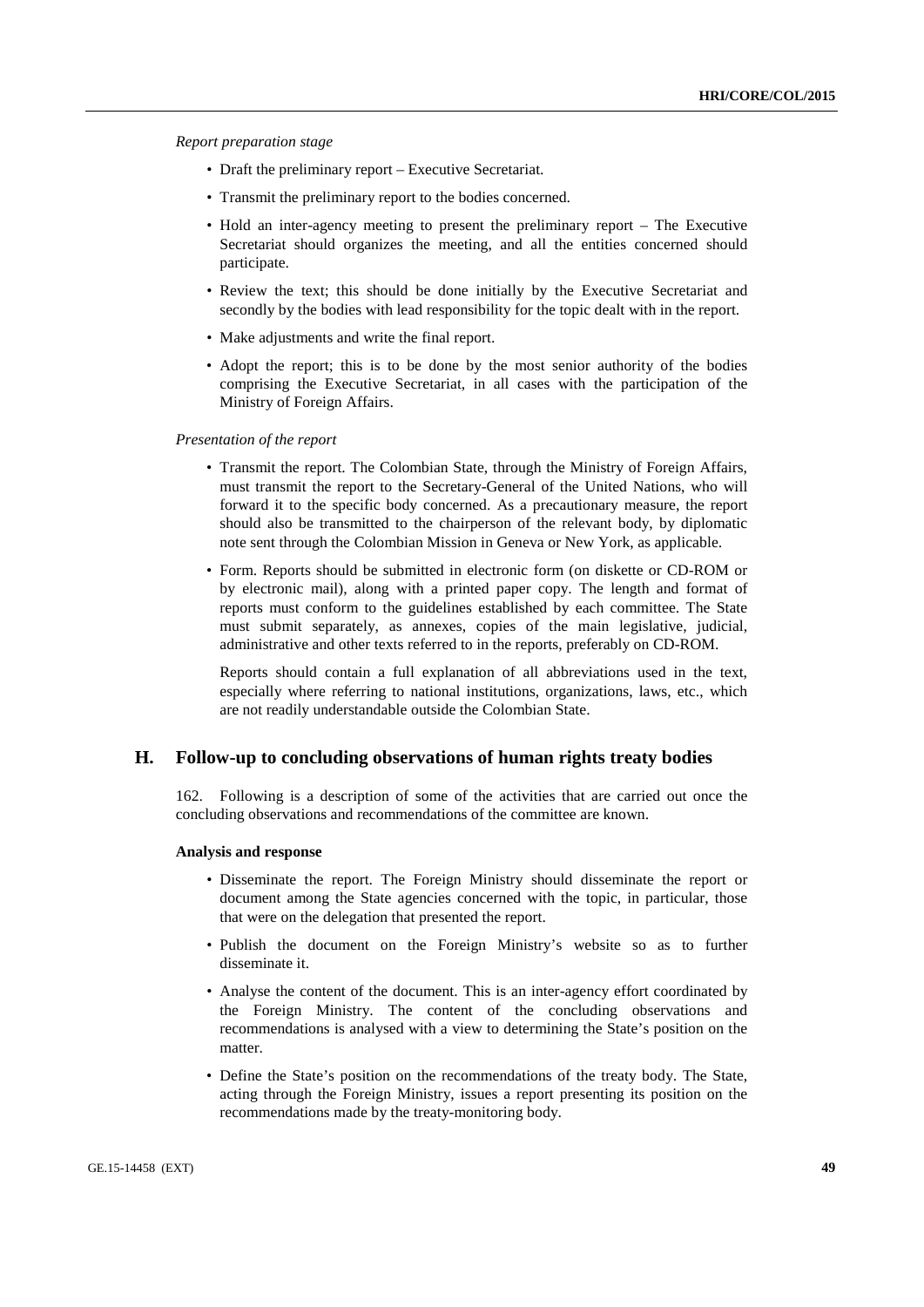*Report preparation stage*

- Draft the preliminary report – Executive Secretariat.
- Transmit the preliminary report to the bodies concerned.
- Hold an inter-agency meeting to present the preliminary report – The Executive Secretariat should organizes the meeting, and all the entities concerned should participate.
- Review the text; this should be done initially by the Executive Secretariat and secondly by the bodies with lead responsibility for the topic dealt with in the report.
- Make adjustments and write the final report.
- Adopt the report; this is to be done by the most senior authority of the bodies comprising the Executive Secretariat, in all cases with the participation of the Ministry of Foreign Affairs.

*Presentation of the report*

- Transmit the report. The Colombian State, through the Ministry of Foreign Affairs, must transmit the report to the Secretary-General of the United Nations, who will forward it to the specific body concerned. As a precautionary measure, the report should also be transmitted to the chairperson of the relevant body, by diplomatic note sent through the Colombian Mission in Geneva or New York, as applicable.
- Form. Reports should be submitted in electronic form (on diskette or CD-ROM or by electronic mail), along with a printed paper copy. The length and format of reports must conform to the guidelines established by each committee. The State must submit separately, as annexes, copies of the main legislative, judicial, administrative and other texts referred to in the reports, preferably on CD-ROM.

  Reports should contain a full explanation of all abbreviations used in the text, especially where referring to national institutions, organizations, laws, etc., which are not readily understandable outside the Colombian State.

## H. Follow-up to concluding observations of human rights treaty bodies

162. Following is a description of some of the activities that are carried out once the concluding observations and recommendations of the committee are known.

**Analysis and response**

- Disseminate the report. The Foreign Ministry should disseminate the report or document among the State agencies concerned with the topic, in particular, those that were on the delegation that presented the report.
- Publish the document on the Foreign Ministry's website so as to further disseminate it.
- Analyse the content of the document. This is an inter-agency effort coordinated by the Foreign Ministry. The content of the concluding observations and recommendations is analysed with a view to determining the State's position on the matter.
- Define the State's position on the recommendations of the treaty body. The State, acting through the Foreign Ministry, issues a report presenting its position on the recommendations made by the treaty-monitoring body.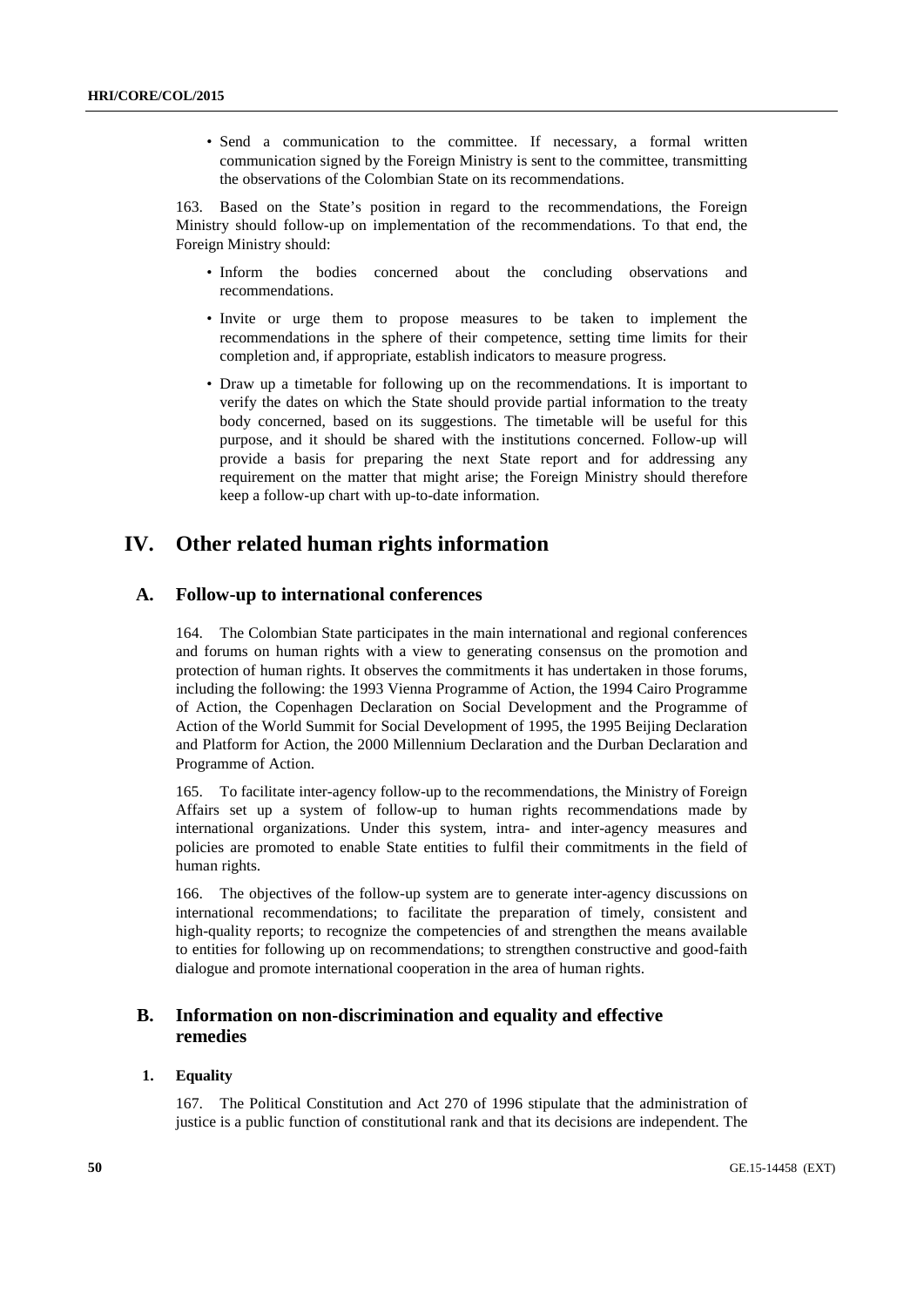- Send a communication to the committee. If necessary, a formal written communication signed by the Foreign Ministry is sent to the committee, transmitting the observations of the Colombian State on its recommendations.

163. Based on the State's position in regard to the recommendations, the Foreign Ministry should follow-up on implementation of the recommendations. To that end, the Foreign Ministry should:

- Inform the bodies concerned about the concluding observations and recommendations.
- Invite or urge them to propose measures to be taken to implement the recommendations in the sphere of their competence, setting time limits for their completion and, if appropriate, establish indicators to measure progress.
- Draw up a timetable for following up on the recommendations. It is important to verify the dates on which the State should provide partial information to the treaty body concerned, based on its suggestions. The timetable will be useful for this purpose, and it should be shared with the institutions concerned. Follow-up will provide a basis for preparing the next State report and for addressing any requirement on the matter that might arise; the Foreign Ministry should therefore keep a follow-up chart with up-to-date information.

# IV. Other related human rights information

## A. Follow-up to international conferences

164. The Colombian State participates in the main international and regional conferences and forums on human rights with a view to generating consensus on the promotion and protection of human rights. It observes the commitments it has undertaken in those forums, including the following: the 1993 Vienna Programme of Action, the 1994 Cairo Programme of Action, the Copenhagen Declaration on Social Development and the Programme of Action of the World Summit for Social Development of 1995, the 1995 Beijing Declaration and Platform for Action, the 2000 Millennium Declaration and the Durban Declaration and Programme of Action.

165. To facilitate inter-agency follow-up to the recommendations, the Ministry of Foreign Affairs set up a system of follow-up to human rights recommendations made by international organizations. Under this system, intra- and inter-agency measures and policies are promoted to enable State entities to fulfil their commitments in the field of human rights.

166. The objectives of the follow-up system are to generate inter-agency discussions on international recommendations; to facilitate the preparation of timely, consistent and high-quality reports; to recognize the competencies of and strengthen the means available to entities for following up on recommendations; to strengthen constructive and good-faith dialogue and promote international cooperation in the area of human rights.

## B. Information on non-discrimination and equality and effective remedies

### 1. Equality

167. The Political Constitution and Act 270 of 1996 stipulate that the administration of justice is a public function of constitutional rank and that its decisions are independent. The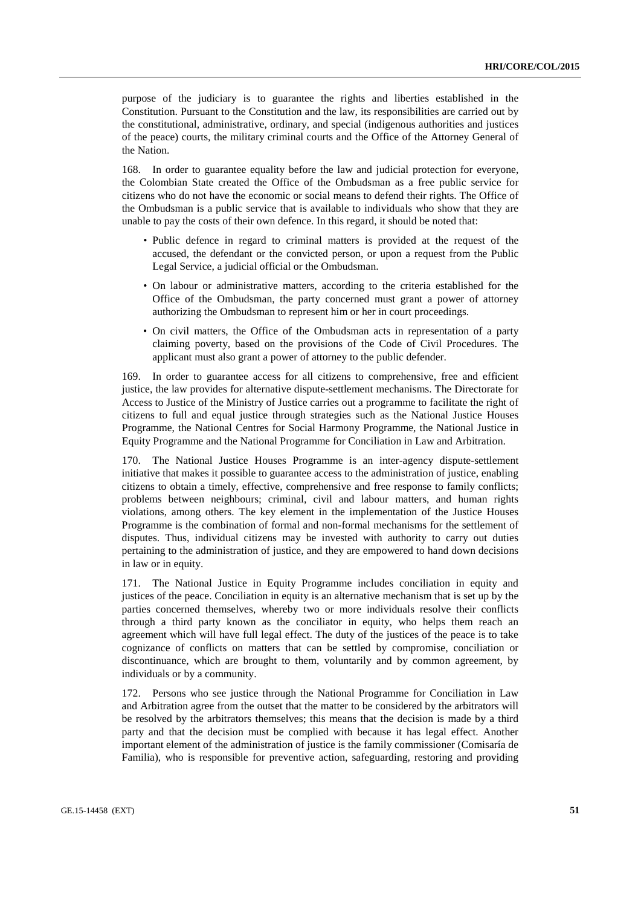purpose of the judiciary is to guarantee the rights and liberties established in the Constitution. Pursuant to the Constitution and the law, its responsibilities are carried out by the constitutional, administrative, ordinary, and special (indigenous authorities and justices of the peace) courts, the military criminal courts and the Office of the Attorney General of the Nation.

168. In order to guarantee equality before the law and judicial protection for everyone, the Colombian State created the Office of the Ombudsman as a free public service for citizens who do not have the economic or social means to defend their rights. The Office of the Ombudsman is a public service that is available to individuals who show that they are unable to pay the costs of their own defence. In this regard, it should be noted that:

- Public defence in regard to criminal matters is provided at the request of the accused, the defendant or the convicted person, or upon a request from the Public Legal Service, a judicial official or the Ombudsman.
- On labour or administrative matters, according to the criteria established for the Office of the Ombudsman, the party concerned must grant a power of attorney authorizing the Ombudsman to represent him or her in court proceedings.
- On civil matters, the Office of the Ombudsman acts in representation of a party claiming poverty, based on the provisions of the Code of Civil Procedures. The applicant must also grant a power of attorney to the public defender.

169. In order to guarantee access for all citizens to comprehensive, free and efficient justice, the law provides for alternative dispute-settlement mechanisms. The Directorate for Access to Justice of the Ministry of Justice carries out a programme to facilitate the right of citizens to full and equal justice through strategies such as the National Justice Houses Programme, the National Centres for Social Harmony Programme, the National Justice in Equity Programme and the National Programme for Conciliation in Law and Arbitration.

170. The National Justice Houses Programme is an inter-agency dispute-settlement initiative that makes it possible to guarantee access to the administration of justice, enabling citizens to obtain a timely, effective, comprehensive and free response to family conflicts; problems between neighbours; criminal, civil and labour matters, and human rights violations, among others. The key element in the implementation of the Justice Houses Programme is the combination of formal and non-formal mechanisms for the settlement of disputes. Thus, individual citizens may be invested with authority to carry out duties pertaining to the administration of justice, and they are empowered to hand down decisions in law or in equity.

171. The National Justice in Equity Programme includes conciliation in equity and justices of the peace. Conciliation in equity is an alternative mechanism that is set up by the parties concerned themselves, whereby two or more individuals resolve their conflicts through a third party known as the conciliator in equity, who helps them reach an agreement which will have full legal effect. The duty of the justices of the peace is to take cognizance of conflicts on matters that can be settled by compromise, conciliation or discontinuance, which are brought to them, voluntarily and by common agreement, by individuals or by a community.

172. Persons who see justice through the National Programme for Conciliation in Law and Arbitration agree from the outset that the matter to be considered by the arbitrators will be resolved by the arbitrators themselves; this means that the decision is made by a third party and that the decision must be complied with because it has legal effect. Another important element of the administration of justice is the family commissioner (Comisaría de Familia), who is responsible for preventive action, safeguarding, restoring and providing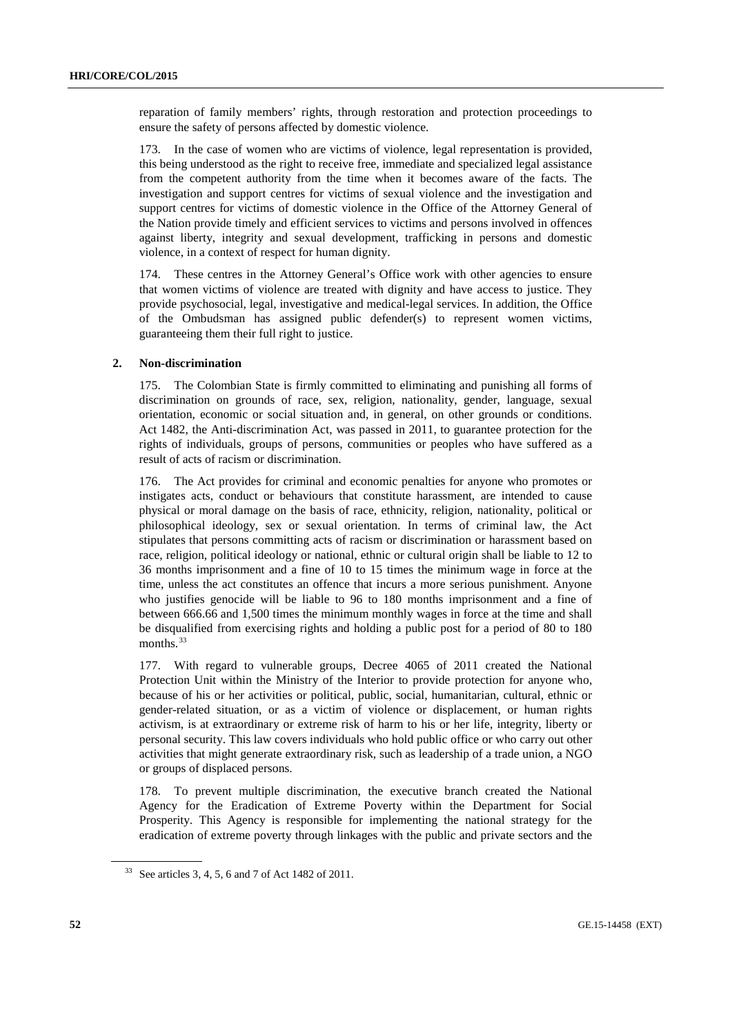reparation of family members' rights, through restoration and protection proceedings to ensure the safety of persons affected by domestic violence.

173. In the case of women who are victims of violence, legal representation is provided, this being understood as the right to receive free, immediate and specialized legal assistance from the competent authority from the time when it becomes aware of the facts. The investigation and support centres for victims of sexual violence and the investigation and support centres for victims of domestic violence in the Office of the Attorney General of the Nation provide timely and efficient services to victims and persons involved in offences against liberty, integrity and sexual development, trafficking in persons and domestic violence, in a context of respect for human dignity.

174. These centres in the Attorney General's Office work with other agencies to ensure that women victims of violence are treated with dignity and have access to justice. They provide psychosocial, legal, investigative and medical-legal services. In addition, the Office of the Ombudsman has assigned public defender(s) to represent women victims, guaranteeing them their full right to justice.

### 2. Non-discrimination

175. The Colombian State is firmly committed to eliminating and punishing all forms of discrimination on grounds of race, sex, religion, nationality, gender, language, sexual orientation, economic or social situation and, in general, on other grounds or conditions. Act 1482, the Anti-discrimination Act, was passed in 2011, to guarantee protection for the rights of individuals, groups of persons, communities or peoples who have suffered as a result of acts of racism or discrimination.

176. The Act provides for criminal and economic penalties for anyone who promotes or instigates acts, conduct or behaviours that constitute harassment, are intended to cause physical or moral damage on the basis of race, ethnicity, religion, nationality, political or philosophical ideology, sex or sexual orientation. In terms of criminal law, the Act stipulates that persons committing acts of racism or discrimination or harassment based on race, religion, political ideology or national, ethnic or cultural origin shall be liable to 12 to 36 months imprisonment and a fine of 10 to 15 times the minimum wage in force at the time, unless the act constitutes an offence that incurs a more serious punishment. Anyone who justifies genocide will be liable to 96 to 180 months imprisonment and a fine of between 666.66 and 1,500 times the minimum monthly wages in force at the time and shall be disqualified from exercising rights and holding a public post for a period of 80 to 180 months.[33]

177. With regard to vulnerable groups, Decree 4065 of 2011 created the National Protection Unit within the Ministry of the Interior to provide protection for anyone who, because of his or her activities or political, public, social, humanitarian, cultural, ethnic or gender-related situation, or as a victim of violence or displacement, or human rights activism, is at extraordinary or extreme risk of harm to his or her life, integrity, liberty or personal security. This law covers individuals who hold public office or who carry out other activities that might generate extraordinary risk, such as leadership of a trade union, a NGO or groups of displaced persons.

178. To prevent multiple discrimination, the executive branch created the National Agency for the Eradication of Extreme Poverty within the Department for Social Prosperity. This Agency is responsible for implementing the national strategy for the eradication of extreme poverty through linkages with the public and private sectors and the

[33] See articles 3, 4, 5, 6 and 7 of Act 1482 of 2011.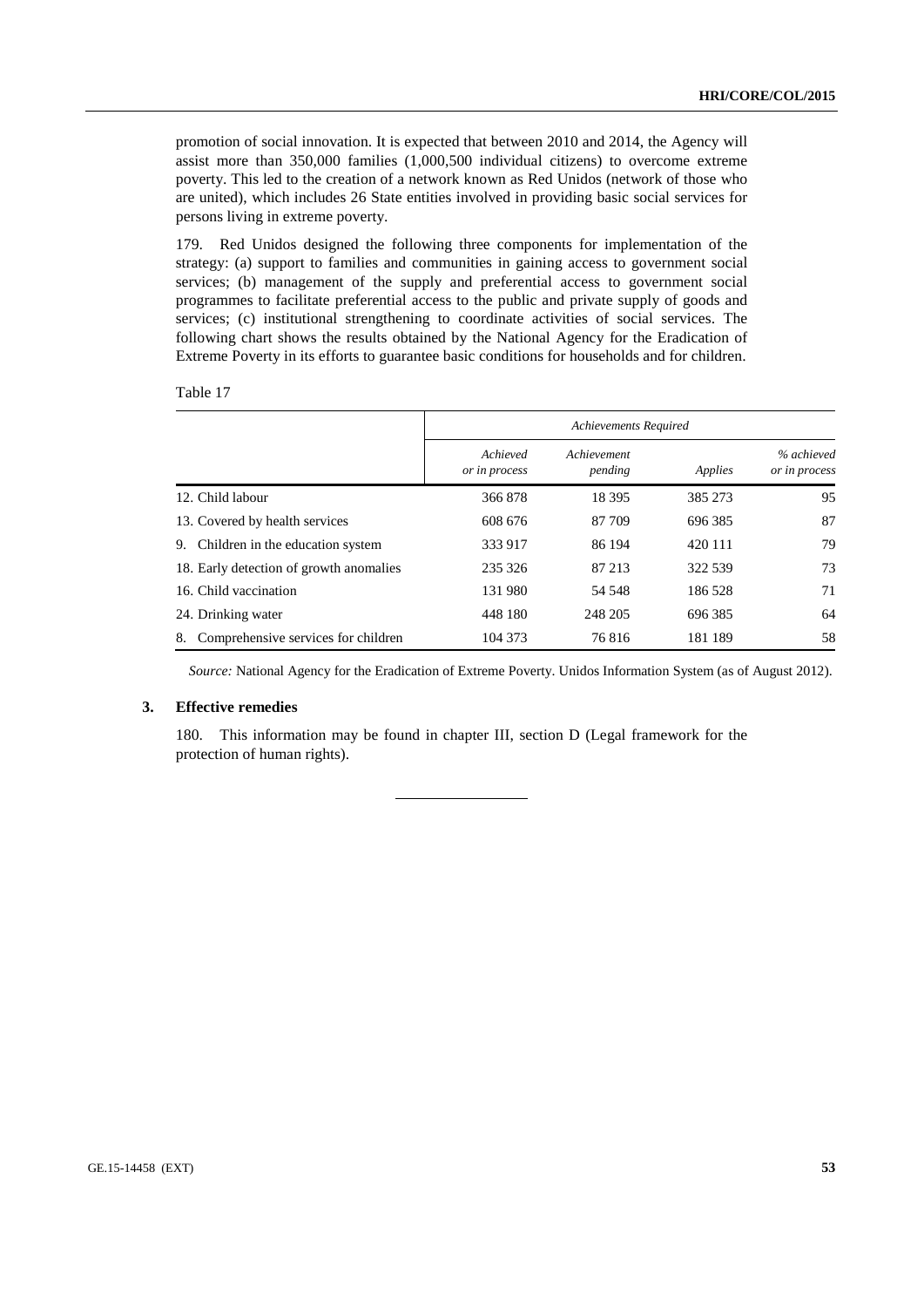promotion of social innovation. It is expected that between 2010 and 2014, the Agency will assist more than 350,000 families (1,000,500 individual citizens) to overcome extreme poverty. This led to the creation of a network known as Red Unidos (network of those who are united), which includes 26 State entities involved in providing basic social services for persons living in extreme poverty.

179. Red Unidos designed the following three components for implementation of the strategy: (a) support to families and communities in gaining access to government social services; (b) management of the supply and preferential access to government social programmes to facilitate preferential access to the public and private supply of goods and services; (c) institutional strengthening to coordinate activities of social services. The following chart shows the results obtained by the National Agency for the Eradication of Extreme Poverty in its efforts to guarantee basic conditions for households and for children.

Table 17

| | *Achievements Required* | | | |
|---|---|---|---|---|
| | *Achieved or in process* | *Achievement pending* | *Applies* | *% achieved or in process* |
| 12. Child labour | 366 878 | 18 395 | 385 273 | 95 |
| 13. Covered by health services | 608 676 | 87 709 | 696 385 | 87 |
| 9. Children in the education system | 333 917 | 86 194 | 420 111 | 79 |
| 18. Early detection of growth anomalies | 235 326 | 87 213 | 322 539 | 73 |
| 16. Child vaccination | 131 980 | 54 548 | 186 528 | 71 |
| 24. Drinking water | 448 180 | 248 205 | 696 385 | 64 |
| 8. Comprehensive services for children | 104 373 | 76 816 | 181 189 | 58 |

*Source:* National Agency for the Eradication of Extreme Poverty. Unidos Information System (as of August 2012).

### 3. Effective remedies

180. This information may be found in chapter III, section D (Legal framework for the protection of human rights).